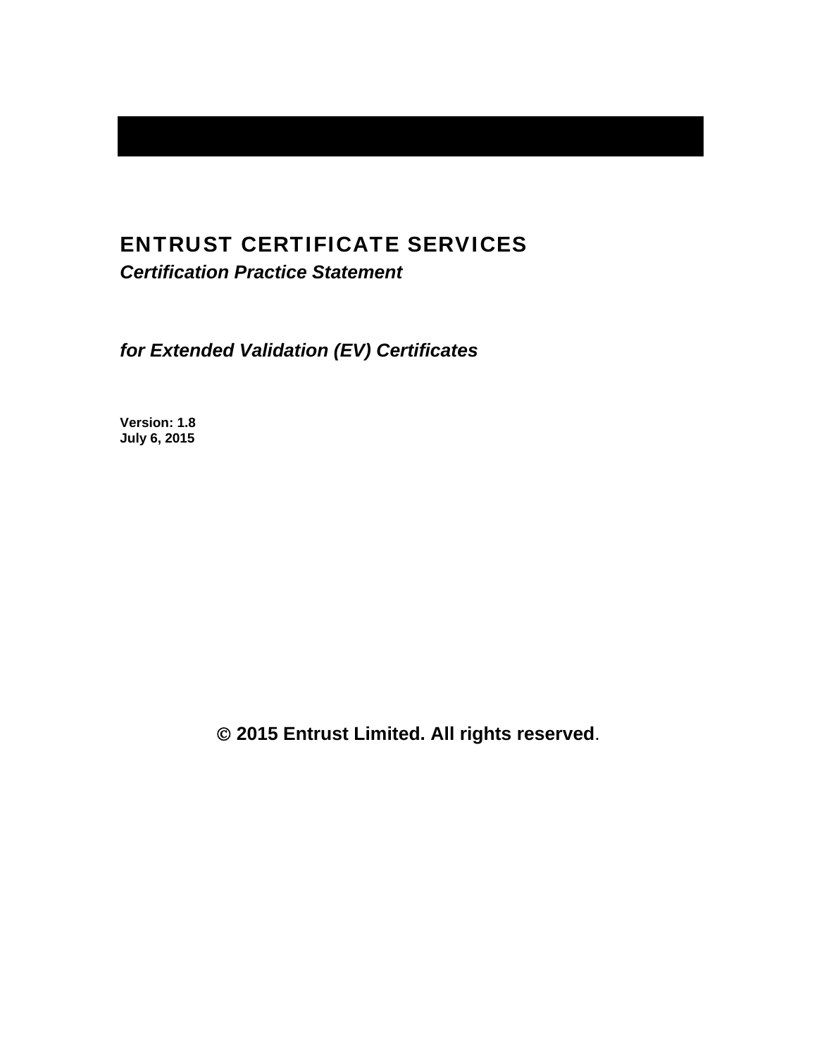# ENTRUST CERTIFICATE SERVICES

***Certification Practice Statement***

***for Extended Validation (EV) Certificates***

**Version: 1.8**
**July 6, 2015**

**© 2015 Entrust Limited. All rights reserved**.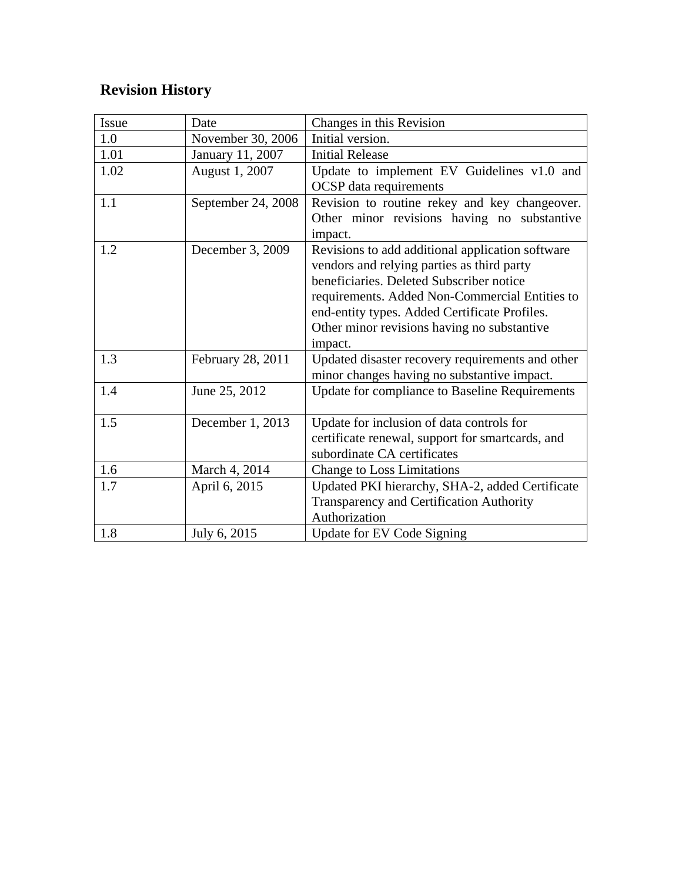## Revision History

| Issue | Date | Changes in this Revision |
|---|---|---|
| 1.0 | November 30, 2006 | Initial version. |
| 1.01 | January 11, 2007 | Initial Release |
| 1.02 | August 1, 2007 | Update to implement EV Guidelines v1.0 and OCSP data requirements |
| 1.1 | September 24, 2008 | Revision to routine rekey and key changeover. Other minor revisions having no substantive impact. |
| 1.2 | December 3, 2009 | Revisions to add additional application software vendors and relying parties as third party beneficiaries. Deleted Subscriber notice requirements. Added Non-Commercial Entities to end-entity types. Added Certificate Profiles. Other minor revisions having no substantive impact. |
| 1.3 | February 28, 2011 | Updated disaster recovery requirements and other minor changes having no substantive impact. |
| 1.4 | June 25, 2012 | Update for compliance to Baseline Requirements |
| 1.5 | December 1, 2013 | Update for inclusion of data controls for certificate renewal, support for smartcards, and subordinate CA certificates |
| 1.6 | March 4, 2014 | Change to Loss Limitations |
| 1.7 | April 6, 2015 | Updated PKI hierarchy, SHA-2, added Certificate Transparency and Certification Authority Authorization |
| 1.8 | July 6, 2015 | Update for EV Code Signing |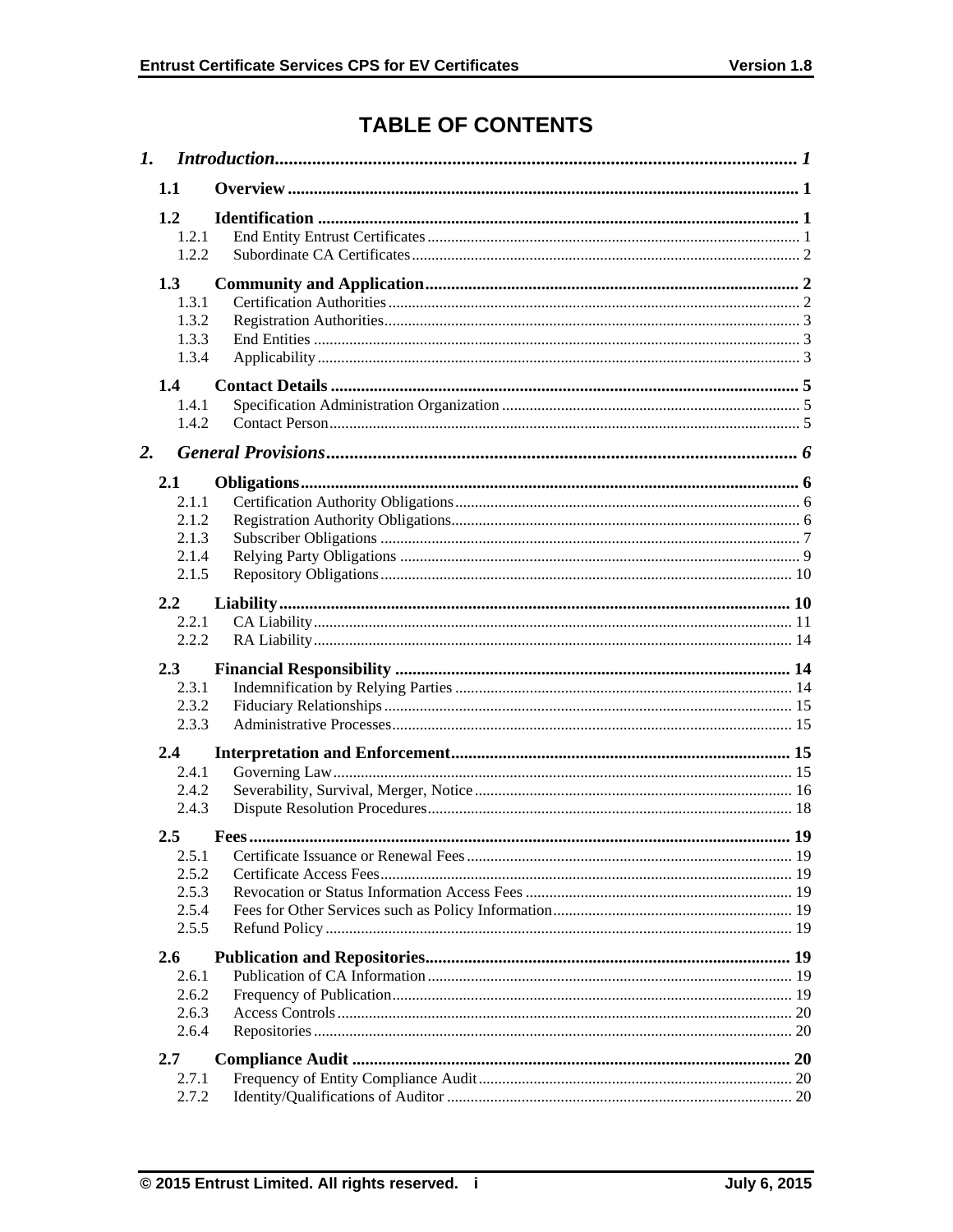# TABLE OF CONTENTS

*1. Introduction* ..... 1

**1.1 Overview** ..... 1

**1.2 Identification** ..... 1
- 1.2.1 End Entity Entrust Certificates ..... 1
- 1.2.2 Subordinate CA Certificates ..... 2

**1.3 Community and Application** ..... 2
- 1.3.1 Certification Authorities ..... 2
- 1.3.2 Registration Authorities ..... 3
- 1.3.3 End Entities ..... 3
- 1.3.4 Applicability ..... 3

**1.4 Contact Details** ..... 5
- 1.4.1 Specification Administration Organization ..... 5
- 1.4.2 Contact Person ..... 5

*2. General Provisions* ..... 6

**2.1 Obligations** ..... 6
- 2.1.1 Certification Authority Obligations ..... 6
- 2.1.2 Registration Authority Obligations ..... 6
- 2.1.3 Subscriber Obligations ..... 7
- 2.1.4 Relying Party Obligations ..... 9
- 2.1.5 Repository Obligations ..... 10

**2.2 Liability** ..... 10
- 2.2.1 CA Liability ..... 11
- 2.2.2 RA Liability ..... 14

**2.3 Financial Responsibility** ..... 14
- 2.3.1 Indemnification by Relying Parties ..... 14
- 2.3.2 Fiduciary Relationships ..... 15
- 2.3.3 Administrative Processes ..... 15

**2.4 Interpretation and Enforcement** ..... 15
- 2.4.1 Governing Law ..... 15
- 2.4.2 Severability, Survival, Merger, Notice ..... 16
- 2.4.3 Dispute Resolution Procedures ..... 18

**2.5 Fees** ..... 19
- 2.5.1 Certificate Issuance or Renewal Fees ..... 19
- 2.5.2 Certificate Access Fees ..... 19
- 2.5.3 Revocation or Status Information Access Fees ..... 19
- 2.5.4 Fees for Other Services such as Policy Information ..... 19
- 2.5.5 Refund Policy ..... 19

**2.6 Publication and Repositories** ..... 19
- 2.6.1 Publication of CA Information ..... 19
- 2.6.2 Frequency of Publication ..... 19
- 2.6.3 Access Controls ..... 20
- 2.6.4 Repositories ..... 20

**2.7 Compliance Audit** ..... 20
- 2.7.1 Frequency of Entity Compliance Audit ..... 20
- 2.7.2 Identity/Qualifications of Auditor ..... 20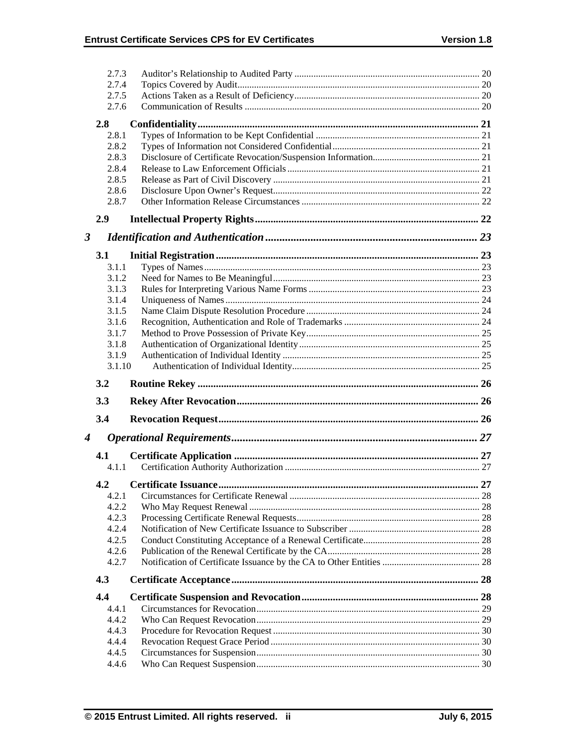2.7.3 Auditor's Relationship to Audited Party ............................................................................ 20
2.7.4 Topics Covered by Audit.................................................................................................... 20
2.7.5 Actions Taken as a Result of Deficiency............................................................................ 20
2.7.6 Communication of Results ................................................................................................. 20

**2.8 Confidentiality........................................................................................................... 21**

2.8.1 Types of Information to be Kept Confidential .................................................................... 21
2.8.2 Types of Information not Considered Confidential............................................................ 21
2.8.3 Disclosure of Certificate Revocation/Suspension Information............................................ 21
2.8.4 Release to Law Enforcement Officials ............................................................................... 21
2.8.5 Release as Part of Civil Discovery ..................................................................................... 21
2.8.6 Disclosure Upon Owner's Request..................................................................................... 22
2.8.7 Other Information Release Circumstances ......................................................................... 22

**2.9 Intellectual Property Rights...................................................................................... 22**

***3 Identification and Authentication........................................................................... 23***

**3.1 Initial Registration..................................................................................................... 23**

3.1.1 Types of Names.................................................................................................................. 23
3.1.2 Need for Names to Be Meaningful..................................................................................... 23
3.1.3 Rules for Interpreting Various Name Forms ...................................................................... 23
3.1.4 Uniqueness of Names......................................................................................................... 24
3.1.5 Name Claim Dispute Resolution Procedure ........................................................................ 24
3.1.6 Recognition, Authentication and Role of Trademarks ........................................................ 24
3.1.7 Method to Prove Possession of Private Key........................................................................ 25
3.1.8 Authentication of Organizational Identity........................................................................... 25
3.1.9 Authentication of Individual Identity .................................................................................. 25
3.1.10 Authentication of Individual Identity.............................................................................. 25

**3.2 Routine Rekey ........................................................................................................... 26**

**3.3 Rekey After Revocation............................................................................................ 26**

**3.4 Revocation Request................................................................................................... 26**

***4 Operational Requirements....................................................................................... 27***

**4.1 Certificate Application ............................................................................................. 27**

4.1.1 Certification Authority Authorization ................................................................................ 27

**4.2 Certificate Issuance................................................................................................... 27**

4.2.1 Circumstances for Certificate Renewal .............................................................................. 28
4.2.2 Who May Request Renewal ............................................................................................... 28
4.2.3 Processing Certificate Renewal Requests............................................................................ 28
4.2.4 Notification of New Certificate Issuance to Subscriber ...................................................... 28
4.2.5 Conduct Constituting Acceptance of a Renewal Certificate................................................ 28
4.2.6 Publication of the Renewal Certificate by the CA............................................................... 28
4.2.7 Notification of Certificate Issuance by the CA to Other Entities ......................................... 28

**4.3 Certificate Acceptance.............................................................................................. 28**

**4.4 Certificate Suspension and Revocation................................................................... 28**

4.4.1 Circumstances for Revocation............................................................................................ 29
4.4.2 Who Can Request Revocation............................................................................................ 29
4.4.3 Procedure for Revocation Request ..................................................................................... 30
4.4.4 Revocation Request Grace Period ...................................................................................... 30
4.4.5 Circumstances for Suspension............................................................................................ 30
4.4.6 Who Can Request Suspension............................................................................................ 30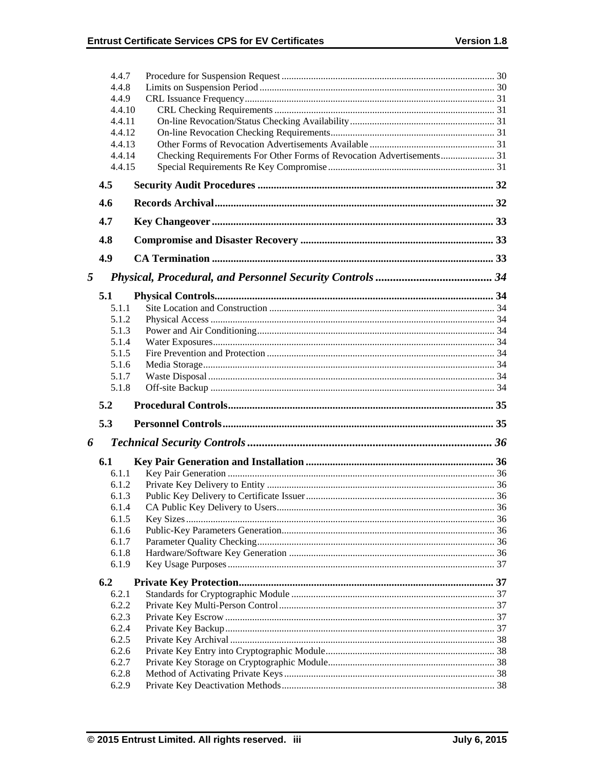4.4.7 Procedure for Suspension Request ..... 30
4.4.8 Limits on Suspension Period ..... 30
4.4.9 CRL Issuance Frequency ..... 31
4.4.10 CRL Checking Requirements ..... 31
4.4.11 On-line Revocation/Status Checking Availability ..... 31
4.4.12 On-line Revocation Checking Requirements ..... 31
4.4.13 Other Forms of Revocation Advertisements Available ..... 31
4.4.14 Checking Requirements For Other Forms of Revocation Advertisements ..... 31
4.4.15 Special Requirements Re Key Compromise ..... 31

**4.5 Security Audit Procedures ..... 32**

**4.6 Records Archival ..... 32**

**4.7 Key Changeover ..... 33**

**4.8 Compromise and Disaster Recovery ..... 33**

**4.9 CA Termination ..... 33**

***5 Physical, Procedural, and Personnel Security Controls ..... 34***

**5.1 Physical Controls ..... 34**

5.1.1 Site Location and Construction ..... 34
5.1.2 Physical Access ..... 34
5.1.3 Power and Air Conditioning ..... 34
5.1.4 Water Exposures ..... 34
5.1.5 Fire Prevention and Protection ..... 34
5.1.6 Media Storage ..... 34
5.1.7 Waste Disposal ..... 34
5.1.8 Off-site Backup ..... 34

**5.2 Procedural Controls ..... 35**

**5.3 Personnel Controls ..... 35**

***6 Technical Security Controls ..... 36***

**6.1 Key Pair Generation and Installation ..... 36**

6.1.1 Key Pair Generation ..... 36
6.1.2 Private Key Delivery to Entity ..... 36
6.1.3 Public Key Delivery to Certificate Issuer ..... 36
6.1.4 CA Public Key Delivery to Users ..... 36
6.1.5 Key Sizes ..... 36
6.1.6 Public-Key Parameters Generation ..... 36
6.1.7 Parameter Quality Checking ..... 36
6.1.8 Hardware/Software Key Generation ..... 36
6.1.9 Key Usage Purposes ..... 37

**6.2 Private Key Protection ..... 37**

6.2.1 Standards for Cryptographic Module ..... 37
6.2.2 Private Key Multi-Person Control ..... 37
6.2.3 Private Key Escrow ..... 37
6.2.4 Private Key Backup ..... 37
6.2.5 Private Key Archival ..... 38
6.2.6 Private Key Entry into Cryptographic Module ..... 38
6.2.7 Private Key Storage on Cryptographic Module ..... 38
6.2.8 Method of Activating Private Keys ..... 38
6.2.9 Private Key Deactivation Methods ..... 38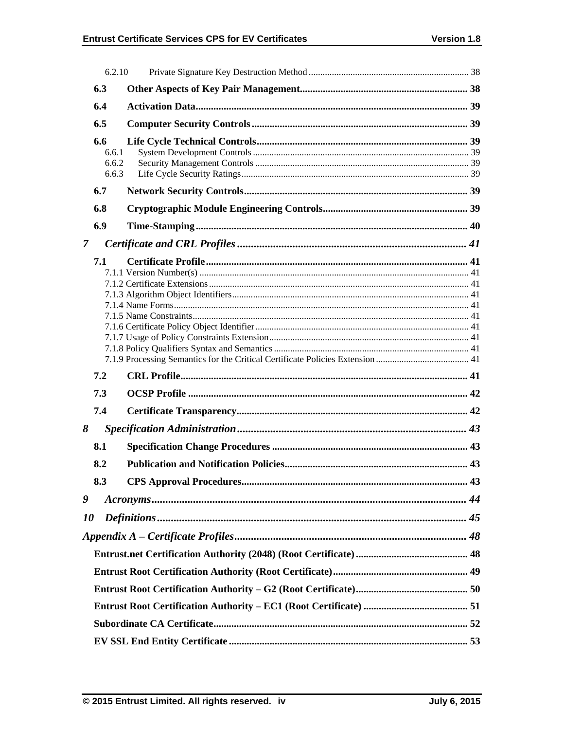6.2.10 Private Signature Key Destruction Method ... 38

**6.3 Other Aspects of Key Pair Management ... 38**

**6.4 Activation Data ... 39**

**6.5 Computer Security Controls ... 39**

**6.6 Life Cycle Technical Controls ... 39**

6.6.1 System Development Controls ... 39
6.6.2 Security Management Controls ... 39
6.6.3 Life Cycle Security Ratings ... 39

**6.7 Network Security Controls ... 39**

**6.8 Cryptographic Module Engineering Controls ... 39**

**6.9 Time-Stamping ... 40**

***7 Certificate and CRL Profiles ... 41***

**7.1 Certificate Profile ... 41**

7.1.1 Version Number(s) ... 41
7.1.2 Certificate Extensions ... 41
7.1.3 Algorithm Object Identifiers ... 41
7.1.4 Name Forms ... 41
7.1.5 Name Constraints ... 41
7.1.6 Certificate Policy Object Identifier ... 41
7.1.7 Usage of Policy Constraints Extension ... 41
7.1.8 Policy Qualifiers Syntax and Semantics ... 41
7.1.9 Processing Semantics for the Critical Certificate Policies Extension ... 41

**7.2 CRL Profile ... 41**

**7.3 OCSP Profile ... 42**

**7.4 Certificate Transparency ... 42**

***8 Specification Administration ... 43***

**8.1 Specification Change Procedures ... 43**

**8.2 Publication and Notification Policies ... 43**

**8.3 CPS Approval Procedures ... 43**

***9 Acronyms ... 44***

***10 Definitions ... 45***

***Appendix A – Certificate Profiles ... 48***

**Entrust.net Certification Authority (2048) (Root Certificate) ... 48**

**Entrust Root Certification Authority (Root Certificate) ... 49**

**Entrust Root Certification Authority – G2 (Root Certificate) ... 50**

**Entrust Root Certification Authority – EC1 (Root Certificate) ... 51**

**Subordinate CA Certificate ... 52**

**EV SSL End Entity Certificate ... 53**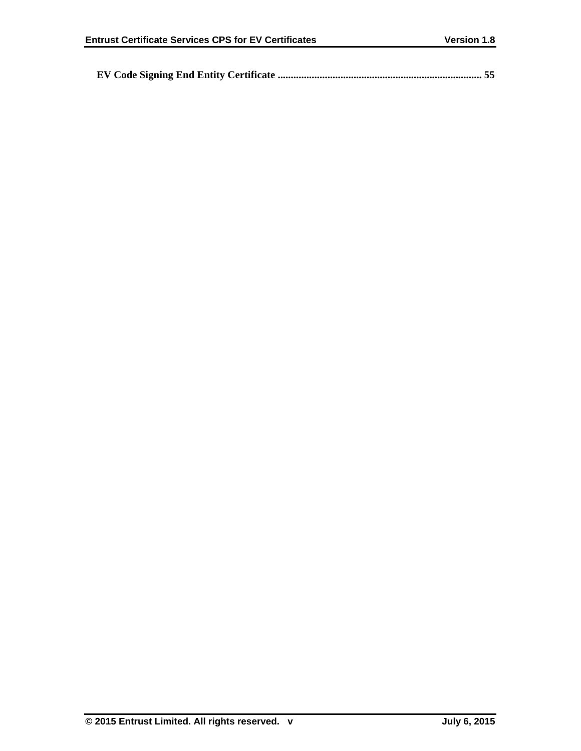**EV Code Signing End Entity Certificate ............................................................................. 55**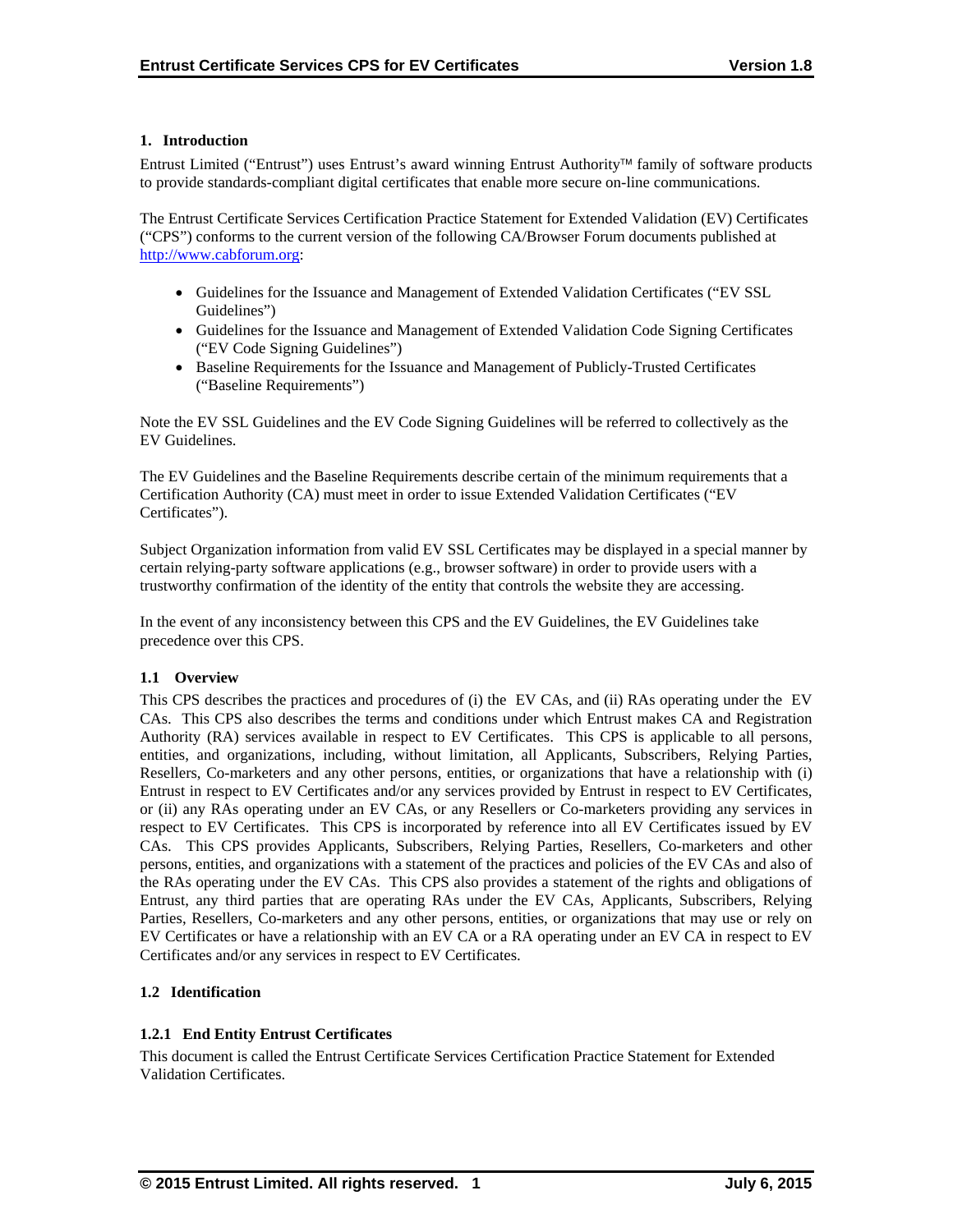# 1. Introduction

Entrust Limited ("Entrust") uses Entrust's award winning Entrust Authority™ family of software products to provide standards-compliant digital certificates that enable more secure on-line communications.

The Entrust Certificate Services Certification Practice Statement for Extended Validation (EV) Certificates ("CPS") conforms to the current version of the following CA/Browser Forum documents published at http://www.cabforum.org:

- Guidelines for the Issuance and Management of Extended Validation Certificates ("EV SSL Guidelines")
- Guidelines for the Issuance and Management of Extended Validation Code Signing Certificates ("EV Code Signing Guidelines")
- Baseline Requirements for the Issuance and Management of Publicly-Trusted Certificates ("Baseline Requirements")

Note the EV SSL Guidelines and the EV Code Signing Guidelines will be referred to collectively as the EV Guidelines.

The EV Guidelines and the Baseline Requirements describe certain of the minimum requirements that a Certification Authority (CA) must meet in order to issue Extended Validation Certificates ("EV Certificates").

Subject Organization information from valid EV SSL Certificates may be displayed in a special manner by certain relying-party software applications (e.g., browser software) in order to provide users with a trustworthy confirmation of the identity of the entity that controls the website they are accessing.

In the event of any inconsistency between this CPS and the EV Guidelines, the EV Guidelines take precedence over this CPS.

## 1.1 Overview

This CPS describes the practices and procedures of (i) the EV CAs, and (ii) RAs operating under the EV CAs. This CPS also describes the terms and conditions under which Entrust makes CA and Registration Authority (RA) services available in respect to EV Certificates. This CPS is applicable to all persons, entities, and organizations, including, without limitation, all Applicants, Subscribers, Relying Parties, Resellers, Co-marketers and any other persons, entities, or organizations that have a relationship with (i) Entrust in respect to EV Certificates and/or any services provided by Entrust in respect to EV Certificates, or (ii) any RAs operating under an EV CAs, or any Resellers or Co-marketers providing any services in respect to EV Certificates. This CPS is incorporated by reference into all EV Certificates issued by EV CAs. This CPS provides Applicants, Subscribers, Relying Parties, Resellers, Co-marketers and other persons, entities, and organizations with a statement of the practices and policies of the EV CAs and also of the RAs operating under the EV CAs. This CPS also provides a statement of the rights and obligations of Entrust, any third parties that are operating RAs under the EV CAs, Applicants, Subscribers, Relying Parties, Resellers, Co-marketers and any other persons, entities, or organizations that may use or rely on EV Certificates or have a relationship with an EV CA or a RA operating under an EV CA in respect to EV Certificates and/or any services in respect to EV Certificates.

## 1.2 Identification

### 1.2.1 End Entity Entrust Certificates

This document is called the Entrust Certificate Services Certification Practice Statement for Extended Validation Certificates.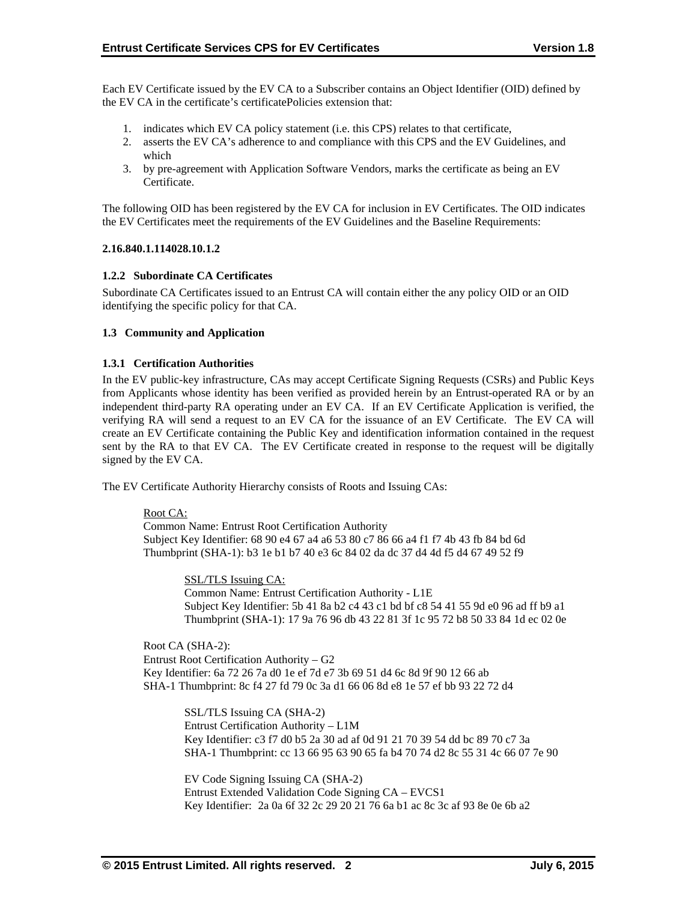Each EV Certificate issued by the EV CA to a Subscriber contains an Object Identifier (OID) defined by the EV CA in the certificate's certificatePolicies extension that:

1. indicates which EV CA policy statement (i.e. this CPS) relates to that certificate,
2. asserts the EV CA's adherence to and compliance with this CPS and the EV Guidelines, and which
3. by pre-agreement with Application Software Vendors, marks the certificate as being an EV Certificate.

The following OID has been registered by the EV CA for inclusion in EV Certificates. The OID indicates the EV Certificates meet the requirements of the EV Guidelines and the Baseline Requirements:

**2.16.840.1.114028.10.1.2**

### 1.2.2 Subordinate CA Certificates

Subordinate CA Certificates issued to an Entrust CA will contain either the any policy OID or an OID identifying the specific policy for that CA.

## 1.3 Community and Application

### 1.3.1 Certification Authorities

In the EV public-key infrastructure, CAs may accept Certificate Signing Requests (CSRs) and Public Keys from Applicants whose identity has been verified as provided herein by an Entrust-operated RA or by an independent third-party RA operating under an EV CA. If an EV Certificate Application is verified, the verifying RA will send a request to an EV CA for the issuance of an EV Certificate. The EV CA will create an EV Certificate containing the Public Key and identification information contained in the request sent by the RA to that EV CA. The EV Certificate created in response to the request will be digitally signed by the EV CA.

The EV Certificate Authority Hierarchy consists of Roots and Issuing CAs:

Root CA:
Common Name: Entrust Root Certification Authority
Subject Key Identifier: 68 90 e4 67 a4 a6 53 80 c7 86 66 a4 f1 f7 4b 43 fb 84 bd 6d
Thumbprint (SHA-1): b3 1e b1 b7 40 e3 6c 84 02 da dc 37 d4 4d f5 d4 67 49 52 f9

SSL/TLS Issuing CA:
Common Name: Entrust Certification Authority - L1E
Subject Key Identifier: 5b 41 8a b2 c4 43 c1 bd bf c8 54 41 55 9d e0 96 ad ff b9 a1
Thumbprint (SHA-1): 17 9a 76 96 db 43 22 81 3f 1c 95 72 b8 50 33 84 1d ec 02 0e

Root CA (SHA-2):
Entrust Root Certification Authority – G2
Key Identifier: 6a 72 26 7a d0 1e ef 7d e7 3b 69 51 d4 6c 8d 9f 90 12 66 ab
SHA-1 Thumbprint: 8c f4 27 fd 79 0c 3a d1 66 06 8d e8 1e 57 ef bb 93 22 72 d4

SSL/TLS Issuing CA (SHA-2)
Entrust Certification Authority – L1M
Key Identifier: c3 f7 d0 b5 2a 30 ad af 0d 91 21 70 39 54 dd bc 89 70 c7 3a
SHA-1 Thumbprint: cc 13 66 95 63 90 65 fa b4 70 74 d2 8c 55 31 4c 66 07 7e 90

EV Code Signing Issuing CA (SHA-2)
Entrust Extended Validation Code Signing CA – EVCS1
Key Identifier: 2a 0a 6f 32 2c 29 20 21 76 6a b1 ac 8c 3c af 93 8e 0e 6b a2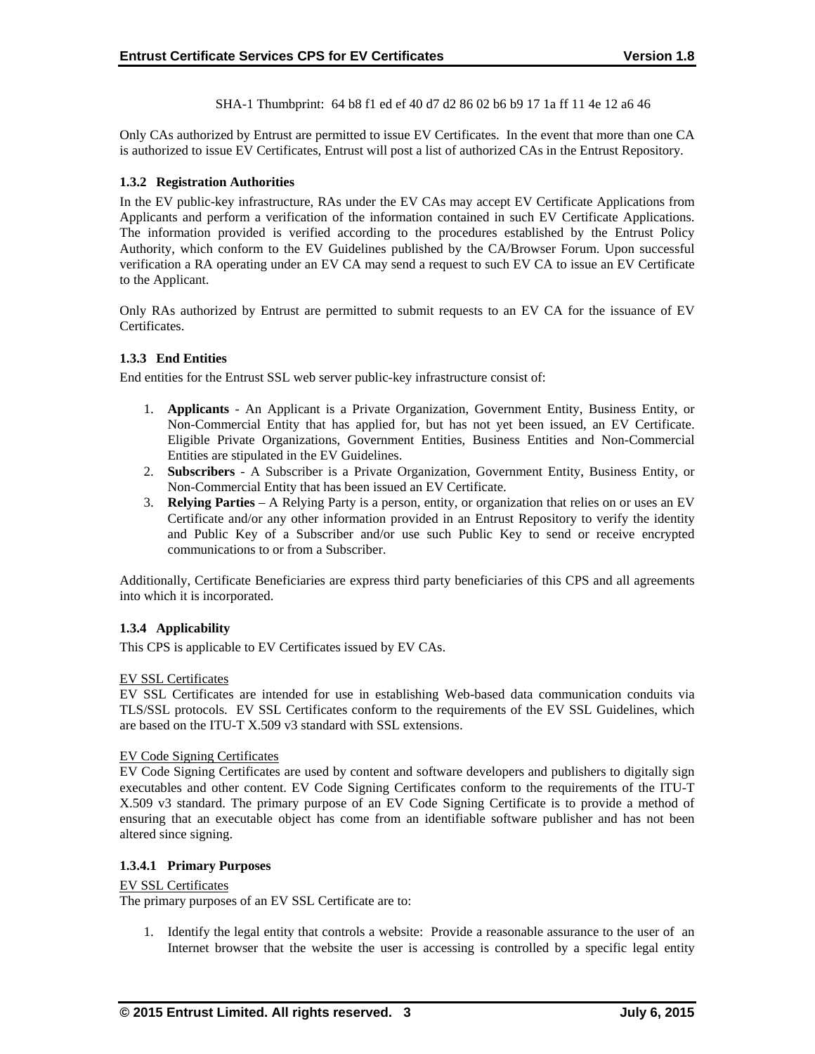SHA-1 Thumbprint: 64 b8 f1 ed ef 40 d7 d2 86 02 b6 b9 17 1a ff 11 4e 12 a6 46

Only CAs authorized by Entrust are permitted to issue EV Certificates. In the event that more than one CA is authorized to issue EV Certificates, Entrust will post a list of authorized CAs in the Entrust Repository.

### 1.3.2 Registration Authorities

In the EV public-key infrastructure, RAs under the EV CAs may accept EV Certificate Applications from Applicants and perform a verification of the information contained in such EV Certificate Applications. The information provided is verified according to the procedures established by the Entrust Policy Authority, which conform to the EV Guidelines published by the CA/Browser Forum. Upon successful verification a RA operating under an EV CA may send a request to such EV CA to issue an EV Certificate to the Applicant.

Only RAs authorized by Entrust are permitted to submit requests to an EV CA for the issuance of EV Certificates.

### 1.3.3 End Entities

End entities for the Entrust SSL web server public-key infrastructure consist of:

1. **Applicants** - An Applicant is a Private Organization, Government Entity, Business Entity, or Non-Commercial Entity that has applied for, but has not yet been issued, an EV Certificate. Eligible Private Organizations, Government Entities, Business Entities and Non-Commercial Entities are stipulated in the EV Guidelines.
2. **Subscribers** - A Subscriber is a Private Organization, Government Entity, Business Entity, or Non-Commercial Entity that has been issued an EV Certificate.
3. **Relying Parties** – A Relying Party is a person, entity, or organization that relies on or uses an EV Certificate and/or any other information provided in an Entrust Repository to verify the identity and Public Key of a Subscriber and/or use such Public Key to send or receive encrypted communications to or from a Subscriber.

Additionally, Certificate Beneficiaries are express third party beneficiaries of this CPS and all agreements into which it is incorporated.

### 1.3.4 Applicability

This CPS is applicable to EV Certificates issued by EV CAs.

EV SSL Certificates

EV SSL Certificates are intended for use in establishing Web-based data communication conduits via TLS/SSL protocols. EV SSL Certificates conform to the requirements of the EV SSL Guidelines, which are based on the ITU-T X.509 v3 standard with SSL extensions.

EV Code Signing Certificates

EV Code Signing Certificates are used by content and software developers and publishers to digitally sign executables and other content. EV Code Signing Certificates conform to the requirements of the ITU-T X.509 v3 standard. The primary purpose of an EV Code Signing Certificate is to provide a method of ensuring that an executable object has come from an identifiable software publisher and has not been altered since signing.

#### 1.3.4.1 Primary Purposes

EV SSL Certificates

The primary purposes of an EV SSL Certificate are to:

1. Identify the legal entity that controls a website: Provide a reasonable assurance to the user of an Internet browser that the website the user is accessing is controlled by a specific legal entity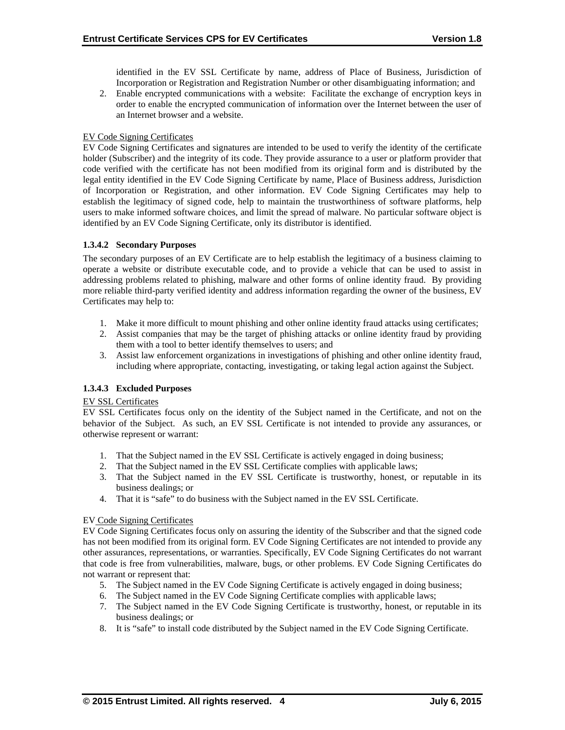identified in the EV SSL Certificate by name, address of Place of Business, Jurisdiction of Incorporation or Registration and Registration Number or other disambiguating information; and

2. Enable encrypted communications with a website: Facilitate the exchange of encryption keys in order to enable the encrypted communication of information over the Internet between the user of an Internet browser and a website.

EV Code Signing Certificates

EV Code Signing Certificates and signatures are intended to be used to verify the identity of the certificate holder (Subscriber) and the integrity of its code. They provide assurance to a user or platform provider that code verified with the certificate has not been modified from its original form and is distributed by the legal entity identified in the EV Code Signing Certificate by name, Place of Business address, Jurisdiction of Incorporation or Registration, and other information. EV Code Signing Certificates may help to establish the legitimacy of signed code, help to maintain the trustworthiness of software platforms, help users to make informed software choices, and limit the spread of malware. No particular software object is identified by an EV Code Signing Certificate, only its distributor is identified.

#### 1.3.4.2 Secondary Purposes

The secondary purposes of an EV Certificate are to help establish the legitimacy of a business claiming to operate a website or distribute executable code, and to provide a vehicle that can be used to assist in addressing problems related to phishing, malware and other forms of online identity fraud. By providing more reliable third-party verified identity and address information regarding the owner of the business, EV Certificates may help to:

1. Make it more difficult to mount phishing and other online identity fraud attacks using certificates;
2. Assist companies that may be the target of phishing attacks or online identity fraud by providing them with a tool to better identify themselves to users; and
3. Assist law enforcement organizations in investigations of phishing and other online identity fraud, including where appropriate, contacting, investigating, or taking legal action against the Subject.

#### 1.3.4.3 Excluded Purposes

EV SSL Certificates

EV SSL Certificates focus only on the identity of the Subject named in the Certificate, and not on the behavior of the Subject. As such, an EV SSL Certificate is not intended to provide any assurances, or otherwise represent or warrant:

1. That the Subject named in the EV SSL Certificate is actively engaged in doing business;
2. That the Subject named in the EV SSL Certificate complies with applicable laws;
3. That the Subject named in the EV SSL Certificate is trustworthy, honest, or reputable in its business dealings; or
4. That it is "safe" to do business with the Subject named in the EV SSL Certificate.

EV Code Signing Certificates

EV Code Signing Certificates focus only on assuring the identity of the Subscriber and that the signed code has not been modified from its original form. EV Code Signing Certificates are not intended to provide any other assurances, representations, or warranties. Specifically, EV Code Signing Certificates do not warrant that code is free from vulnerabilities, malware, bugs, or other problems. EV Code Signing Certificates do not warrant or represent that:

5. The Subject named in the EV Code Signing Certificate is actively engaged in doing business;
6. The Subject named in the EV Code Signing Certificate complies with applicable laws;
7. The Subject named in the EV Code Signing Certificate is trustworthy, honest, or reputable in its business dealings; or
8. It is "safe" to install code distributed by the Subject named in the EV Code Signing Certificate.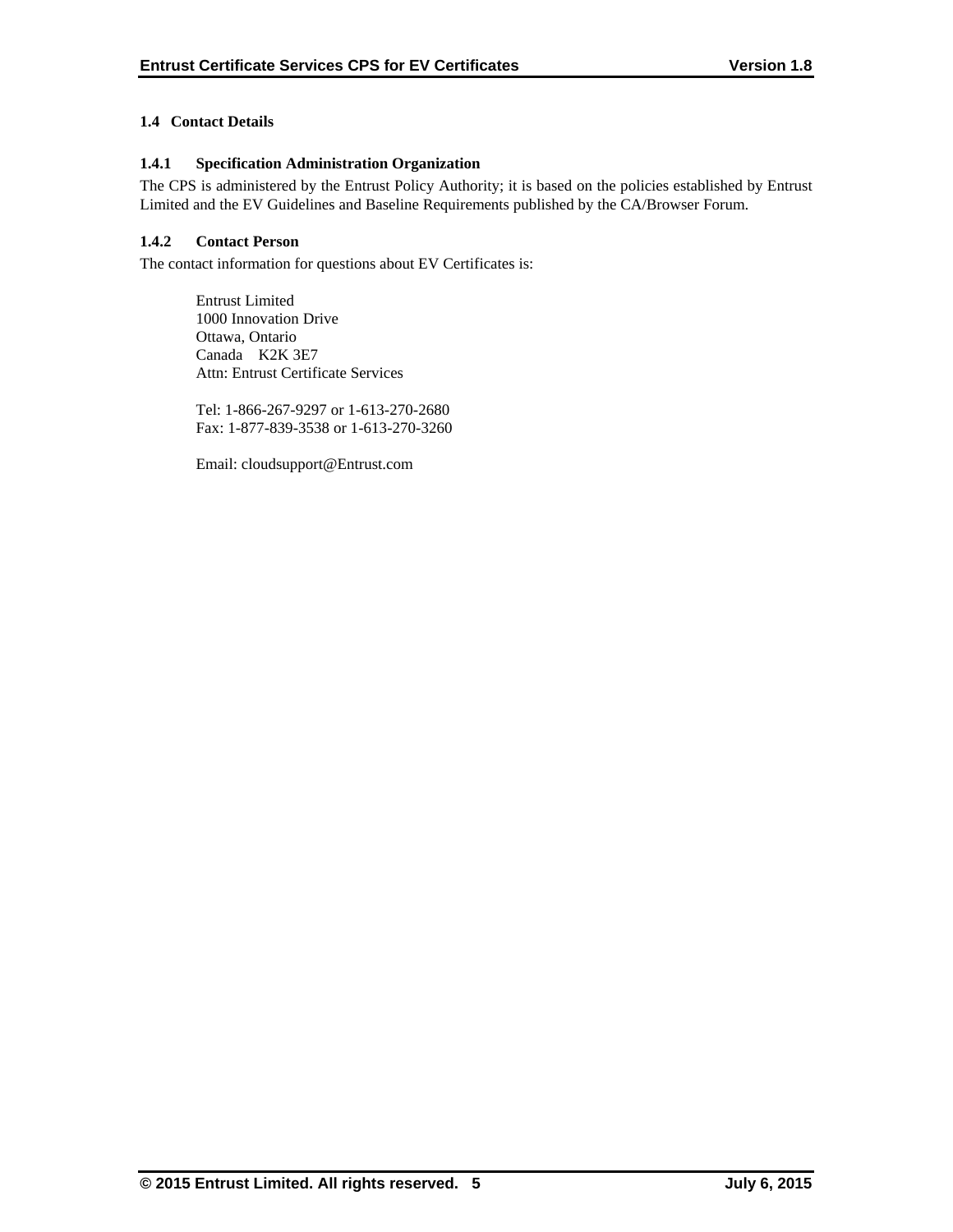## 1.4 Contact Details

### 1.4.1 Specification Administration Organization

The CPS is administered by the Entrust Policy Authority; it is based on the policies established by Entrust Limited and the EV Guidelines and Baseline Requirements published by the CA/Browser Forum.

### 1.4.2 Contact Person

The contact information for questions about EV Certificates is:

Entrust Limited
1000 Innovation Drive
Ottawa, Ontario
Canada K2K 3E7
Attn: Entrust Certificate Services

Tel: 1-866-267-9297 or 1-613-270-2680
Fax: 1-877-839-3538 or 1-613-270-3260

Email: cloudsupport@Entrust.com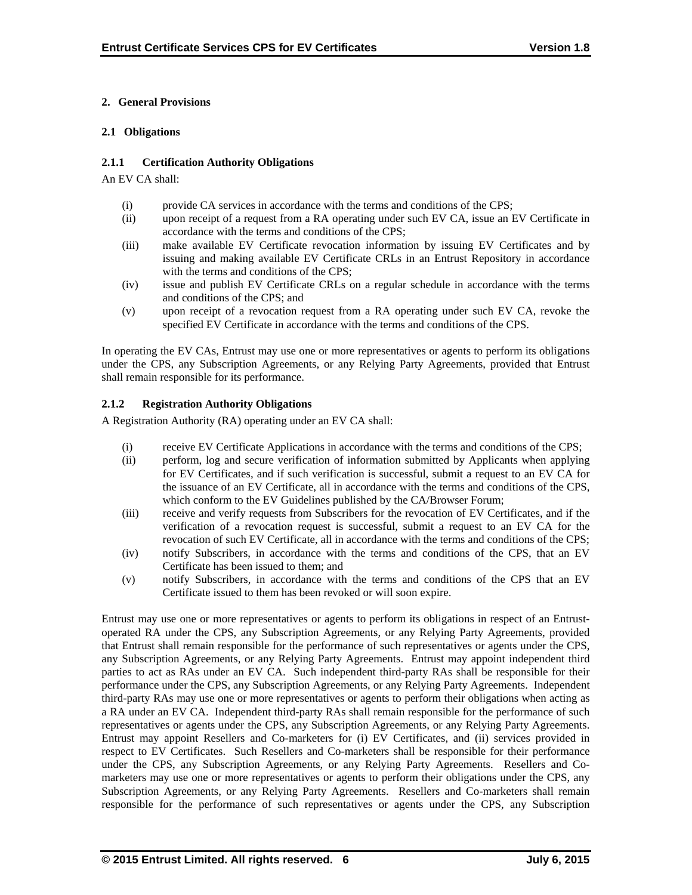## 2. General Provisions

### 2.1 Obligations

#### 2.1.1 Certification Authority Obligations

An EV CA shall:

- (i) provide CA services in accordance with the terms and conditions of the CPS;
- (ii) upon receipt of a request from a RA operating under such EV CA, issue an EV Certificate in accordance with the terms and conditions of the CPS;
- (iii) make available EV Certificate revocation information by issuing EV Certificates and by issuing and making available EV Certificate CRLs in an Entrust Repository in accordance with the terms and conditions of the CPS;
- (iv) issue and publish EV Certificate CRLs on a regular schedule in accordance with the terms and conditions of the CPS; and
- (v) upon receipt of a revocation request from a RA operating under such EV CA, revoke the specified EV Certificate in accordance with the terms and conditions of the CPS.

In operating the EV CAs, Entrust may use one or more representatives or agents to perform its obligations under the CPS, any Subscription Agreements, or any Relying Party Agreements, provided that Entrust shall remain responsible for its performance.

#### 2.1.2 Registration Authority Obligations

A Registration Authority (RA) operating under an EV CA shall:

- (i) receive EV Certificate Applications in accordance with the terms and conditions of the CPS;
- (ii) perform, log and secure verification of information submitted by Applicants when applying for EV Certificates, and if such verification is successful, submit a request to an EV CA for the issuance of an EV Certificate, all in accordance with the terms and conditions of the CPS, which conform to the EV Guidelines published by the CA/Browser Forum;
- (iii) receive and verify requests from Subscribers for the revocation of EV Certificates, and if the verification of a revocation request is successful, submit a request to an EV CA for the revocation of such EV Certificate, all in accordance with the terms and conditions of the CPS;
- (iv) notify Subscribers, in accordance with the terms and conditions of the CPS, that an EV Certificate has been issued to them; and
- (v) notify Subscribers, in accordance with the terms and conditions of the CPS that an EV Certificate issued to them has been revoked or will soon expire.

Entrust may use one or more representatives or agents to perform its obligations in respect of an Entrust-operated RA under the CPS, any Subscription Agreements, or any Relying Party Agreements, provided that Entrust shall remain responsible for the performance of such representatives or agents under the CPS, any Subscription Agreements, or any Relying Party Agreements. Entrust may appoint independent third parties to act as RAs under an EV CA. Such independent third-party RAs shall be responsible for their performance under the CPS, any Subscription Agreements, or any Relying Party Agreements. Independent third-party RAs may use one or more representatives or agents to perform their obligations when acting as a RA under an EV CA. Independent third-party RAs shall remain responsible for the performance of such representatives or agents under the CPS, any Subscription Agreements, or any Relying Party Agreements. Entrust may appoint Resellers and Co-marketers for (i) EV Certificates, and (ii) services provided in respect to EV Certificates. Such Resellers and Co-marketers shall be responsible for their performance under the CPS, any Subscription Agreements, or any Relying Party Agreements. Resellers and Co-marketers may use one or more representatives or agents to perform their obligations under the CPS, any Subscription Agreements, or any Relying Party Agreements. Resellers and Co-marketers shall remain responsible for the performance of such representatives or agents under the CPS, any Subscription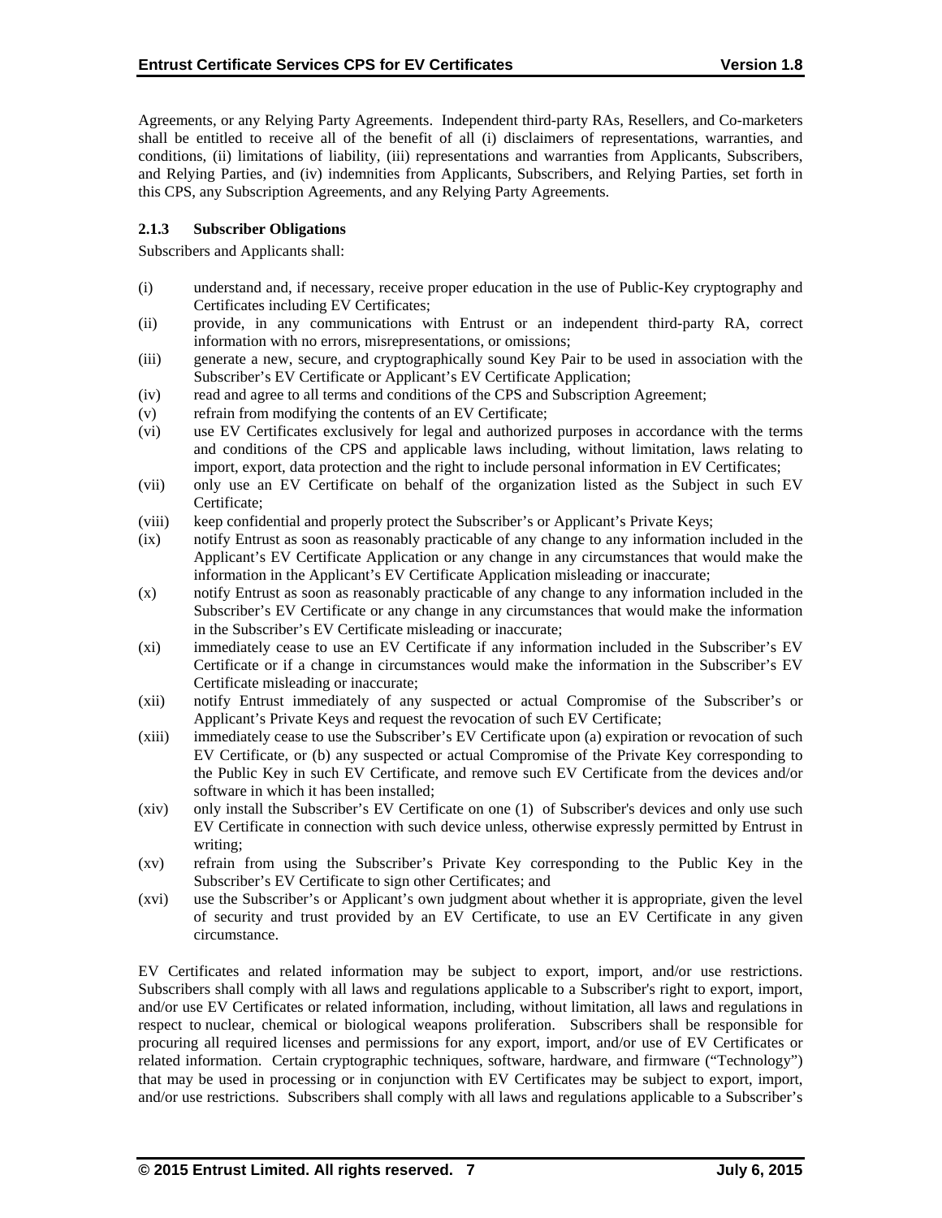Agreements, or any Relying Party Agreements. Independent third-party RAs, Resellers, and Co-marketers shall be entitled to receive all of the benefit of all (i) disclaimers of representations, warranties, and conditions, (ii) limitations of liability, (iii) representations and warranties from Applicants, Subscribers, and Relying Parties, and (iv) indemnities from Applicants, Subscribers, and Relying Parties, set forth in this CPS, any Subscription Agreements, and any Relying Party Agreements.

#### 2.1.3 Subscriber Obligations

Subscribers and Applicants shall:

(i) understand and, if necessary, receive proper education in the use of Public-Key cryptography and Certificates including EV Certificates;

(ii) provide, in any communications with Entrust or an independent third-party RA, correct information with no errors, misrepresentations, or omissions;

(iii) generate a new, secure, and cryptographically sound Key Pair to be used in association with the Subscriber's EV Certificate or Applicant's EV Certificate Application;

(iv) read and agree to all terms and conditions of the CPS and Subscription Agreement;

(v) refrain from modifying the contents of an EV Certificate;

(vi) use EV Certificates exclusively for legal and authorized purposes in accordance with the terms and conditions of the CPS and applicable laws including, without limitation, laws relating to import, export, data protection and the right to include personal information in EV Certificates;

(vii) only use an EV Certificate on behalf of the organization listed as the Subject in such EV Certificate;

(viii) keep confidential and properly protect the Subscriber's or Applicant's Private Keys;

(ix) notify Entrust as soon as reasonably practicable of any change to any information included in the Applicant's EV Certificate Application or any change in any circumstances that would make the information in the Applicant's EV Certificate Application misleading or inaccurate;

(x) notify Entrust as soon as reasonably practicable of any change to any information included in the Subscriber's EV Certificate or any change in any circumstances that would make the information in the Subscriber's EV Certificate misleading or inaccurate;

(xi) immediately cease to use an EV Certificate if any information included in the Subscriber's EV Certificate or if a change in circumstances would make the information in the Subscriber's EV Certificate misleading or inaccurate;

(xii) notify Entrust immediately of any suspected or actual Compromise of the Subscriber's or Applicant's Private Keys and request the revocation of such EV Certificate;

(xiii) immediately cease to use the Subscriber's EV Certificate upon (a) expiration or revocation of such EV Certificate, or (b) any suspected or actual Compromise of the Private Key corresponding to the Public Key in such EV Certificate, and remove such EV Certificate from the devices and/or software in which it has been installed;

(xiv) only install the Subscriber's EV Certificate on one (1) of Subscriber's devices and only use such EV Certificate in connection with such device unless, otherwise expressly permitted by Entrust in writing;

(xv) refrain from using the Subscriber's Private Key corresponding to the Public Key in the Subscriber's EV Certificate to sign other Certificates; and

(xvi) use the Subscriber's or Applicant's own judgment about whether it is appropriate, given the level of security and trust provided by an EV Certificate, to use an EV Certificate in any given circumstance.

EV Certificates and related information may be subject to export, import, and/or use restrictions. Subscribers shall comply with all laws and regulations applicable to a Subscriber's right to export, import, and/or use EV Certificates or related information, including, without limitation, all laws and regulations in respect to nuclear, chemical or biological weapons proliferation. Subscribers shall be responsible for procuring all required licenses and permissions for any export, import, and/or use of EV Certificates or related information. Certain cryptographic techniques, software, hardware, and firmware ("Technology") that may be used in processing or in conjunction with EV Certificates may be subject to export, import, and/or use restrictions. Subscribers shall comply with all laws and regulations applicable to a Subscriber's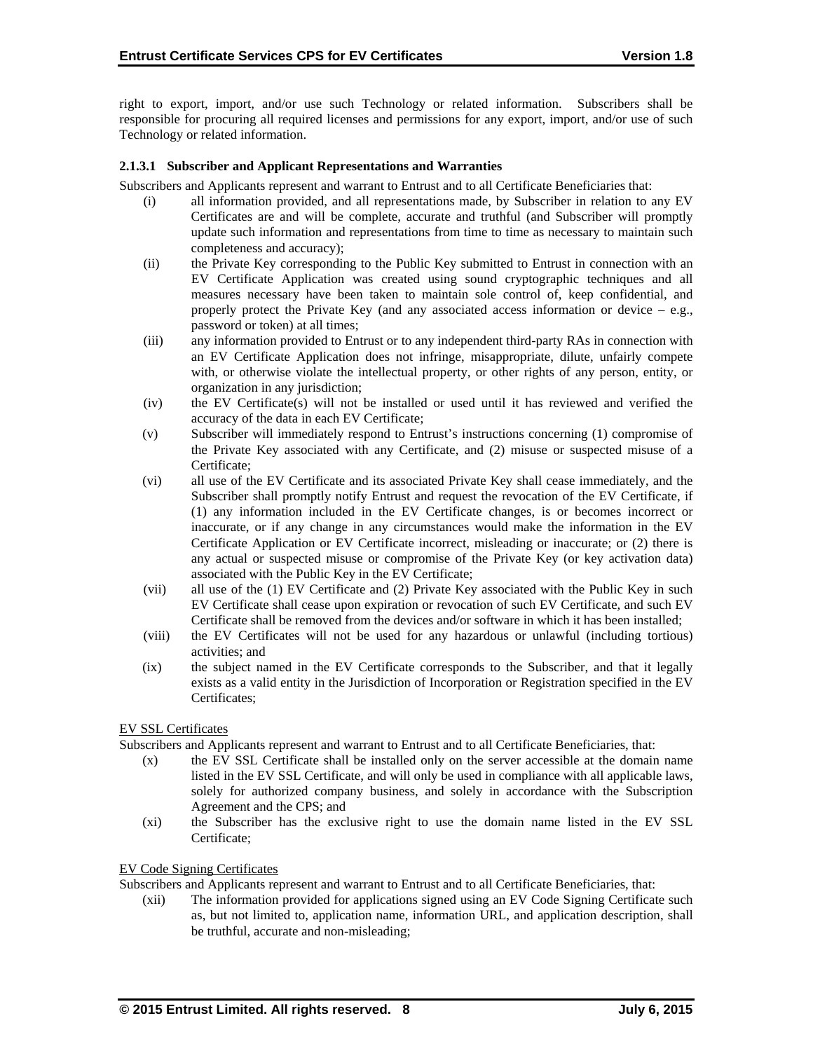right to export, import, and/or use such Technology or related information. Subscribers shall be responsible for procuring all required licenses and permissions for any export, import, and/or use of such Technology or related information.

#### 2.1.3.1 Subscriber and Applicant Representations and Warranties

Subscribers and Applicants represent and warrant to Entrust and to all Certificate Beneficiaries that:

(i) all information provided, and all representations made, by Subscriber in relation to any EV Certificates are and will be complete, accurate and truthful (and Subscriber will promptly update such information and representations from time to time as necessary to maintain such completeness and accuracy);

(ii) the Private Key corresponding to the Public Key submitted to Entrust in connection with an EV Certificate Application was created using sound cryptographic techniques and all measures necessary have been taken to maintain sole control of, keep confidential, and properly protect the Private Key (and any associated access information or device – e.g., password or token) at all times;

(iii) any information provided to Entrust or to any independent third-party RAs in connection with an EV Certificate Application does not infringe, misappropriate, dilute, unfairly compete with, or otherwise violate the intellectual property, or other rights of any person, entity, or organization in any jurisdiction;

(iv) the EV Certificate(s) will not be installed or used until it has reviewed and verified the accuracy of the data in each EV Certificate;

(v) Subscriber will immediately respond to Entrust's instructions concerning (1) compromise of the Private Key associated with any Certificate, and (2) misuse or suspected misuse of a Certificate;

(vi) all use of the EV Certificate and its associated Private Key shall cease immediately, and the Subscriber shall promptly notify Entrust and request the revocation of the EV Certificate, if (1) any information included in the EV Certificate changes, is or becomes incorrect or inaccurate, or if any change in any circumstances would make the information in the EV Certificate Application or EV Certificate incorrect, misleading or inaccurate; or (2) there is any actual or suspected misuse or compromise of the Private Key (or key activation data) associated with the Public Key in the EV Certificate;

(vii) all use of the (1) EV Certificate and (2) Private Key associated with the Public Key in such EV Certificate shall cease upon expiration or revocation of such EV Certificate, and such EV Certificate shall be removed from the devices and/or software in which it has been installed;

(viii) the EV Certificates will not be used for any hazardous or unlawful (including tortious) activities; and

(ix) the subject named in the EV Certificate corresponds to the Subscriber, and that it legally exists as a valid entity in the Jurisdiction of Incorporation or Registration specified in the EV Certificates;

EV SSL Certificates

Subscribers and Applicants represent and warrant to Entrust and to all Certificate Beneficiaries, that:

(x) the EV SSL Certificate shall be installed only on the server accessible at the domain name listed in the EV SSL Certificate, and will only be used in compliance with all applicable laws, solely for authorized company business, and solely in accordance with the Subscription Agreement and the CPS; and

(xi) the Subscriber has the exclusive right to use the domain name listed in the EV SSL Certificate;

EV Code Signing Certificates

Subscribers and Applicants represent and warrant to Entrust and to all Certificate Beneficiaries, that:

(xii) The information provided for applications signed using an EV Code Signing Certificate such as, but not limited to, application name, information URL, and application description, shall be truthful, accurate and non-misleading;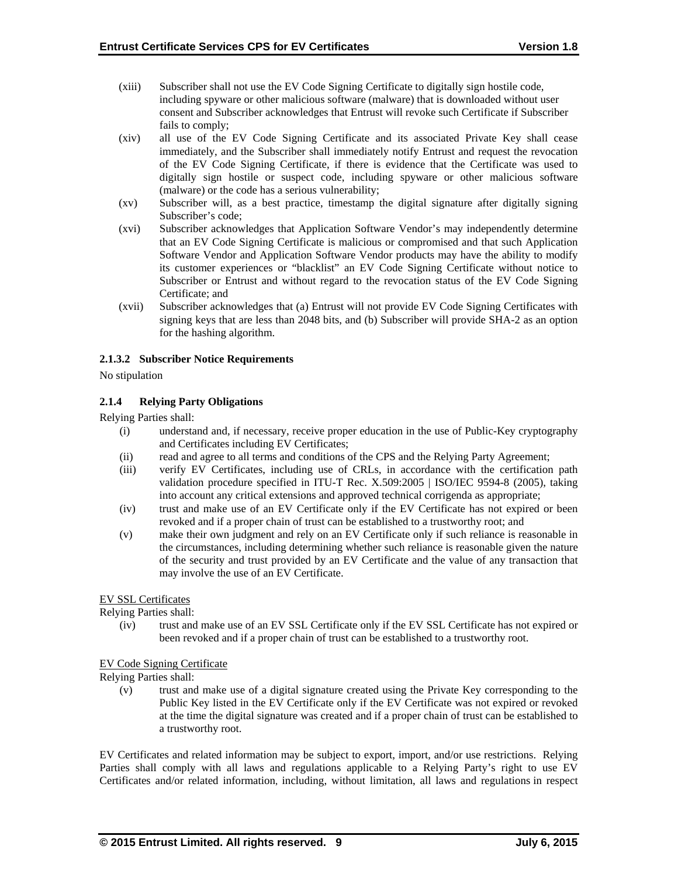(xiii) Subscriber shall not use the EV Code Signing Certificate to digitally sign hostile code, including spyware or other malicious software (malware) that is downloaded without user consent and Subscriber acknowledges that Entrust will revoke such Certificate if Subscriber fails to comply;

(xiv) all use of the EV Code Signing Certificate and its associated Private Key shall cease immediately, and the Subscriber shall immediately notify Entrust and request the revocation of the EV Code Signing Certificate, if there is evidence that the Certificate was used to digitally sign hostile or suspect code, including spyware or other malicious software (malware) or the code has a serious vulnerability;

(xv) Subscriber will, as a best practice, timestamp the digital signature after digitally signing Subscriber's code;

(xvi) Subscriber acknowledges that Application Software Vendor's may independently determine that an EV Code Signing Certificate is malicious or compromised and that such Application Software Vendor and Application Software Vendor products may have the ability to modify its customer experiences or "blacklist" an EV Code Signing Certificate without notice to Subscriber or Entrust and without regard to the revocation status of the EV Code Signing Certificate; and

(xvii) Subscriber acknowledges that (a) Entrust will not provide EV Code Signing Certificates with signing keys that are less than 2048 bits, and (b) Subscriber will provide SHA-2 as an option for the hashing algorithm.

#### 2.1.3.2 Subscriber Notice Requirements

No stipulation

### 2.1.4 Relying Party Obligations

Relying Parties shall:

(i) understand and, if necessary, receive proper education in the use of Public-Key cryptography and Certificates including EV Certificates;

(ii) read and agree to all terms and conditions of the CPS and the Relying Party Agreement;

(iii) verify EV Certificates, including use of CRLs, in accordance with the certification path validation procedure specified in ITU-T Rec. X.509:2005 | ISO/IEC 9594-8 (2005), taking into account any critical extensions and approved technical corrigenda as appropriate;

(iv) trust and make use of an EV Certificate only if the EV Certificate has not expired or been revoked and if a proper chain of trust can be established to a trustworthy root; and

(v) make their own judgment and rely on an EV Certificate only if such reliance is reasonable in the circumstances, including determining whether such reliance is reasonable given the nature of the security and trust provided by an EV Certificate and the value of any transaction that may involve the use of an EV Certificate.

<u>EV SSL Certificates</u>

Relying Parties shall:

(iv) trust and make use of an EV SSL Certificate only if the EV SSL Certificate has not expired or been revoked and if a proper chain of trust can be established to a trustworthy root.

<u>EV Code Signing Certificate</u>

Relying Parties shall:

(v) trust and make use of a digital signature created using the Private Key corresponding to the Public Key listed in the EV Certificate only if the EV Certificate was not expired or revoked at the time the digital signature was created and if a proper chain of trust can be established to a trustworthy root.

EV Certificates and related information may be subject to export, import, and/or use restrictions. Relying Parties shall comply with all laws and regulations applicable to a Relying Party's right to use EV Certificates and/or related information, including, without limitation, all laws and regulations in respect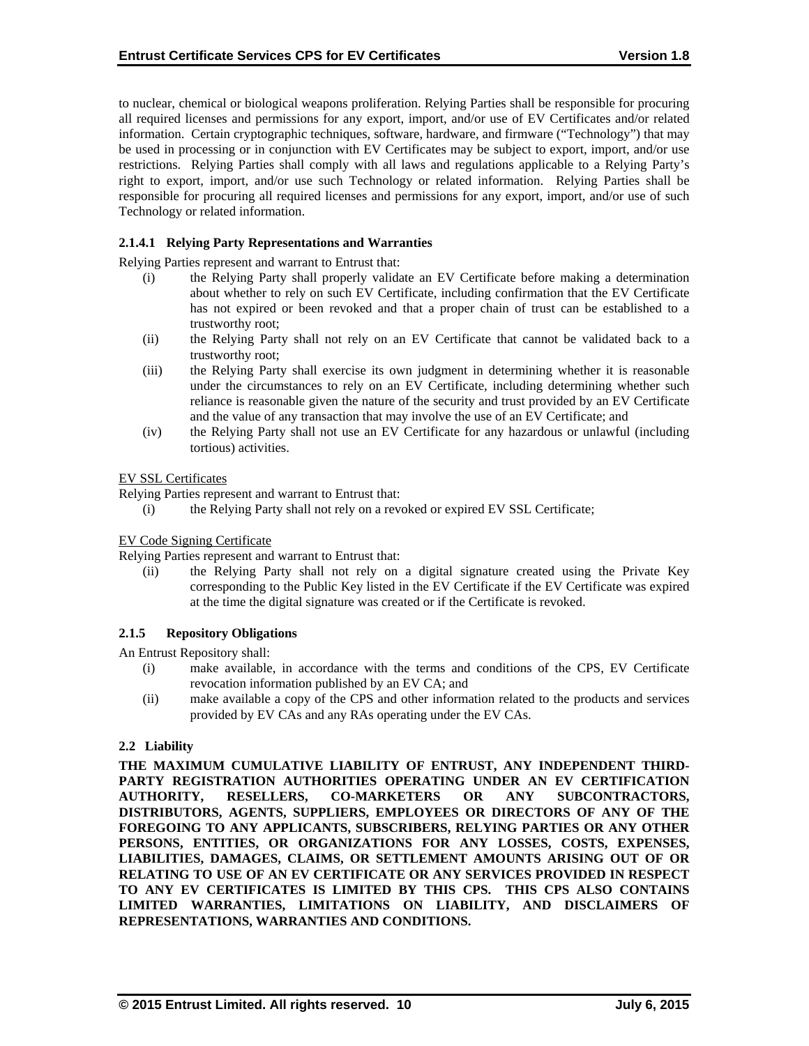to nuclear, chemical or biological weapons proliferation. Relying Parties shall be responsible for procuring all required licenses and permissions for any export, import, and/or use of EV Certificates and/or related information. Certain cryptographic techniques, software, hardware, and firmware ("Technology") that may be used in processing or in conjunction with EV Certificates may be subject to export, import, and/or use restrictions. Relying Parties shall comply with all laws and regulations applicable to a Relying Party's right to export, import, and/or use such Technology or related information. Relying Parties shall be responsible for procuring all required licenses and permissions for any export, import, and/or use of such Technology or related information.

#### 2.1.4.1 Relying Party Representations and Warranties

Relying Parties represent and warrant to Entrust that:

(i) the Relying Party shall properly validate an EV Certificate before making a determination about whether to rely on such EV Certificate, including confirmation that the EV Certificate has not expired or been revoked and that a proper chain of trust can be established to a trustworthy root;

(ii) the Relying Party shall not rely on an EV Certificate that cannot be validated back to a trustworthy root;

(iii) the Relying Party shall exercise its own judgment in determining whether it is reasonable under the circumstances to rely on an EV Certificate, including determining whether such reliance is reasonable given the nature of the security and trust provided by an EV Certificate and the value of any transaction that may involve the use of an EV Certificate; and

(iv) the Relying Party shall not use an EV Certificate for any hazardous or unlawful (including tortious) activities.

EV SSL Certificates

Relying Parties represent and warrant to Entrust that:

(i) the Relying Party shall not rely on a revoked or expired EV SSL Certificate;

EV Code Signing Certificate

Relying Parties represent and warrant to Entrust that:

(ii) the Relying Party shall not rely on a digital signature created using the Private Key corresponding to the Public Key listed in the EV Certificate if the EV Certificate was expired at the time the digital signature was created or if the Certificate is revoked.

### 2.1.5 Repository Obligations

An Entrust Repository shall:

(i) make available, in accordance with the terms and conditions of the CPS, EV Certificate revocation information published by an EV CA; and

(ii) make available a copy of the CPS and other information related to the products and services provided by EV CAs and any RAs operating under the EV CAs.

## 2.2 Liability

**THE MAXIMUM CUMULATIVE LIABILITY OF ENTRUST, ANY INDEPENDENT THIRD-PARTY REGISTRATION AUTHORITIES OPERATING UNDER AN EV CERTIFICATION AUTHORITY, RESELLERS, CO-MARKETERS OR ANY SUBCONTRACTORS, DISTRIBUTORS, AGENTS, SUPPLIERS, EMPLOYEES OR DIRECTORS OF ANY OF THE FOREGOING TO ANY APPLICANTS, SUBSCRIBERS, RELYING PARTIES OR ANY OTHER PERSONS, ENTITIES, OR ORGANIZATIONS FOR ANY LOSSES, COSTS, EXPENSES, LIABILITIES, DAMAGES, CLAIMS, OR SETTLEMENT AMOUNTS ARISING OUT OF OR RELATING TO USE OF AN EV CERTIFICATE OR ANY SERVICES PROVIDED IN RESPECT TO ANY EV CERTIFICATES IS LIMITED BY THIS CPS. THIS CPS ALSO CONTAINS LIMITED WARRANTIES, LIMITATIONS ON LIABILITY, AND DISCLAIMERS OF REPRESENTATIONS, WARRANTIES AND CONDITIONS.**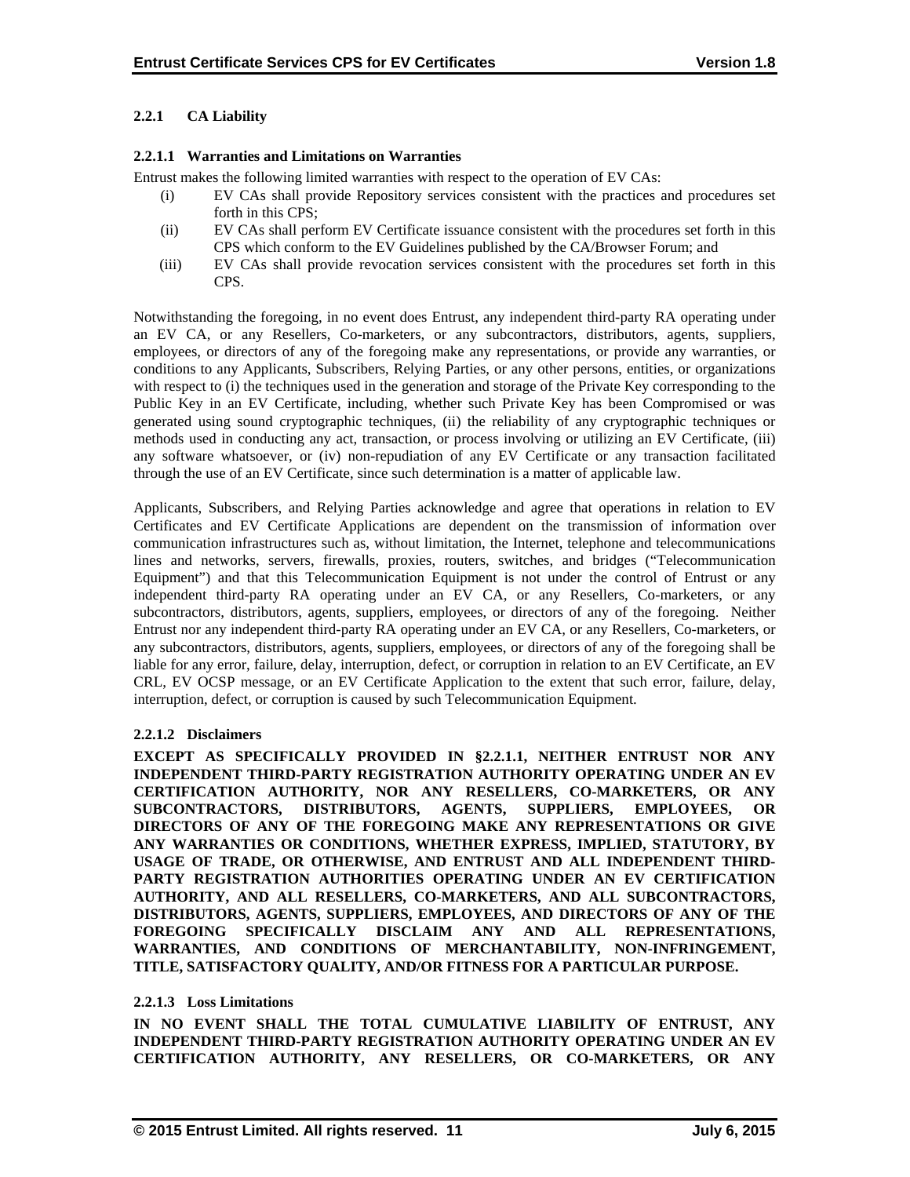### 2.2.1 CA Liability

#### 2.2.1.1 Warranties and Limitations on Warranties

Entrust makes the following limited warranties with respect to the operation of EV CAs:

(i) EV CAs shall provide Repository services consistent with the practices and procedures set forth in this CPS;

(ii) EV CAs shall perform EV Certificate issuance consistent with the procedures set forth in this CPS which conform to the EV Guidelines published by the CA/Browser Forum; and

(iii) EV CAs shall provide revocation services consistent with the procedures set forth in this CPS.

Notwithstanding the foregoing, in no event does Entrust, any independent third-party RA operating under an EV CA, or any Resellers, Co-marketers, or any subcontractors, distributors, agents, suppliers, employees, or directors of any of the foregoing make any representations, or provide any warranties, or conditions to any Applicants, Subscribers, Relying Parties, or any other persons, entities, or organizations with respect to (i) the techniques used in the generation and storage of the Private Key corresponding to the Public Key in an EV Certificate, including, whether such Private Key has been Compromised or was generated using sound cryptographic techniques, (ii) the reliability of any cryptographic techniques or methods used in conducting any act, transaction, or process involving or utilizing an EV Certificate, (iii) any software whatsoever, or (iv) non-repudiation of any EV Certificate or any transaction facilitated through the use of an EV Certificate, since such determination is a matter of applicable law.

Applicants, Subscribers, and Relying Parties acknowledge and agree that operations in relation to EV Certificates and EV Certificate Applications are dependent on the transmission of information over communication infrastructures such as, without limitation, the Internet, telephone and telecommunications lines and networks, servers, firewalls, proxies, routers, switches, and bridges ("Telecommunication Equipment") and that this Telecommunication Equipment is not under the control of Entrust or any independent third-party RA operating under an EV CA, or any Resellers, Co-marketers, or any subcontractors, distributors, agents, suppliers, employees, or directors of any of the foregoing. Neither Entrust nor any independent third-party RA operating under an EV CA, or any Resellers, Co-marketers, or any subcontractors, distributors, agents, suppliers, employees, or directors of any of the foregoing shall be liable for any error, failure, delay, interruption, defect, or corruption in relation to an EV Certificate, an EV CRL, EV OCSP message, or an EV Certificate Application to the extent that such error, failure, delay, interruption, defect, or corruption is caused by such Telecommunication Equipment.

#### 2.2.1.2 Disclaimers

**EXCEPT AS SPECIFICALLY PROVIDED IN §2.2.1.1, NEITHER ENTRUST NOR ANY INDEPENDENT THIRD-PARTY REGISTRATION AUTHORITY OPERATING UNDER AN EV CERTIFICATION AUTHORITY, NOR ANY RESELLERS, CO-MARKETERS, OR ANY SUBCONTRACTORS, DISTRIBUTORS, AGENTS, SUPPLIERS, EMPLOYEES, OR DIRECTORS OF ANY OF THE FOREGOING MAKE ANY REPRESENTATIONS OR GIVE ANY WARRANTIES OR CONDITIONS, WHETHER EXPRESS, IMPLIED, STATUTORY, BY USAGE OF TRADE, OR OTHERWISE, AND ENTRUST AND ALL INDEPENDENT THIRD-PARTY REGISTRATION AUTHORITIES OPERATING UNDER AN EV CERTIFICATION AUTHORITY, AND ALL RESELLERS, CO-MARKETERS, AND ALL SUBCONTRACTORS, DISTRIBUTORS, AGENTS, SUPPLIERS, EMPLOYEES, AND DIRECTORS OF ANY OF THE FOREGOING SPECIFICALLY DISCLAIM ANY AND ALL REPRESENTATIONS, WARRANTIES, AND CONDITIONS OF MERCHANTABILITY, NON-INFRINGEMENT, TITLE, SATISFACTORY QUALITY, AND/OR FITNESS FOR A PARTICULAR PURPOSE.**

#### 2.2.1.3 Loss Limitations

**IN NO EVENT SHALL THE TOTAL CUMULATIVE LIABILITY OF ENTRUST, ANY INDEPENDENT THIRD-PARTY REGISTRATION AUTHORITY OPERATING UNDER AN EV CERTIFICATION AUTHORITY, ANY RESELLERS, OR CO-MARKETERS, OR ANY**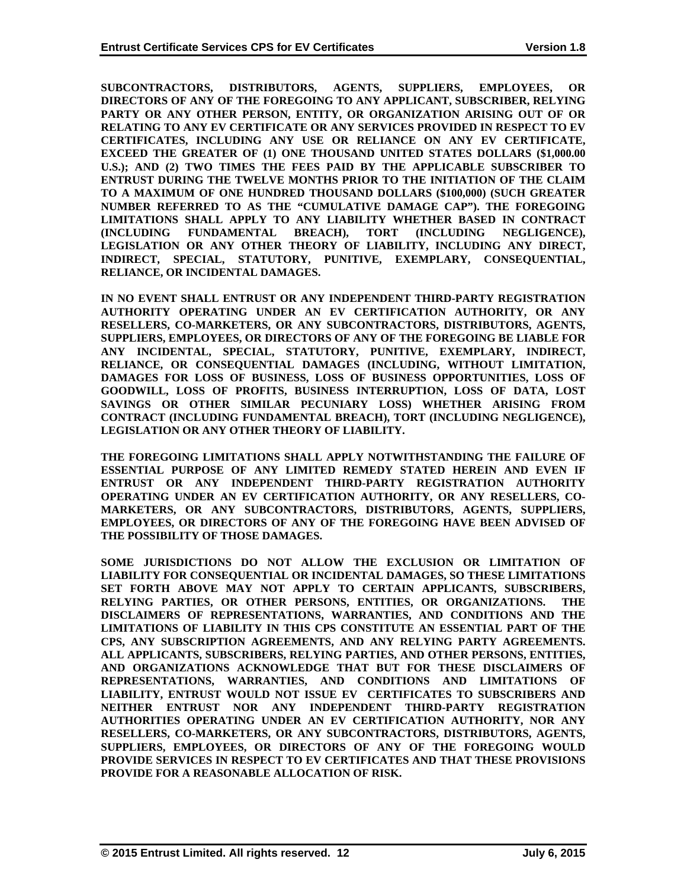**SUBCONTRACTORS, DISTRIBUTORS, AGENTS, SUPPLIERS, EMPLOYEES, OR DIRECTORS OF ANY OF THE FOREGOING TO ANY APPLICANT, SUBSCRIBER, RELYING PARTY OR ANY OTHER PERSON, ENTITY, OR ORGANIZATION ARISING OUT OF OR RELATING TO ANY EV CERTIFICATE OR ANY SERVICES PROVIDED IN RESPECT TO EV CERTIFICATES, INCLUDING ANY USE OR RELIANCE ON ANY EV CERTIFICATE, EXCEED THE GREATER OF (1) ONE THOUSAND UNITED STATES DOLLARS ($1,000.00 U.S.); AND (2) TWO TIMES THE FEES PAID BY THE APPLICABLE SUBSCRIBER TO ENTRUST DURING THE TWELVE MONTHS PRIOR TO THE INITIATION OF THE CLAIM TO A MAXIMUM OF ONE HUNDRED THOUSAND DOLLARS ($100,000) (SUCH GREATER NUMBER REFERRED TO AS THE "CUMULATIVE DAMAGE CAP"). THE FOREGOING LIMITATIONS SHALL APPLY TO ANY LIABILITY WHETHER BASED IN CONTRACT (INCLUDING FUNDAMENTAL BREACH), TORT (INCLUDING NEGLIGENCE), LEGISLATION OR ANY OTHER THEORY OF LIABILITY, INCLUDING ANY DIRECT, INDIRECT, SPECIAL, STATUTORY, PUNITIVE, EXEMPLARY, CONSEQUENTIAL, RELIANCE, OR INCIDENTAL DAMAGES.**

**IN NO EVENT SHALL ENTRUST OR ANY INDEPENDENT THIRD-PARTY REGISTRATION AUTHORITY OPERATING UNDER AN EV CERTIFICATION AUTHORITY, OR ANY RESELLERS, CO-MARKETERS, OR ANY SUBCONTRACTORS, DISTRIBUTORS, AGENTS, SUPPLIERS, EMPLOYEES, OR DIRECTORS OF ANY OF THE FOREGOING BE LIABLE FOR ANY INCIDENTAL, SPECIAL, STATUTORY, PUNITIVE, EXEMPLARY, INDIRECT, RELIANCE, OR CONSEQUENTIAL DAMAGES (INCLUDING, WITHOUT LIMITATION, DAMAGES FOR LOSS OF BUSINESS, LOSS OF BUSINESS OPPORTUNITIES, LOSS OF GOODWILL, LOSS OF PROFITS, BUSINESS INTERRUPTION, LOSS OF DATA, LOST SAVINGS OR OTHER SIMILAR PECUNIARY LOSS) WHETHER ARISING FROM CONTRACT (INCLUDING FUNDAMENTAL BREACH), TORT (INCLUDING NEGLIGENCE), LEGISLATION OR ANY OTHER THEORY OF LIABILITY.**

**THE FOREGOING LIMITATIONS SHALL APPLY NOTWITHSTANDING THE FAILURE OF ESSENTIAL PURPOSE OF ANY LIMITED REMEDY STATED HEREIN AND EVEN IF ENTRUST OR ANY INDEPENDENT THIRD-PARTY REGISTRATION AUTHORITY OPERATING UNDER AN EV CERTIFICATION AUTHORITY, OR ANY RESELLERS, CO-MARKETERS, OR ANY SUBCONTRACTORS, DISTRIBUTORS, AGENTS, SUPPLIERS, EMPLOYEES, OR DIRECTORS OF ANY OF THE FOREGOING HAVE BEEN ADVISED OF THE POSSIBILITY OF THOSE DAMAGES.**

**SOME JURISDICTIONS DO NOT ALLOW THE EXCLUSION OR LIMITATION OF LIABILITY FOR CONSEQUENTIAL OR INCIDENTAL DAMAGES, SO THESE LIMITATIONS SET FORTH ABOVE MAY NOT APPLY TO CERTAIN APPLICANTS, SUBSCRIBERS, RELYING PARTIES, OR OTHER PERSONS, ENTITIES, OR ORGANIZATIONS. THE DISCLAIMERS OF REPRESENTATIONS, WARRANTIES, AND CONDITIONS AND THE LIMITATIONS OF LIABILITY IN THIS CPS CONSTITUTE AN ESSENTIAL PART OF THE CPS, ANY SUBSCRIPTION AGREEMENTS, AND ANY RELYING PARTY AGREEMENTS. ALL APPLICANTS, SUBSCRIBERS, RELYING PARTIES, AND OTHER PERSONS, ENTITIES, AND ORGANIZATIONS ACKNOWLEDGE THAT BUT FOR THESE DISCLAIMERS OF REPRESENTATIONS, WARRANTIES, AND CONDITIONS AND LIMITATIONS OF LIABILITY, ENTRUST WOULD NOT ISSUE EV CERTIFICATES TO SUBSCRIBERS AND NEITHER ENTRUST NOR ANY INDEPENDENT THIRD-PARTY REGISTRATION AUTHORITIES OPERATING UNDER AN EV CERTIFICATION AUTHORITY, NOR ANY RESELLERS, CO-MARKETERS, OR ANY SUBCONTRACTORS, DISTRIBUTORS, AGENTS, SUPPLIERS, EMPLOYEES, OR DIRECTORS OF ANY OF THE FOREGOING WOULD PROVIDE SERVICES IN RESPECT TO EV CERTIFICATES AND THAT THESE PROVISIONS PROVIDE FOR A REASONABLE ALLOCATION OF RISK.**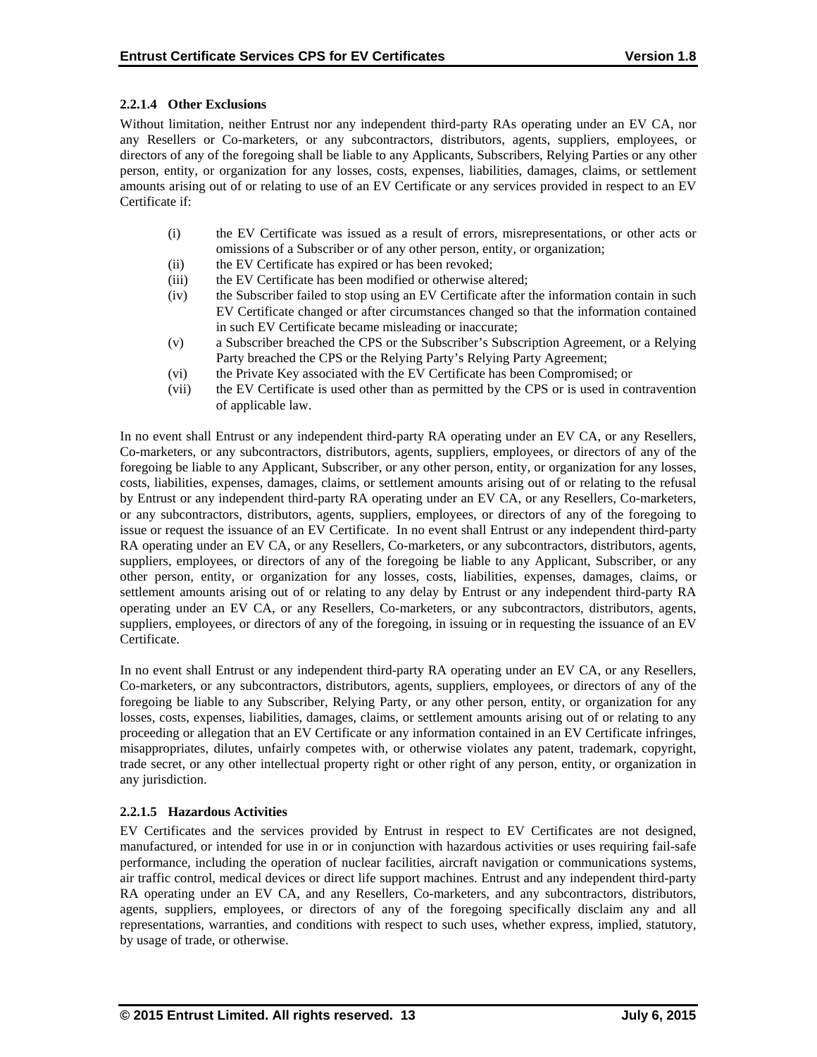#### 2.2.1.4 Other Exclusions

Without limitation, neither Entrust nor any independent third-party RAs operating under an EV CA, nor any Resellers or Co-marketers, or any subcontractors, distributors, agents, suppliers, employees, or directors of any of the foregoing shall be liable to any Applicants, Subscribers, Relying Parties or any other person, entity, or organization for any losses, costs, expenses, liabilities, damages, claims, or settlement amounts arising out of or relating to use of an EV Certificate or any services provided in respect to an EV Certificate if:

(i) the EV Certificate was issued as a result of errors, misrepresentations, or other acts or omissions of a Subscriber or of any other person, entity, or organization;
(ii) the EV Certificate has expired or has been revoked;
(iii) the EV Certificate has been modified or otherwise altered;
(iv) the Subscriber failed to stop using an EV Certificate after the information contain in such EV Certificate changed or after circumstances changed so that the information contained in such EV Certificate became misleading or inaccurate;
(v) a Subscriber breached the CPS or the Subscriber's Subscription Agreement, or a Relying Party breached the CPS or the Relying Party's Relying Party Agreement;
(vi) the Private Key associated with the EV Certificate has been Compromised; or
(vii) the EV Certificate is used other than as permitted by the CPS or is used in contravention of applicable law.

In no event shall Entrust or any independent third-party RA operating under an EV CA, or any Resellers, Co-marketers, or any subcontractors, distributors, agents, suppliers, employees, or directors of any of the foregoing be liable to any Applicant, Subscriber, or any other person, entity, or organization for any losses, costs, liabilities, expenses, damages, claims, or settlement amounts arising out of or relating to the refusal by Entrust or any independent third-party RA operating under an EV CA, or any Resellers, Co-marketers, or any subcontractors, distributors, agents, suppliers, employees, or directors of any of the foregoing to issue or request the issuance of an EV Certificate. In no event shall Entrust or any independent third-party RA operating under an EV CA, or any Resellers, Co-marketers, or any subcontractors, distributors, agents, suppliers, employees, or directors of any of the foregoing be liable to any Applicant, Subscriber, or any other person, entity, or organization for any losses, costs, liabilities, expenses, damages, claims, or settlement amounts arising out of or relating to any delay by Entrust or any independent third-party RA operating under an EV CA, or any Resellers, Co-marketers, or any subcontractors, distributors, agents, suppliers, employees, or directors of any of the foregoing, in issuing or in requesting the issuance of an EV Certificate.

In no event shall Entrust or any independent third-party RA operating under an EV CA, or any Resellers, Co-marketers, or any subcontractors, distributors, agents, suppliers, employees, or directors of any of the foregoing be liable to any Subscriber, Relying Party, or any other person, entity, or organization for any losses, costs, expenses, liabilities, damages, claims, or settlement amounts arising out of or relating to any proceeding or allegation that an EV Certificate or any information contained in an EV Certificate infringes, misappropriates, dilutes, unfairly competes with, or otherwise violates any patent, trademark, copyright, trade secret, or any other intellectual property right or other right of any person, entity, or organization in any jurisdiction.

#### 2.2.1.5 Hazardous Activities

EV Certificates and the services provided by Entrust in respect to EV Certificates are not designed, manufactured, or intended for use in or in conjunction with hazardous activities or uses requiring fail-safe performance, including the operation of nuclear facilities, aircraft navigation or communications systems, air traffic control, medical devices or direct life support machines. Entrust and any independent third-party RA operating under an EV CA, and any Resellers, Co-marketers, and any subcontractors, distributors, agents, suppliers, employees, or directors of any of the foregoing specifically disclaim any and all representations, warranties, and conditions with respect to such uses, whether express, implied, statutory, by usage of trade, or otherwise.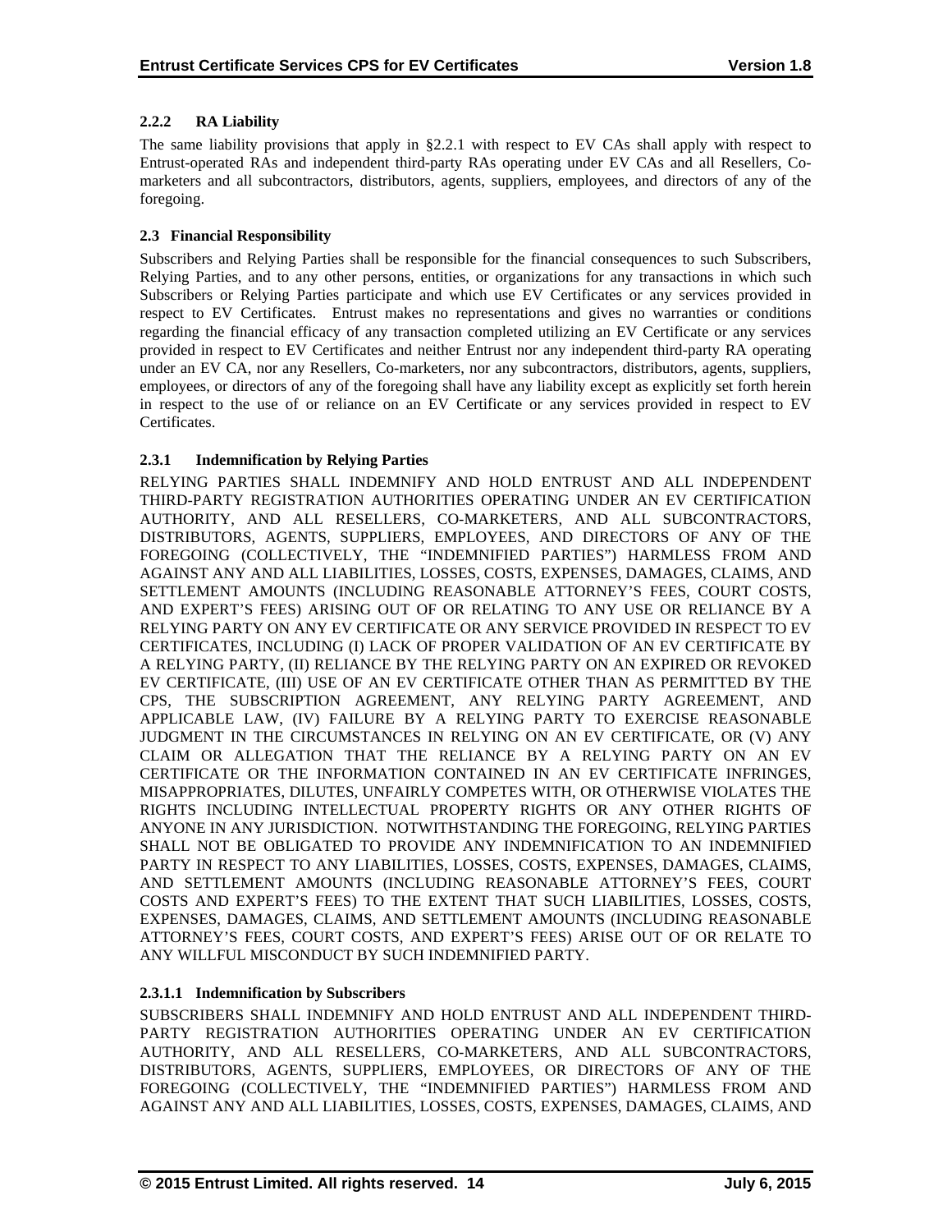### 2.2.2 RA Liability

The same liability provisions that apply in §2.2.1 with respect to EV CAs shall apply with respect to Entrust-operated RAs and independent third-party RAs operating under EV CAs and all Resellers, Co-marketers and all subcontractors, distributors, agents, suppliers, employees, and directors of any of the foregoing.

## 2.3 Financial Responsibility

Subscribers and Relying Parties shall be responsible for the financial consequences to such Subscribers, Relying Parties, and to any other persons, entities, or organizations for any transactions in which such Subscribers or Relying Parties participate and which use EV Certificates or any services provided in respect to EV Certificates. Entrust makes no representations and gives no warranties or conditions regarding the financial efficacy of any transaction completed utilizing an EV Certificate or any services provided in respect to EV Certificates and neither Entrust nor any independent third-party RA operating under an EV CA, nor any Resellers, Co-marketers, nor any subcontractors, distributors, agents, suppliers, employees, or directors of any of the foregoing shall have any liability except as explicitly set forth herein in respect to the use of or reliance on an EV Certificate or any services provided in respect to EV Certificates.

### 2.3.1 Indemnification by Relying Parties

RELYING PARTIES SHALL INDEMNIFY AND HOLD ENTRUST AND ALL INDEPENDENT THIRD-PARTY REGISTRATION AUTHORITIES OPERATING UNDER AN EV CERTIFICATION AUTHORITY, AND ALL RESELLERS, CO-MARKETERS, AND ALL SUBCONTRACTORS, DISTRIBUTORS, AGENTS, SUPPLIERS, EMPLOYEES, AND DIRECTORS OF ANY OF THE FOREGOING (COLLECTIVELY, THE "INDEMNIFIED PARTIES") HARMLESS FROM AND AGAINST ANY AND ALL LIABILITIES, LOSSES, COSTS, EXPENSES, DAMAGES, CLAIMS, AND SETTLEMENT AMOUNTS (INCLUDING REASONABLE ATTORNEY'S FEES, COURT COSTS, AND EXPERT'S FEES) ARISING OUT OF OR RELATING TO ANY USE OR RELIANCE BY A RELYING PARTY ON ANY EV CERTIFICATE OR ANY SERVICE PROVIDED IN RESPECT TO EV CERTIFICATES, INCLUDING (I) LACK OF PROPER VALIDATION OF AN EV CERTIFICATE BY A RELYING PARTY, (II) RELIANCE BY THE RELYING PARTY ON AN EXPIRED OR REVOKED EV CERTIFICATE, (III) USE OF AN EV CERTIFICATE OTHER THAN AS PERMITTED BY THE CPS, THE SUBSCRIPTION AGREEMENT, ANY RELYING PARTY AGREEMENT, AND APPLICABLE LAW, (IV) FAILURE BY A RELYING PARTY TO EXERCISE REASONABLE JUDGMENT IN THE CIRCUMSTANCES IN RELYING ON AN EV CERTIFICATE, OR (V) ANY CLAIM OR ALLEGATION THAT THE RELIANCE BY A RELYING PARTY ON AN EV CERTIFICATE OR THE INFORMATION CONTAINED IN AN EV CERTIFICATE INFRINGES, MISAPPROPRIATES, DILUTES, UNFAIRLY COMPETES WITH, OR OTHERWISE VIOLATES THE RIGHTS INCLUDING INTELLECTUAL PROPERTY RIGHTS OR ANY OTHER RIGHTS OF ANYONE IN ANY JURISDICTION. NOTWITHSTANDING THE FOREGOING, RELYING PARTIES SHALL NOT BE OBLIGATED TO PROVIDE ANY INDEMNIFICATION TO AN INDEMNIFIED PARTY IN RESPECT TO ANY LIABILITIES, LOSSES, COSTS, EXPENSES, DAMAGES, CLAIMS, AND SETTLEMENT AMOUNTS (INCLUDING REASONABLE ATTORNEY'S FEES, COURT COSTS AND EXPERT'S FEES) TO THE EXTENT THAT SUCH LIABILITIES, LOSSES, COSTS, EXPENSES, DAMAGES, CLAIMS, AND SETTLEMENT AMOUNTS (INCLUDING REASONABLE ATTORNEY'S FEES, COURT COSTS, AND EXPERT'S FEES) ARISE OUT OF OR RELATE TO ANY WILLFUL MISCONDUCT BY SUCH INDEMNIFIED PARTY.

#### 2.3.1.1 Indemnification by Subscribers

SUBSCRIBERS SHALL INDEMNIFY AND HOLD ENTRUST AND ALL INDEPENDENT THIRD-PARTY REGISTRATION AUTHORITIES OPERATING UNDER AN EV CERTIFICATION AUTHORITY, AND ALL RESELLERS, CO-MARKETERS, AND ALL SUBCONTRACTORS, DISTRIBUTORS, AGENTS, SUPPLIERS, EMPLOYEES, OR DIRECTORS OF ANY OF THE FOREGOING (COLLECTIVELY, THE "INDEMNIFIED PARTIES") HARMLESS FROM AND AGAINST ANY AND ALL LIABILITIES, LOSSES, COSTS, EXPENSES, DAMAGES, CLAIMS, AND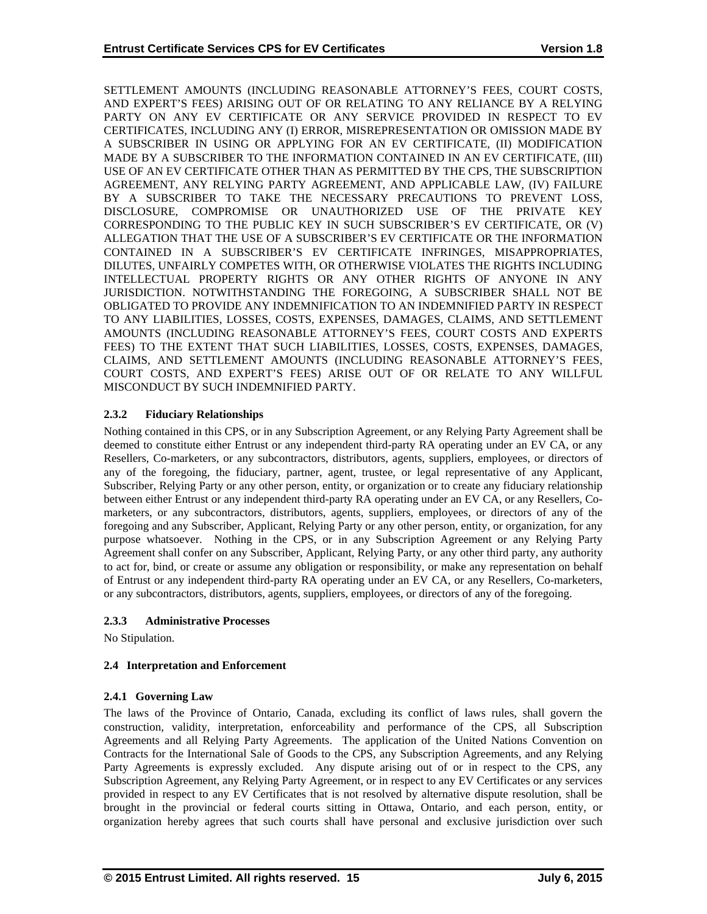SETTLEMENT AMOUNTS (INCLUDING REASONABLE ATTORNEY'S FEES, COURT COSTS, AND EXPERT'S FEES) ARISING OUT OF OR RELATING TO ANY RELIANCE BY A RELYING PARTY ON ANY EV CERTIFICATE OR ANY SERVICE PROVIDED IN RESPECT TO EV CERTIFICATES, INCLUDING ANY (I) ERROR, MISREPRESENTATION OR OMISSION MADE BY A SUBSCRIBER IN USING OR APPLYING FOR AN EV CERTIFICATE, (II) MODIFICATION MADE BY A SUBSCRIBER TO THE INFORMATION CONTAINED IN AN EV CERTIFICATE, (III) USE OF AN EV CERTIFICATE OTHER THAN AS PERMITTED BY THE CPS, THE SUBSCRIPTION AGREEMENT, ANY RELYING PARTY AGREEMENT, AND APPLICABLE LAW, (IV) FAILURE BY A SUBSCRIBER TO TAKE THE NECESSARY PRECAUTIONS TO PREVENT LOSS, DISCLOSURE, COMPROMISE OR UNAUTHORIZED USE OF THE PRIVATE KEY CORRESPONDING TO THE PUBLIC KEY IN SUCH SUBSCRIBER'S EV CERTIFICATE, OR (V) ALLEGATION THAT THE USE OF A SUBSCRIBER'S EV CERTIFICATE OR THE INFORMATION CONTAINED IN A SUBSCRIBER'S EV CERTIFICATE INFRINGES, MISAPPROPRIATES, DILUTES, UNFAIRLY COMPETES WITH, OR OTHERWISE VIOLATES THE RIGHTS INCLUDING INTELLECTUAL PROPERTY RIGHTS OR ANY OTHER RIGHTS OF ANYONE IN ANY JURISDICTION. NOTWITHSTANDING THE FOREGOING, A SUBSCRIBER SHALL NOT BE OBLIGATED TO PROVIDE ANY INDEMNIFICATION TO AN INDEMNIFIED PARTY IN RESPECT TO ANY LIABILITIES, LOSSES, COSTS, EXPENSES, DAMAGES, CLAIMS, AND SETTLEMENT AMOUNTS (INCLUDING REASONABLE ATTORNEY'S FEES, COURT COSTS AND EXPERTS FEES) TO THE EXTENT THAT SUCH LIABILITIES, LOSSES, COSTS, EXPENSES, DAMAGES, CLAIMS, AND SETTLEMENT AMOUNTS (INCLUDING REASONABLE ATTORNEY'S FEES, COURT COSTS, AND EXPERT'S FEES) ARISE OUT OF OR RELATE TO ANY WILLFUL MISCONDUCT BY SUCH INDEMNIFIED PARTY.

#### 2.3.2 Fiduciary Relationships

Nothing contained in this CPS, or in any Subscription Agreement, or any Relying Party Agreement shall be deemed to constitute either Entrust or any independent third-party RA operating under an EV CA, or any Resellers, Co-marketers, or any subcontractors, distributors, agents, suppliers, employees, or directors of any of the foregoing, the fiduciary, partner, agent, trustee, or legal representative of any Applicant, Subscriber, Relying Party or any other person, entity, or organization or to create any fiduciary relationship between either Entrust or any independent third-party RA operating under an EV CA, or any Resellers, Co-marketers, or any subcontractors, distributors, agents, suppliers, employees, or directors of any of the foregoing and any Subscriber, Applicant, Relying Party or any other person, entity, or organization, for any purpose whatsoever. Nothing in the CPS, or in any Subscription Agreement or any Relying Party Agreement shall confer on any Subscriber, Applicant, Relying Party, or any other third party, any authority to act for, bind, or create or assume any obligation or responsibility, or make any representation on behalf of Entrust or any independent third-party RA operating under an EV CA, or any Resellers, Co-marketers, or any subcontractors, distributors, agents, suppliers, employees, or directors of any of the foregoing.

#### 2.3.3 Administrative Processes

No Stipulation.

### 2.4 Interpretation and Enforcement

#### 2.4.1 Governing Law

The laws of the Province of Ontario, Canada, excluding its conflict of laws rules, shall govern the construction, validity, interpretation, enforceability and performance of the CPS, all Subscription Agreements and all Relying Party Agreements. The application of the United Nations Convention on Contracts for the International Sale of Goods to the CPS, any Subscription Agreements, and any Relying Party Agreements is expressly excluded. Any dispute arising out of or in respect to the CPS, any Subscription Agreement, any Relying Party Agreement, or in respect to any EV Certificates or any services provided in respect to any EV Certificates that is not resolved by alternative dispute resolution, shall be brought in the provincial or federal courts sitting in Ottawa, Ontario, and each person, entity, or organization hereby agrees that such courts shall have personal and exclusive jurisdiction over such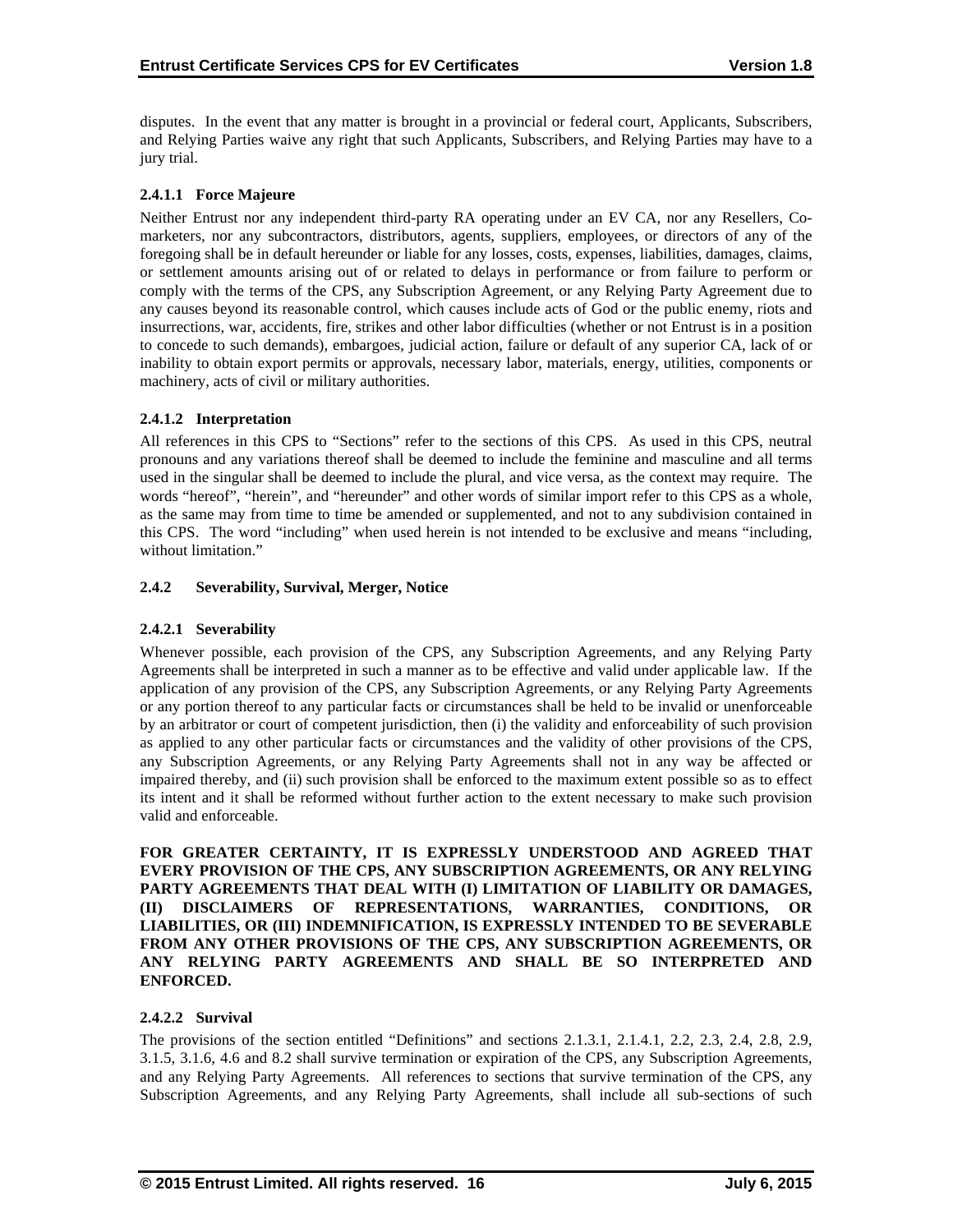disputes. In the event that any matter is brought in a provincial or federal court, Applicants, Subscribers, and Relying Parties waive any right that such Applicants, Subscribers, and Relying Parties may have to a jury trial.

#### 2.4.1.1 Force Majeure

Neither Entrust nor any independent third-party RA operating under an EV CA, nor any Resellers, Co-marketers, nor any subcontractors, distributors, agents, suppliers, employees, or directors of any of the foregoing shall be in default hereunder or liable for any losses, costs, expenses, liabilities, damages, claims, or settlement amounts arising out of or related to delays in performance or from failure to perform or comply with the terms of the CPS, any Subscription Agreement, or any Relying Party Agreement due to any causes beyond its reasonable control, which causes include acts of God or the public enemy, riots and insurrections, war, accidents, fire, strikes and other labor difficulties (whether or not Entrust is in a position to concede to such demands), embargoes, judicial action, failure or default of any superior CA, lack of or inability to obtain export permits or approvals, necessary labor, materials, energy, utilities, components or machinery, acts of civil or military authorities.

#### 2.4.1.2 Interpretation

All references in this CPS to "Sections" refer to the sections of this CPS. As used in this CPS, neutral pronouns and any variations thereof shall be deemed to include the feminine and masculine and all terms used in the singular shall be deemed to include the plural, and vice versa, as the context may require. The words "hereof", "herein", and "hereunder" and other words of similar import refer to this CPS as a whole, as the same may from time to time be amended or supplemented, and not to any subdivision contained in this CPS. The word "including" when used herein is not intended to be exclusive and means "including, without limitation."

### 2.4.2 Severability, Survival, Merger, Notice

#### 2.4.2.1 Severability

Whenever possible, each provision of the CPS, any Subscription Agreements, and any Relying Party Agreements shall be interpreted in such a manner as to be effective and valid under applicable law. If the application of any provision of the CPS, any Subscription Agreements, or any Relying Party Agreements or any portion thereof to any particular facts or circumstances shall be held to be invalid or unenforceable by an arbitrator or court of competent jurisdiction, then (i) the validity and enforceability of such provision as applied to any other particular facts or circumstances and the validity of other provisions of the CPS, any Subscription Agreements, or any Relying Party Agreements shall not in any way be affected or impaired thereby, and (ii) such provision shall be enforced to the maximum extent possible so as to effect its intent and it shall be reformed without further action to the extent necessary to make such provision valid and enforceable.

**FOR GREATER CERTAINTY, IT IS EXPRESSLY UNDERSTOOD AND AGREED THAT EVERY PROVISION OF THE CPS, ANY SUBSCRIPTION AGREEMENTS, OR ANY RELYING PARTY AGREEMENTS THAT DEAL WITH (I) LIMITATION OF LIABILITY OR DAMAGES, (II) DISCLAIMERS OF REPRESENTATIONS, WARRANTIES, CONDITIONS, OR LIABILITIES, OR (III) INDEMNIFICATION, IS EXPRESSLY INTENDED TO BE SEVERABLE FROM ANY OTHER PROVISIONS OF THE CPS, ANY SUBSCRIPTION AGREEMENTS, OR ANY RELYING PARTY AGREEMENTS AND SHALL BE SO INTERPRETED AND ENFORCED.**

#### 2.4.2.2 Survival

The provisions of the section entitled "Definitions" and sections 2.1.3.1, 2.1.4.1, 2.2, 2.3, 2.4, 2.8, 2.9, 3.1.5, 3.1.6, 4.6 and 8.2 shall survive termination or expiration of the CPS, any Subscription Agreements, and any Relying Party Agreements. All references to sections that survive termination of the CPS, any Subscription Agreements, and any Relying Party Agreements, shall include all sub-sections of such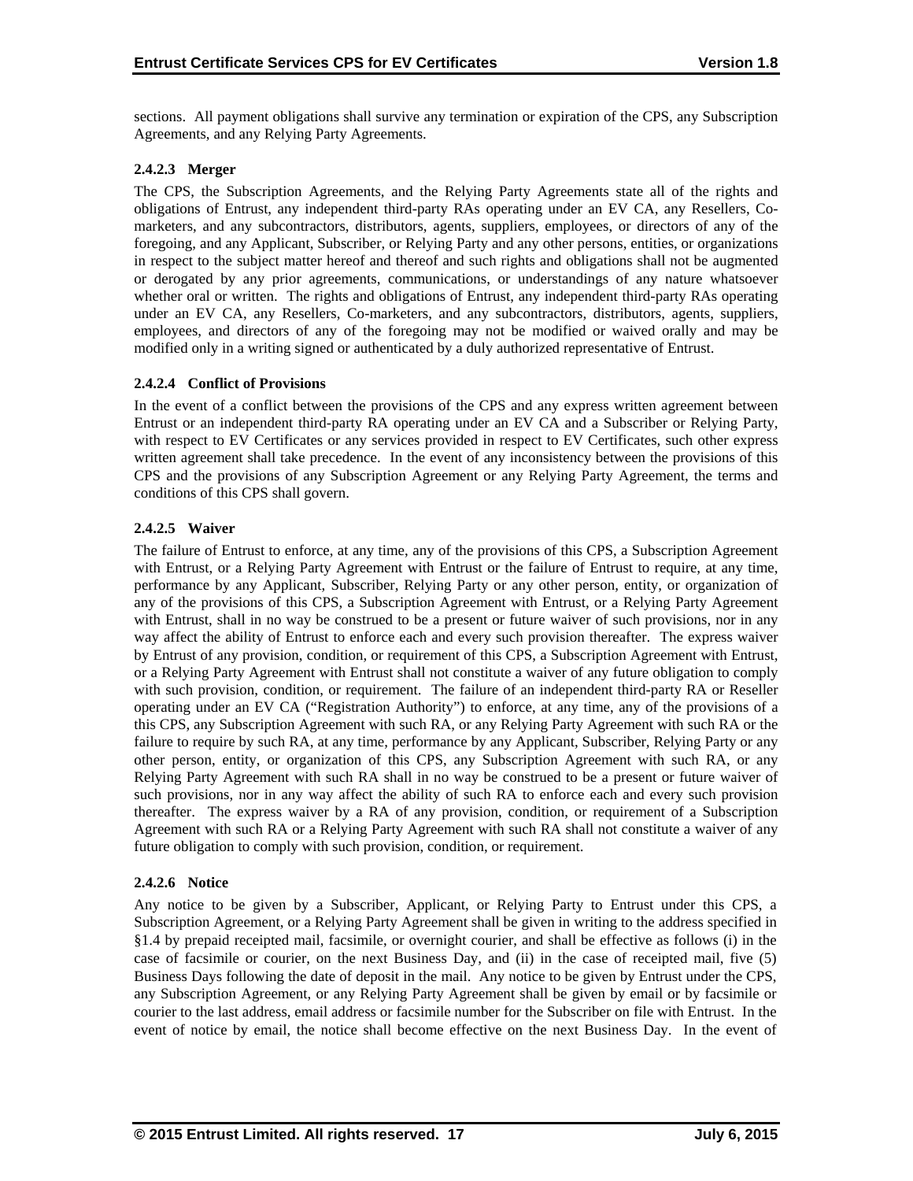sections. All payment obligations shall survive any termination or expiration of the CPS, any Subscription Agreements, and any Relying Party Agreements.

#### 2.4.2.3 Merger

The CPS, the Subscription Agreements, and the Relying Party Agreements state all of the rights and obligations of Entrust, any independent third-party RAs operating under an EV CA, any Resellers, Co-marketers, and any subcontractors, distributors, agents, suppliers, employees, or directors of any of the foregoing, and any Applicant, Subscriber, or Relying Party and any other persons, entities, or organizations in respect to the subject matter hereof and thereof and such rights and obligations shall not be augmented or derogated by any prior agreements, communications, or understandings of any nature whatsoever whether oral or written. The rights and obligations of Entrust, any independent third-party RAs operating under an EV CA, any Resellers, Co-marketers, and any subcontractors, distributors, agents, suppliers, employees, and directors of any of the foregoing may not be modified or waived orally and may be modified only in a writing signed or authenticated by a duly authorized representative of Entrust.

#### 2.4.2.4 Conflict of Provisions

In the event of a conflict between the provisions of the CPS and any express written agreement between Entrust or an independent third-party RA operating under an EV CA and a Subscriber or Relying Party, with respect to EV Certificates or any services provided in respect to EV Certificates, such other express written agreement shall take precedence. In the event of any inconsistency between the provisions of this CPS and the provisions of any Subscription Agreement or any Relying Party Agreement, the terms and conditions of this CPS shall govern.

#### 2.4.2.5 Waiver

The failure of Entrust to enforce, at any time, any of the provisions of this CPS, a Subscription Agreement with Entrust, or a Relying Party Agreement with Entrust or the failure of Entrust to require, at any time, performance by any Applicant, Subscriber, Relying Party or any other person, entity, or organization of any of the provisions of this CPS, a Subscription Agreement with Entrust, or a Relying Party Agreement with Entrust, shall in no way be construed to be a present or future waiver of such provisions, nor in any way affect the ability of Entrust to enforce each and every such provision thereafter. The express waiver by Entrust of any provision, condition, or requirement of this CPS, a Subscription Agreement with Entrust, or a Relying Party Agreement with Entrust shall not constitute a waiver of any future obligation to comply with such provision, condition, or requirement. The failure of an independent third-party RA or Reseller operating under an EV CA ("Registration Authority") to enforce, at any time, any of the provisions of a this CPS, any Subscription Agreement with such RA, or any Relying Party Agreement with such RA or the failure to require by such RA, at any time, performance by any Applicant, Subscriber, Relying Party or any other person, entity, or organization of this CPS, any Subscription Agreement with such RA, or any Relying Party Agreement with such RA shall in no way be construed to be a present or future waiver of such provisions, nor in any way affect the ability of such RA to enforce each and every such provision thereafter. The express waiver by a RA of any provision, condition, or requirement of a Subscription Agreement with such RA or a Relying Party Agreement with such RA shall not constitute a waiver of any future obligation to comply with such provision, condition, or requirement.

#### 2.4.2.6 Notice

Any notice to be given by a Subscriber, Applicant, or Relying Party to Entrust under this CPS, a Subscription Agreement, or a Relying Party Agreement shall be given in writing to the address specified in §1.4 by prepaid receipted mail, facsimile, or overnight courier, and shall be effective as follows (i) in the case of facsimile or courier, on the next Business Day, and (ii) in the case of receipted mail, five (5) Business Days following the date of deposit in the mail. Any notice to be given by Entrust under the CPS, any Subscription Agreement, or any Relying Party Agreement shall be given by email or by facsimile or courier to the last address, email address or facsimile number for the Subscriber on file with Entrust. In the event of notice by email, the notice shall become effective on the next Business Day. In the event of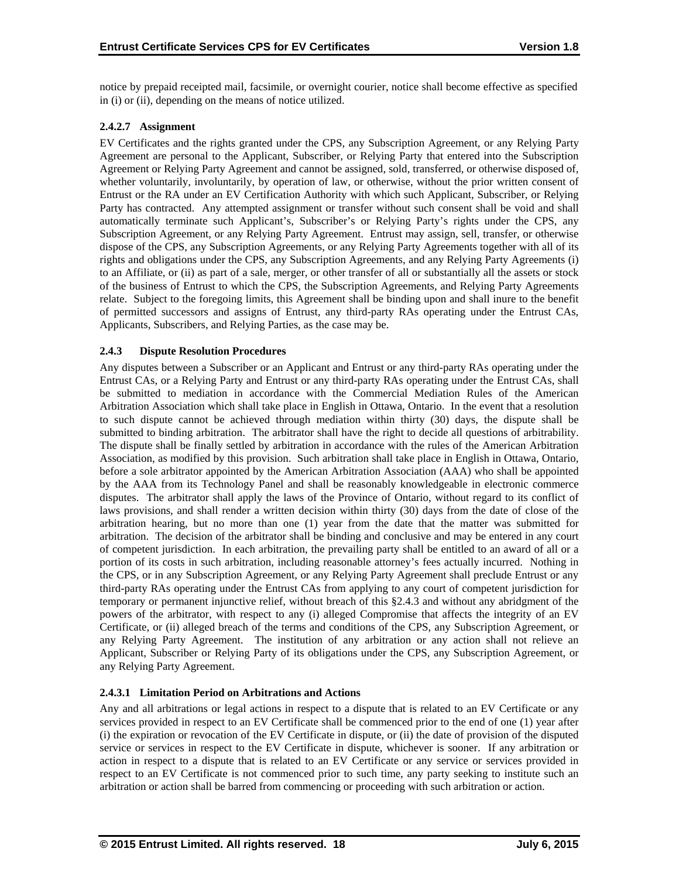notice by prepaid receipted mail, facsimile, or overnight courier, notice shall become effective as specified in (i) or (ii), depending on the means of notice utilized.

#### 2.4.2.7 Assignment

EV Certificates and the rights granted under the CPS, any Subscription Agreement, or any Relying Party Agreement are personal to the Applicant, Subscriber, or Relying Party that entered into the Subscription Agreement or Relying Party Agreement and cannot be assigned, sold, transferred, or otherwise disposed of, whether voluntarily, involuntarily, by operation of law, or otherwise, without the prior written consent of Entrust or the RA under an EV Certification Authority with which such Applicant, Subscriber, or Relying Party has contracted. Any attempted assignment or transfer without such consent shall be void and shall automatically terminate such Applicant's, Subscriber's or Relying Party's rights under the CPS, any Subscription Agreement, or any Relying Party Agreement. Entrust may assign, sell, transfer, or otherwise dispose of the CPS, any Subscription Agreements, or any Relying Party Agreements together with all of its rights and obligations under the CPS, any Subscription Agreements, and any Relying Party Agreements (i) to an Affiliate, or (ii) as part of a sale, merger, or other transfer of all or substantially all the assets or stock of the business of Entrust to which the CPS, the Subscription Agreements, and Relying Party Agreements relate. Subject to the foregoing limits, this Agreement shall be binding upon and shall inure to the benefit of permitted successors and assigns of Entrust, any third-party RAs operating under the Entrust CAs, Applicants, Subscribers, and Relying Parties, as the case may be.

### 2.4.3 Dispute Resolution Procedures

Any disputes between a Subscriber or an Applicant and Entrust or any third-party RAs operating under the Entrust CAs, or a Relying Party and Entrust or any third-party RAs operating under the Entrust CAs, shall be submitted to mediation in accordance with the Commercial Mediation Rules of the American Arbitration Association which shall take place in English in Ottawa, Ontario. In the event that a resolution to such dispute cannot be achieved through mediation within thirty (30) days, the dispute shall be submitted to binding arbitration. The arbitrator shall have the right to decide all questions of arbitrability. The dispute shall be finally settled by arbitration in accordance with the rules of the American Arbitration Association, as modified by this provision. Such arbitration shall take place in English in Ottawa, Ontario, before a sole arbitrator appointed by the American Arbitration Association (AAA) who shall be appointed by the AAA from its Technology Panel and shall be reasonably knowledgeable in electronic commerce disputes. The arbitrator shall apply the laws of the Province of Ontario, without regard to its conflict of laws provisions, and shall render a written decision within thirty (30) days from the date of close of the arbitration hearing, but no more than one (1) year from the date that the matter was submitted for arbitration. The decision of the arbitrator shall be binding and conclusive and may be entered in any court of competent jurisdiction. In each arbitration, the prevailing party shall be entitled to an award of all or a portion of its costs in such arbitration, including reasonable attorney's fees actually incurred. Nothing in the CPS, or in any Subscription Agreement, or any Relying Party Agreement shall preclude Entrust or any third-party RAs operating under the Entrust CAs from applying to any court of competent jurisdiction for temporary or permanent injunctive relief, without breach of this §2.4.3 and without any abridgment of the powers of the arbitrator, with respect to any (i) alleged Compromise that affects the integrity of an EV Certificate, or (ii) alleged breach of the terms and conditions of the CPS, any Subscription Agreement, or any Relying Party Agreement. The institution of any arbitration or any action shall not relieve an Applicant, Subscriber or Relying Party of its obligations under the CPS, any Subscription Agreement, or any Relying Party Agreement.

#### 2.4.3.1 Limitation Period on Arbitrations and Actions

Any and all arbitrations or legal actions in respect to a dispute that is related to an EV Certificate or any services provided in respect to an EV Certificate shall be commenced prior to the end of one (1) year after (i) the expiration or revocation of the EV Certificate in dispute, or (ii) the date of provision of the disputed service or services in respect to the EV Certificate in dispute, whichever is sooner. If any arbitration or action in respect to a dispute that is related to an EV Certificate or any service or services provided in respect to an EV Certificate is not commenced prior to such time, any party seeking to institute such an arbitration or action shall be barred from commencing or proceeding with such arbitration or action.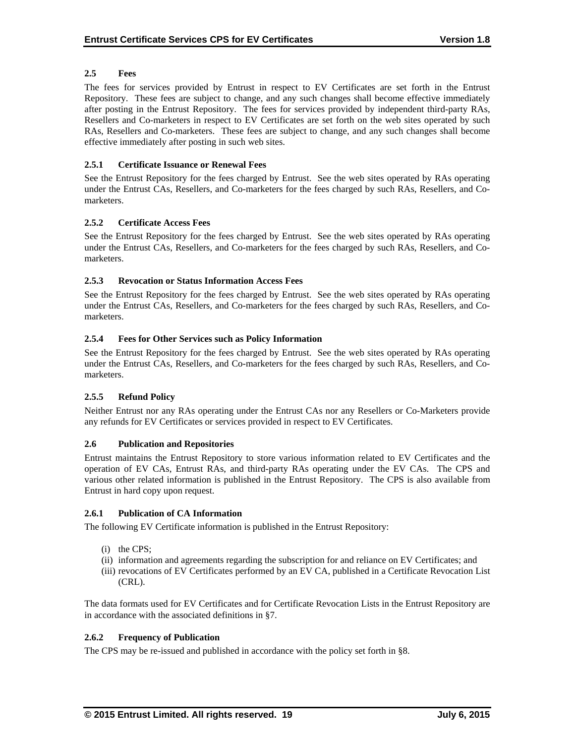## 2.5 Fees

The fees for services provided by Entrust in respect to EV Certificates are set forth in the Entrust Repository. These fees are subject to change, and any such changes shall become effective immediately after posting in the Entrust Repository. The fees for services provided by independent third-party RAs, Resellers and Co-marketers in respect to EV Certificates are set forth on the web sites operated by such RAs, Resellers and Co-marketers. These fees are subject to change, and any such changes shall become effective immediately after posting in such web sites.

### 2.5.1 Certificate Issuance or Renewal Fees

See the Entrust Repository for the fees charged by Entrust. See the web sites operated by RAs operating under the Entrust CAs, Resellers, and Co-marketers for the fees charged by such RAs, Resellers, and Co-marketers.

### 2.5.2 Certificate Access Fees

See the Entrust Repository for the fees charged by Entrust. See the web sites operated by RAs operating under the Entrust CAs, Resellers, and Co-marketers for the fees charged by such RAs, Resellers, and Co-marketers.

### 2.5.3 Revocation or Status Information Access Fees

See the Entrust Repository for the fees charged by Entrust. See the web sites operated by RAs operating under the Entrust CAs, Resellers, and Co-marketers for the fees charged by such RAs, Resellers, and Co-marketers.

### 2.5.4 Fees for Other Services such as Policy Information

See the Entrust Repository for the fees charged by Entrust. See the web sites operated by RAs operating under the Entrust CAs, Resellers, and Co-marketers for the fees charged by such RAs, Resellers, and Co-marketers.

### 2.5.5 Refund Policy

Neither Entrust nor any RAs operating under the Entrust CAs nor any Resellers or Co-Marketers provide any refunds for EV Certificates or services provided in respect to EV Certificates.

## 2.6 Publication and Repositories

Entrust maintains the Entrust Repository to store various information related to EV Certificates and the operation of EV CAs, Entrust RAs, and third-party RAs operating under the EV CAs. The CPS and various other related information is published in the Entrust Repository. The CPS is also available from Entrust in hard copy upon request.

### 2.6.1 Publication of CA Information

The following EV Certificate information is published in the Entrust Repository:

(i) the CPS;
(ii) information and agreements regarding the subscription for and reliance on EV Certificates; and
(iii) revocations of EV Certificates performed by an EV CA, published in a Certificate Revocation List (CRL).

The data formats used for EV Certificates and for Certificate Revocation Lists in the Entrust Repository are in accordance with the associated definitions in §7.

### 2.6.2 Frequency of Publication

The CPS may be re-issued and published in accordance with the policy set forth in §8.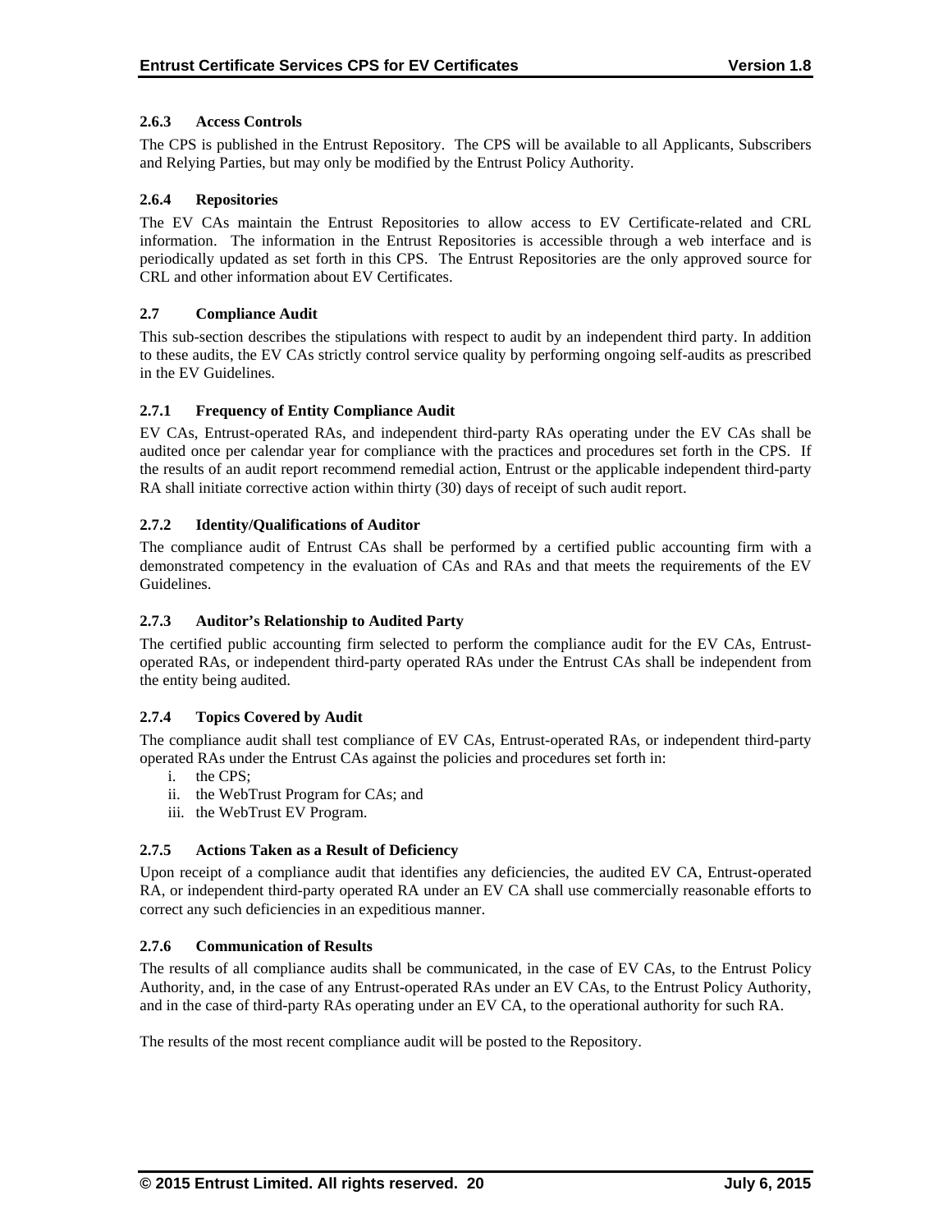#### 2.6.3 Access Controls

The CPS is published in the Entrust Repository. The CPS will be available to all Applicants, Subscribers and Relying Parties, but may only be modified by the Entrust Policy Authority.

#### 2.6.4 Repositories

The EV CAs maintain the Entrust Repositories to allow access to EV Certificate-related and CRL information. The information in the Entrust Repositories is accessible through a web interface and is periodically updated as set forth in this CPS. The Entrust Repositories are the only approved source for CRL and other information about EV Certificates.

### 2.7 Compliance Audit

This sub-section describes the stipulations with respect to audit by an independent third party. In addition to these audits, the EV CAs strictly control service quality by performing ongoing self-audits as prescribed in the EV Guidelines.

#### 2.7.1 Frequency of Entity Compliance Audit

EV CAs, Entrust-operated RAs, and independent third-party RAs operating under the EV CAs shall be audited once per calendar year for compliance with the practices and procedures set forth in the CPS. If the results of an audit report recommend remedial action, Entrust or the applicable independent third-party RA shall initiate corrective action within thirty (30) days of receipt of such audit report.

#### 2.7.2 Identity/Qualifications of Auditor

The compliance audit of Entrust CAs shall be performed by a certified public accounting firm with a demonstrated competency in the evaluation of CAs and RAs and that meets the requirements of the EV Guidelines.

#### 2.7.3 Auditor's Relationship to Audited Party

The certified public accounting firm selected to perform the compliance audit for the EV CAs, Entrust-operated RAs, or independent third-party operated RAs under the Entrust CAs shall be independent from the entity being audited.

#### 2.7.4 Topics Covered by Audit

The compliance audit shall test compliance of EV CAs, Entrust-operated RAs, or independent third-party operated RAs under the Entrust CAs against the policies and procedures set forth in:

i. the CPS;
ii. the WebTrust Program for CAs; and
iii. the WebTrust EV Program.

#### 2.7.5 Actions Taken as a Result of Deficiency

Upon receipt of a compliance audit that identifies any deficiencies, the audited EV CA, Entrust-operated RA, or independent third-party operated RA under an EV CA shall use commercially reasonable efforts to correct any such deficiencies in an expeditious manner.

#### 2.7.6 Communication of Results

The results of all compliance audits shall be communicated, in the case of EV CAs, to the Entrust Policy Authority, and, in the case of any Entrust-operated RAs under an EV CAs, to the Entrust Policy Authority, and in the case of third-party RAs operating under an EV CA, to the operational authority for such RA.

The results of the most recent compliance audit will be posted to the Repository.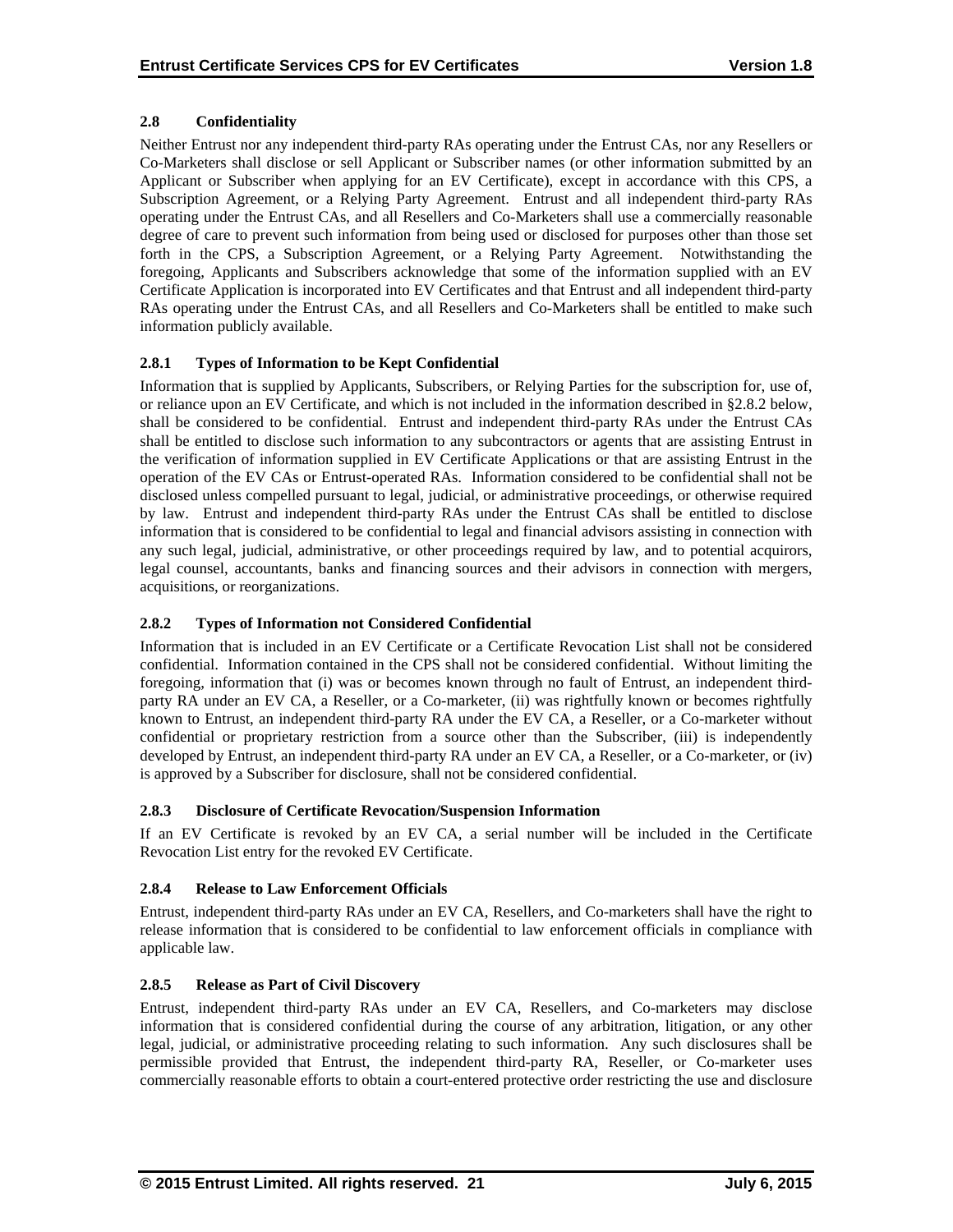### 2.8 Confidentiality

Neither Entrust nor any independent third-party RAs operating under the Entrust CAs, nor any Resellers or Co-Marketers shall disclose or sell Applicant or Subscriber names (or other information submitted by an Applicant or Subscriber when applying for an EV Certificate), except in accordance with this CPS, a Subscription Agreement, or a Relying Party Agreement. Entrust and all independent third-party RAs operating under the Entrust CAs, and all Resellers and Co-Marketers shall use a commercially reasonable degree of care to prevent such information from being used or disclosed for purposes other than those set forth in the CPS, a Subscription Agreement, or a Relying Party Agreement. Notwithstanding the foregoing, Applicants and Subscribers acknowledge that some of the information supplied with an EV Certificate Application is incorporated into EV Certificates and that Entrust and all independent third-party RAs operating under the Entrust CAs, and all Resellers and Co-Marketers shall be entitled to make such information publicly available.

#### 2.8.1 Types of Information to be Kept Confidential

Information that is supplied by Applicants, Subscribers, or Relying Parties for the subscription for, use of, or reliance upon an EV Certificate, and which is not included in the information described in §2.8.2 below, shall be considered to be confidential. Entrust and independent third-party RAs under the Entrust CAs shall be entitled to disclose such information to any subcontractors or agents that are assisting Entrust in the verification of information supplied in EV Certificate Applications or that are assisting Entrust in the operation of the EV CAs or Entrust-operated RAs. Information considered to be confidential shall not be disclosed unless compelled pursuant to legal, judicial, or administrative proceedings, or otherwise required by law. Entrust and independent third-party RAs under the Entrust CAs shall be entitled to disclose information that is considered to be confidential to legal and financial advisors assisting in connection with any such legal, judicial, administrative, or other proceedings required by law, and to potential acquirors, legal counsel, accountants, banks and financing sources and their advisors in connection with mergers, acquisitions, or reorganizations.

#### 2.8.2 Types of Information not Considered Confidential

Information that is included in an EV Certificate or a Certificate Revocation List shall not be considered confidential. Information contained in the CPS shall not be considered confidential. Without limiting the foregoing, information that (i) was or becomes known through no fault of Entrust, an independent third-party RA under an EV CA, a Reseller, or a Co-marketer, (ii) was rightfully known or becomes rightfully known to Entrust, an independent third-party RA under the EV CA, a Reseller, or a Co-marketer without confidential or proprietary restriction from a source other than the Subscriber, (iii) is independently developed by Entrust, an independent third-party RA under an EV CA, a Reseller, or a Co-marketer, or (iv) is approved by a Subscriber for disclosure, shall not be considered confidential.

#### 2.8.3 Disclosure of Certificate Revocation/Suspension Information

If an EV Certificate is revoked by an EV CA, a serial number will be included in the Certificate Revocation List entry for the revoked EV Certificate.

#### 2.8.4 Release to Law Enforcement Officials

Entrust, independent third-party RAs under an EV CA, Resellers, and Co-marketers shall have the right to release information that is considered to be confidential to law enforcement officials in compliance with applicable law.

#### 2.8.5 Release as Part of Civil Discovery

Entrust, independent third-party RAs under an EV CA, Resellers, and Co-marketers may disclose information that is considered confidential during the course of any arbitration, litigation, or any other legal, judicial, or administrative proceeding relating to such information. Any such disclosures shall be permissible provided that Entrust, the independent third-party RA, Reseller, or Co-marketer uses commercially reasonable efforts to obtain a court-entered protective order restricting the use and disclosure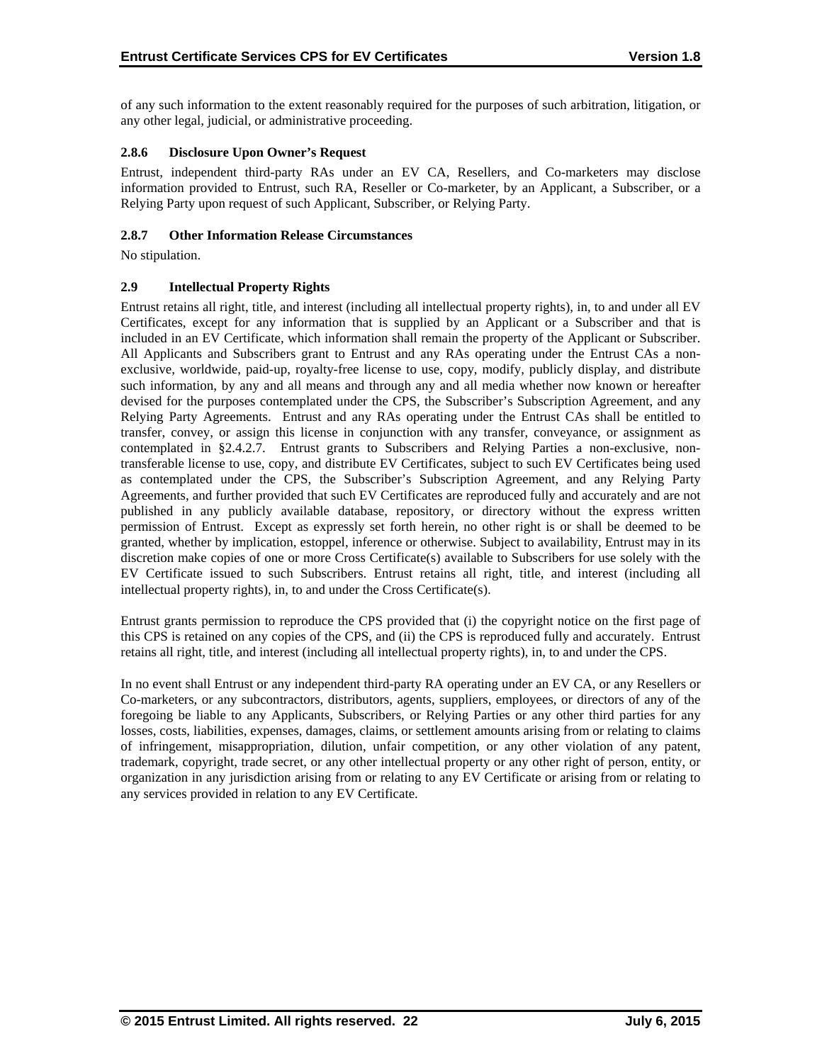of any such information to the extent reasonably required for the purposes of such arbitration, litigation, or any other legal, judicial, or administrative proceeding.

#### 2.8.6 Disclosure Upon Owner's Request

Entrust, independent third-party RAs under an EV CA, Resellers, and Co-marketers may disclose information provided to Entrust, such RA, Reseller or Co-marketer, by an Applicant, a Subscriber, or a Relying Party upon request of such Applicant, Subscriber, or Relying Party.

#### 2.8.7 Other Information Release Circumstances

No stipulation.

### 2.9 Intellectual Property Rights

Entrust retains all right, title, and interest (including all intellectual property rights), in, to and under all EV Certificates, except for any information that is supplied by an Applicant or a Subscriber and that is included in an EV Certificate, which information shall remain the property of the Applicant or Subscriber. All Applicants and Subscribers grant to Entrust and any RAs operating under the Entrust CAs a non-exclusive, worldwide, paid-up, royalty-free license to use, copy, modify, publicly display, and distribute such information, by any and all means and through any and all media whether now known or hereafter devised for the purposes contemplated under the CPS, the Subscriber's Subscription Agreement, and any Relying Party Agreements. Entrust and any RAs operating under the Entrust CAs shall be entitled to transfer, convey, or assign this license in conjunction with any transfer, conveyance, or assignment as contemplated in §2.4.2.7. Entrust grants to Subscribers and Relying Parties a non-exclusive, non-transferable license to use, copy, and distribute EV Certificates, subject to such EV Certificates being used as contemplated under the CPS, the Subscriber's Subscription Agreement, and any Relying Party Agreements, and further provided that such EV Certificates are reproduced fully and accurately and are not published in any publicly available database, repository, or directory without the express written permission of Entrust. Except as expressly set forth herein, no other right is or shall be deemed to be granted, whether by implication, estoppel, inference or otherwise. Subject to availability, Entrust may in its discretion make copies of one or more Cross Certificate(s) available to Subscribers for use solely with the EV Certificate issued to such Subscribers. Entrust retains all right, title, and interest (including all intellectual property rights), in, to and under the Cross Certificate(s).

Entrust grants permission to reproduce the CPS provided that (i) the copyright notice on the first page of this CPS is retained on any copies of the CPS, and (ii) the CPS is reproduced fully and accurately. Entrust retains all right, title, and interest (including all intellectual property rights), in, to and under the CPS.

In no event shall Entrust or any independent third-party RA operating under an EV CA, or any Resellers or Co-marketers, or any subcontractors, distributors, agents, suppliers, employees, or directors of any of the foregoing be liable to any Applicants, Subscribers, or Relying Parties or any other third parties for any losses, costs, liabilities, expenses, damages, claims, or settlement amounts arising from or relating to claims of infringement, misappropriation, dilution, unfair competition, or any other violation of any patent, trademark, copyright, trade secret, or any other intellectual property or any other right of person, entity, or organization in any jurisdiction arising from or relating to any EV Certificate or arising from or relating to any services provided in relation to any EV Certificate.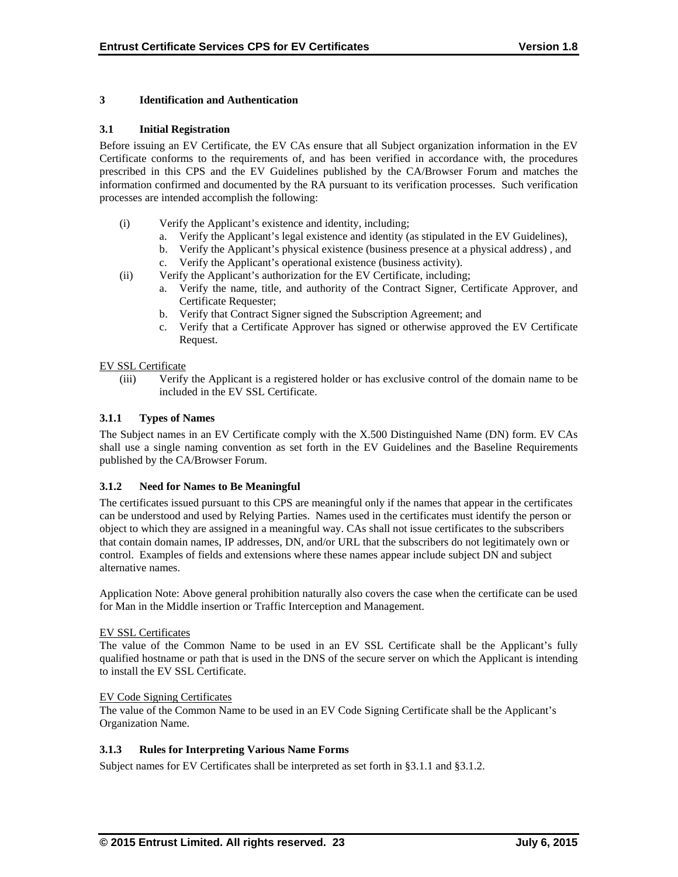# 3 Identification and Authentication

## 3.1 Initial Registration

Before issuing an EV Certificate, the EV CAs ensure that all Subject organization information in the EV Certificate conforms to the requirements of, and has been verified in accordance with, the procedures prescribed in this CPS and the EV Guidelines published by the CA/Browser Forum and matches the information confirmed and documented by the RA pursuant to its verification processes. Such verification processes are intended accomplish the following:

(i) Verify the Applicant's existence and identity, including;
   a. Verify the Applicant's legal existence and identity (as stipulated in the EV Guidelines),
   b. Verify the Applicant's physical existence (business presence at a physical address) , and
   c. Verify the Applicant's operational existence (business activity).

(ii) Verify the Applicant's authorization for the EV Certificate, including;
   a. Verify the name, title, and authority of the Contract Signer, Certificate Approver, and Certificate Requester;
   b. Verify that Contract Signer signed the Subscription Agreement; and
   c. Verify that a Certificate Approver has signed or otherwise approved the EV Certificate Request.

<u>EV SSL Certificate</u>

(iii) Verify the Applicant is a registered holder or has exclusive control of the domain name to be included in the EV SSL Certificate.

### 3.1.1 Types of Names

The Subject names in an EV Certificate comply with the X.500 Distinguished Name (DN) form. EV CAs shall use a single naming convention as set forth in the EV Guidelines and the Baseline Requirements published by the CA/Browser Forum.

### 3.1.2 Need for Names to Be Meaningful

The certificates issued pursuant to this CPS are meaningful only if the names that appear in the certificates can be understood and used by Relying Parties. Names used in the certificates must identify the person or object to which they are assigned in a meaningful way. CAs shall not issue certificates to the subscribers that contain domain names, IP addresses, DN, and/or URL that the subscribers do not legitimately own or control. Examples of fields and extensions where these names appear include subject DN and subject alternative names.

Application Note: Above general prohibition naturally also covers the case when the certificate can be used for Man in the Middle insertion or Traffic Interception and Management.

<u>EV SSL Certificates</u>

The value of the Common Name to be used in an EV SSL Certificate shall be the Applicant's fully qualified hostname or path that is used in the DNS of the secure server on which the Applicant is intending to install the EV SSL Certificate.

<u>EV Code Signing Certificates</u>

The value of the Common Name to be used in an EV Code Signing Certificate shall be the Applicant's Organization Name.

### 3.1.3 Rules for Interpreting Various Name Forms

Subject names for EV Certificates shall be interpreted as set forth in §3.1.1 and §3.1.2.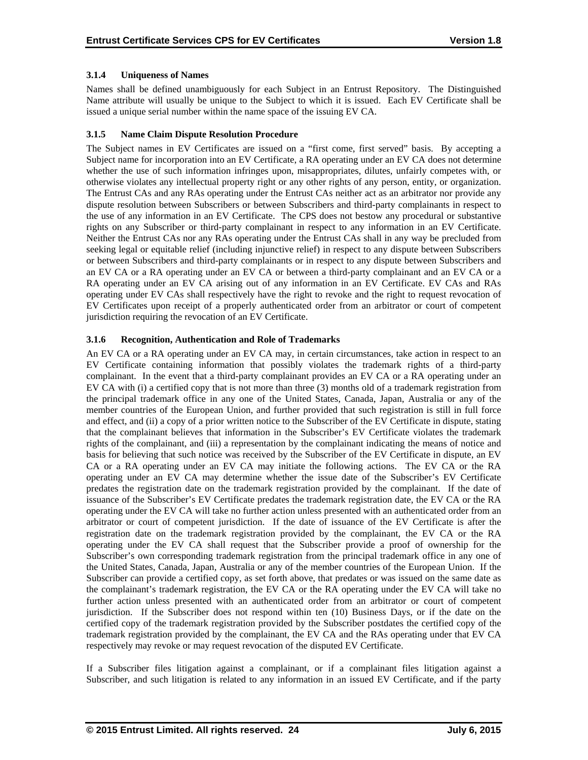### 3.1.4 Uniqueness of Names

Names shall be defined unambiguously for each Subject in an Entrust Repository. The Distinguished Name attribute will usually be unique to the Subject to which it is issued. Each EV Certificate shall be issued a unique serial number within the name space of the issuing EV CA.

### 3.1.5 Name Claim Dispute Resolution Procedure

The Subject names in EV Certificates are issued on a "first come, first served" basis. By accepting a Subject name for incorporation into an EV Certificate, a RA operating under an EV CA does not determine whether the use of such information infringes upon, misappropriates, dilutes, unfairly competes with, or otherwise violates any intellectual property right or any other rights of any person, entity, or organization. The Entrust CAs and any RAs operating under the Entrust CAs neither act as an arbitrator nor provide any dispute resolution between Subscribers or between Subscribers and third-party complainants in respect to the use of any information in an EV Certificate. The CPS does not bestow any procedural or substantive rights on any Subscriber or third-party complainant in respect to any information in an EV Certificate. Neither the Entrust CAs nor any RAs operating under the Entrust CAs shall in any way be precluded from seeking legal or equitable relief (including injunctive relief) in respect to any dispute between Subscribers or between Subscribers and third-party complainants or in respect to any dispute between Subscribers and an EV CA or a RA operating under an EV CA or between a third-party complainant and an EV CA or a RA operating under an EV CA arising out of any information in an EV Certificate. EV CAs and RAs operating under EV CAs shall respectively have the right to revoke and the right to request revocation of EV Certificates upon receipt of a properly authenticated order from an arbitrator or court of competent jurisdiction requiring the revocation of an EV Certificate.

### 3.1.6 Recognition, Authentication and Role of Trademarks

An EV CA or a RA operating under an EV CA may, in certain circumstances, take action in respect to an EV Certificate containing information that possibly violates the trademark rights of a third-party complainant. In the event that a third-party complainant provides an EV CA or a RA operating under an EV CA with (i) a certified copy that is not more than three (3) months old of a trademark registration from the principal trademark office in any one of the United States, Canada, Japan, Australia or any of the member countries of the European Union, and further provided that such registration is still in full force and effect, and (ii) a copy of a prior written notice to the Subscriber of the EV Certificate in dispute, stating that the complainant believes that information in the Subscriber's EV Certificate violates the trademark rights of the complainant, and (iii) a representation by the complainant indicating the means of notice and basis for believing that such notice was received by the Subscriber of the EV Certificate in dispute, an EV CA or a RA operating under an EV CA may initiate the following actions. The EV CA or the RA operating under an EV CA may determine whether the issue date of the Subscriber's EV Certificate predates the registration date on the trademark registration provided by the complainant. If the date of issuance of the Subscriber's EV Certificate predates the trademark registration date, the EV CA or the RA operating under the EV CA will take no further action unless presented with an authenticated order from an arbitrator or court of competent jurisdiction. If the date of issuance of the EV Certificate is after the registration date on the trademark registration provided by the complainant, the EV CA or the RA operating under the EV CA shall request that the Subscriber provide a proof of ownership for the Subscriber's own corresponding trademark registration from the principal trademark office in any one of the United States, Canada, Japan, Australia or any of the member countries of the European Union. If the Subscriber can provide a certified copy, as set forth above, that predates or was issued on the same date as the complainant's trademark registration, the EV CA or the RA operating under the EV CA will take no further action unless presented with an authenticated order from an arbitrator or court of competent jurisdiction. If the Subscriber does not respond within ten (10) Business Days, or if the date on the certified copy of the trademark registration provided by the Subscriber postdates the certified copy of the trademark registration provided by the complainant, the EV CA and the RAs operating under that EV CA respectively may revoke or may request revocation of the disputed EV Certificate.

If a Subscriber files litigation against a complainant, or if a complainant files litigation against a Subscriber, and such litigation is related to any information in an issued EV Certificate, and if the party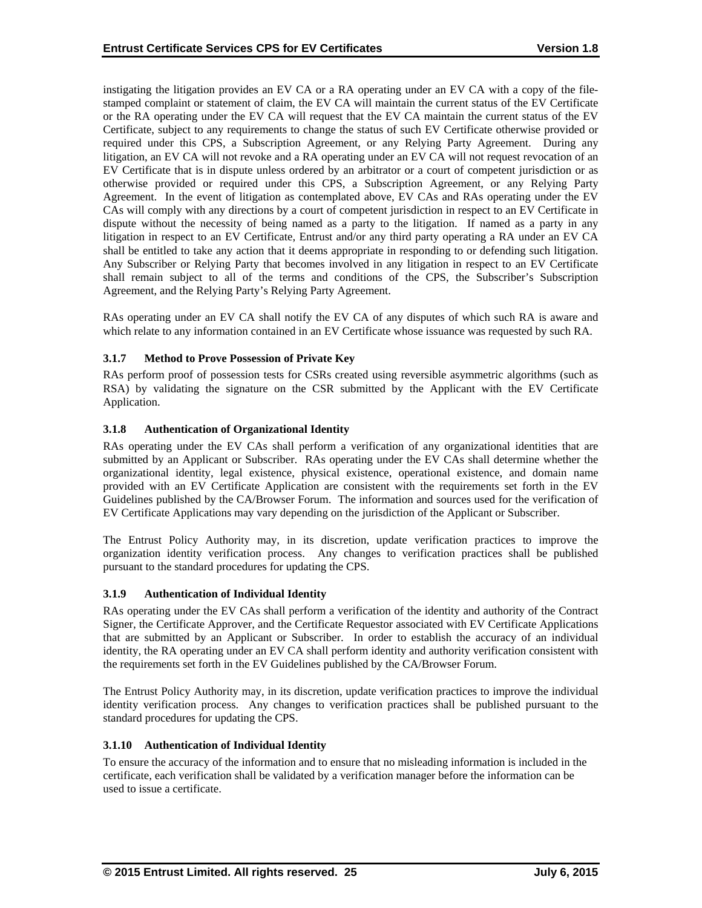instigating the litigation provides an EV CA or a RA operating under an EV CA with a copy of the file-stamped complaint or statement of claim, the EV CA will maintain the current status of the EV Certificate or the RA operating under the EV CA will request that the EV CA maintain the current status of the EV Certificate, subject to any requirements to change the status of such EV Certificate otherwise provided or required under this CPS, a Subscription Agreement, or any Relying Party Agreement. During any litigation, an EV CA will not revoke and a RA operating under an EV CA will not request revocation of an EV Certificate that is in dispute unless ordered by an arbitrator or a court of competent jurisdiction or as otherwise provided or required under this CPS, a Subscription Agreement, or any Relying Party Agreement. In the event of litigation as contemplated above, EV CAs and RAs operating under the EV CAs will comply with any directions by a court of competent jurisdiction in respect to an EV Certificate in dispute without the necessity of being named as a party to the litigation. If named as a party in any litigation in respect to an EV Certificate, Entrust and/or any third party operating a RA under an EV CA shall be entitled to take any action that it deems appropriate in responding to or defending such litigation. Any Subscriber or Relying Party that becomes involved in any litigation in respect to an EV Certificate shall remain subject to all of the terms and conditions of the CPS, the Subscriber's Subscription Agreement, and the Relying Party's Relying Party Agreement.

RAs operating under an EV CA shall notify the EV CA of any disputes of which such RA is aware and which relate to any information contained in an EV Certificate whose issuance was requested by such RA.

### 3.1.7 Method to Prove Possession of Private Key

RAs perform proof of possession tests for CSRs created using reversible asymmetric algorithms (such as RSA) by validating the signature on the CSR submitted by the Applicant with the EV Certificate Application.

### 3.1.8 Authentication of Organizational Identity

RAs operating under the EV CAs shall perform a verification of any organizational identities that are submitted by an Applicant or Subscriber. RAs operating under the EV CAs shall determine whether the organizational identity, legal existence, physical existence, operational existence, and domain name provided with an EV Certificate Application are consistent with the requirements set forth in the EV Guidelines published by the CA/Browser Forum. The information and sources used for the verification of EV Certificate Applications may vary depending on the jurisdiction of the Applicant or Subscriber.

The Entrust Policy Authority may, in its discretion, update verification practices to improve the organization identity verification process. Any changes to verification practices shall be published pursuant to the standard procedures for updating the CPS.

### 3.1.9 Authentication of Individual Identity

RAs operating under the EV CAs shall perform a verification of the identity and authority of the Contract Signer, the Certificate Approver, and the Certificate Requestor associated with EV Certificate Applications that are submitted by an Applicant or Subscriber. In order to establish the accuracy of an individual identity, the RA operating under an EV CA shall perform identity and authority verification consistent with the requirements set forth in the EV Guidelines published by the CA/Browser Forum.

The Entrust Policy Authority may, in its discretion, update verification practices to improve the individual identity verification process. Any changes to verification practices shall be published pursuant to the standard procedures for updating the CPS.

### 3.1.10 Authentication of Individual Identity

To ensure the accuracy of the information and to ensure that no misleading information is included in the certificate, each verification shall be validated by a verification manager before the information can be used to issue a certificate.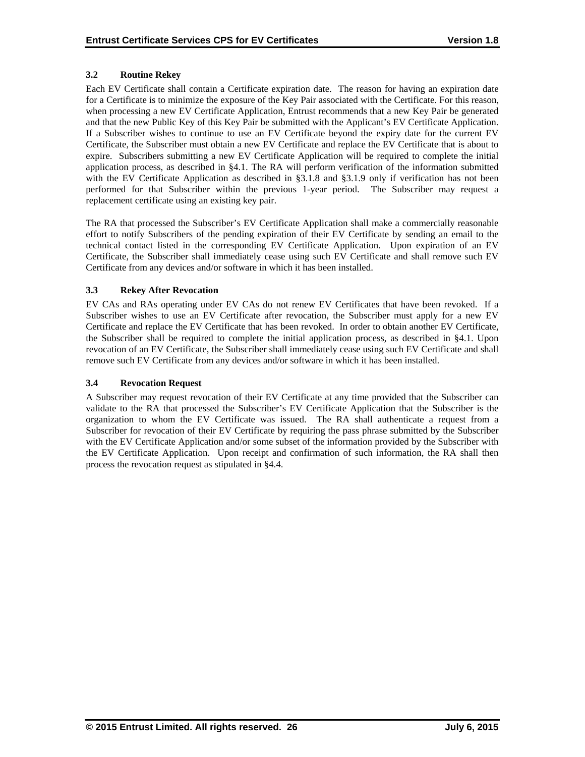### 3.2 Routine Rekey

Each EV Certificate shall contain a Certificate expiration date. The reason for having an expiration date for a Certificate is to minimize the exposure of the Key Pair associated with the Certificate. For this reason, when processing a new EV Certificate Application, Entrust recommends that a new Key Pair be generated and that the new Public Key of this Key Pair be submitted with the Applicant's EV Certificate Application. If a Subscriber wishes to continue to use an EV Certificate beyond the expiry date for the current EV Certificate, the Subscriber must obtain a new EV Certificate and replace the EV Certificate that is about to expire. Subscribers submitting a new EV Certificate Application will be required to complete the initial application process, as described in §4.1. The RA will perform verification of the information submitted with the EV Certificate Application as described in §3.1.8 and §3.1.9 only if verification has not been performed for that Subscriber within the previous 1-year period. The Subscriber may request a replacement certificate using an existing key pair.

The RA that processed the Subscriber's EV Certificate Application shall make a commercially reasonable effort to notify Subscribers of the pending expiration of their EV Certificate by sending an email to the technical contact listed in the corresponding EV Certificate Application. Upon expiration of an EV Certificate, the Subscriber shall immediately cease using such EV Certificate and shall remove such EV Certificate from any devices and/or software in which it has been installed.

### 3.3 Rekey After Revocation

EV CAs and RAs operating under EV CAs do not renew EV Certificates that have been revoked. If a Subscriber wishes to use an EV Certificate after revocation, the Subscriber must apply for a new EV Certificate and replace the EV Certificate that has been revoked. In order to obtain another EV Certificate, the Subscriber shall be required to complete the initial application process, as described in §4.1. Upon revocation of an EV Certificate, the Subscriber shall immediately cease using such EV Certificate and shall remove such EV Certificate from any devices and/or software in which it has been installed.

### 3.4 Revocation Request

A Subscriber may request revocation of their EV Certificate at any time provided that the Subscriber can validate to the RA that processed the Subscriber's EV Certificate Application that the Subscriber is the organization to whom the EV Certificate was issued. The RA shall authenticate a request from a Subscriber for revocation of their EV Certificate by requiring the pass phrase submitted by the Subscriber with the EV Certificate Application and/or some subset of the information provided by the Subscriber with the EV Certificate Application. Upon receipt and confirmation of such information, the RA shall then process the revocation request as stipulated in §4.4.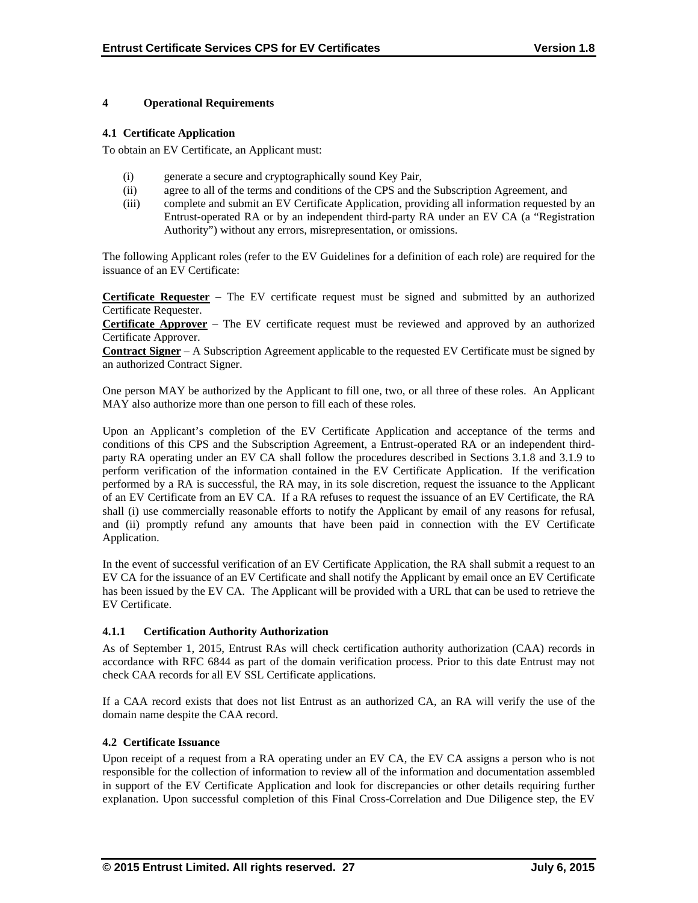# 4 Operational Requirements

## 4.1 Certificate Application

To obtain an EV Certificate, an Applicant must:

(i) generate a secure and cryptographically sound Key Pair,
(ii) agree to all of the terms and conditions of the CPS and the Subscription Agreement, and
(iii) complete and submit an EV Certificate Application, providing all information requested by an Entrust-operated RA or by an independent third-party RA under an EV CA (a "Registration Authority") without any errors, misrepresentation, or omissions.

The following Applicant roles (refer to the EV Guidelines for a definition of each role) are required for the issuance of an EV Certificate:

**Certificate Requester** – The EV certificate request must be signed and submitted by an authorized Certificate Requester.
**Certificate Approver** – The EV certificate request must be reviewed and approved by an authorized Certificate Approver.
**Contract Signer** – A Subscription Agreement applicable to the requested EV Certificate must be signed by an authorized Contract Signer.

One person MAY be authorized by the Applicant to fill one, two, or all three of these roles. An Applicant MAY also authorize more than one person to fill each of these roles.

Upon an Applicant's completion of the EV Certificate Application and acceptance of the terms and conditions of this CPS and the Subscription Agreement, a Entrust-operated RA or an independent third-party RA operating under an EV CA shall follow the procedures described in Sections 3.1.8 and 3.1.9 to perform verification of the information contained in the EV Certificate Application. If the verification performed by a RA is successful, the RA may, in its sole discretion, request the issuance to the Applicant of an EV Certificate from an EV CA. If a RA refuses to request the issuance of an EV Certificate, the RA shall (i) use commercially reasonable efforts to notify the Applicant by email of any reasons for refusal, and (ii) promptly refund any amounts that have been paid in connection with the EV Certificate Application.

In the event of successful verification of an EV Certificate Application, the RA shall submit a request to an EV CA for the issuance of an EV Certificate and shall notify the Applicant by email once an EV Certificate has been issued by the EV CA. The Applicant will be provided with a URL that can be used to retrieve the EV Certificate.

### 4.1.1 Certification Authority Authorization

As of September 1, 2015, Entrust RAs will check certification authority authorization (CAA) records in accordance with RFC 6844 as part of the domain verification process. Prior to this date Entrust may not check CAA records for all EV SSL Certificate applications.

If a CAA record exists that does not list Entrust as an authorized CA, an RA will verify the use of the domain name despite the CAA record.

## 4.2 Certificate Issuance

Upon receipt of a request from a RA operating under an EV CA, the EV CA assigns a person who is not responsible for the collection of information to review all of the information and documentation assembled in support of the EV Certificate Application and look for discrepancies or other details requiring further explanation. Upon successful completion of this Final Cross-Correlation and Due Diligence step, the EV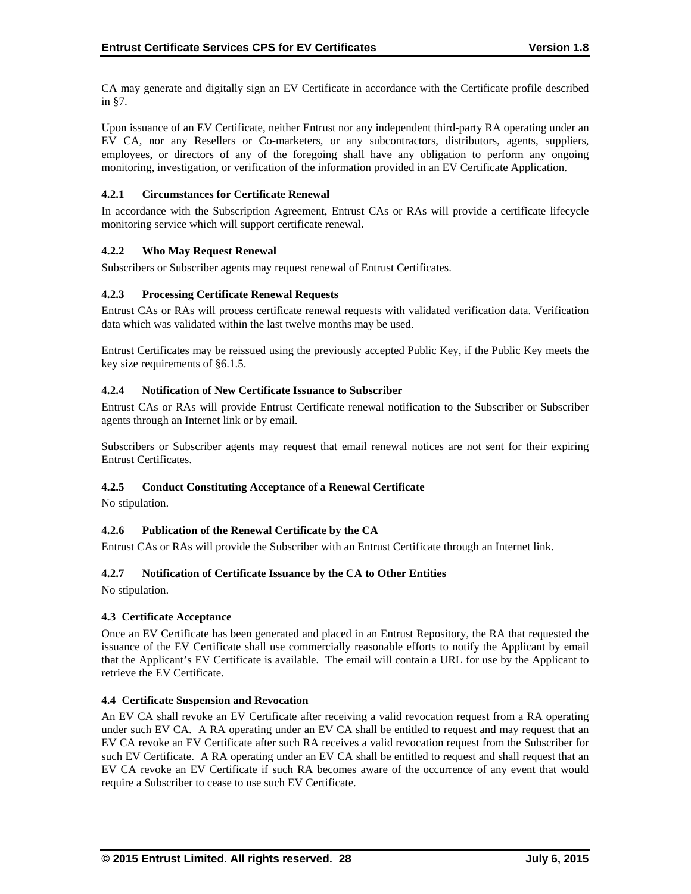CA may generate and digitally sign an EV Certificate in accordance with the Certificate profile described in §7.

Upon issuance of an EV Certificate, neither Entrust nor any independent third-party RA operating under an EV CA, nor any Resellers or Co-marketers, or any subcontractors, distributors, agents, suppliers, employees, or directors of any of the foregoing shall have any obligation to perform any ongoing monitoring, investigation, or verification of the information provided in an EV Certificate Application.

#### 4.2.1 Circumstances for Certificate Renewal

In accordance with the Subscription Agreement, Entrust CAs or RAs will provide a certificate lifecycle monitoring service which will support certificate renewal.

#### 4.2.2 Who May Request Renewal

Subscribers or Subscriber agents may request renewal of Entrust Certificates.

#### 4.2.3 Processing Certificate Renewal Requests

Entrust CAs or RAs will process certificate renewal requests with validated verification data. Verification data which was validated within the last twelve months may be used.

Entrust Certificates may be reissued using the previously accepted Public Key, if the Public Key meets the key size requirements of §6.1.5.

#### 4.2.4 Notification of New Certificate Issuance to Subscriber

Entrust CAs or RAs will provide Entrust Certificate renewal notification to the Subscriber or Subscriber agents through an Internet link or by email.

Subscribers or Subscriber agents may request that email renewal notices are not sent for their expiring Entrust Certificates.

#### 4.2.5 Conduct Constituting Acceptance of a Renewal Certificate

No stipulation.

#### 4.2.6 Publication of the Renewal Certificate by the CA

Entrust CAs or RAs will provide the Subscriber with an Entrust Certificate through an Internet link.

#### 4.2.7 Notification of Certificate Issuance by the CA to Other Entities

No stipulation.

### 4.3 Certificate Acceptance

Once an EV Certificate has been generated and placed in an Entrust Repository, the RA that requested the issuance of the EV Certificate shall use commercially reasonable efforts to notify the Applicant by email that the Applicant's EV Certificate is available. The email will contain a URL for use by the Applicant to retrieve the EV Certificate.

### 4.4 Certificate Suspension and Revocation

An EV CA shall revoke an EV Certificate after receiving a valid revocation request from a RA operating under such EV CA. A RA operating under an EV CA shall be entitled to request and may request that an EV CA revoke an EV Certificate after such RA receives a valid revocation request from the Subscriber for such EV Certificate. A RA operating under an EV CA shall be entitled to request and shall request that an EV CA revoke an EV Certificate if such RA becomes aware of the occurrence of any event that would require a Subscriber to cease to use such EV Certificate.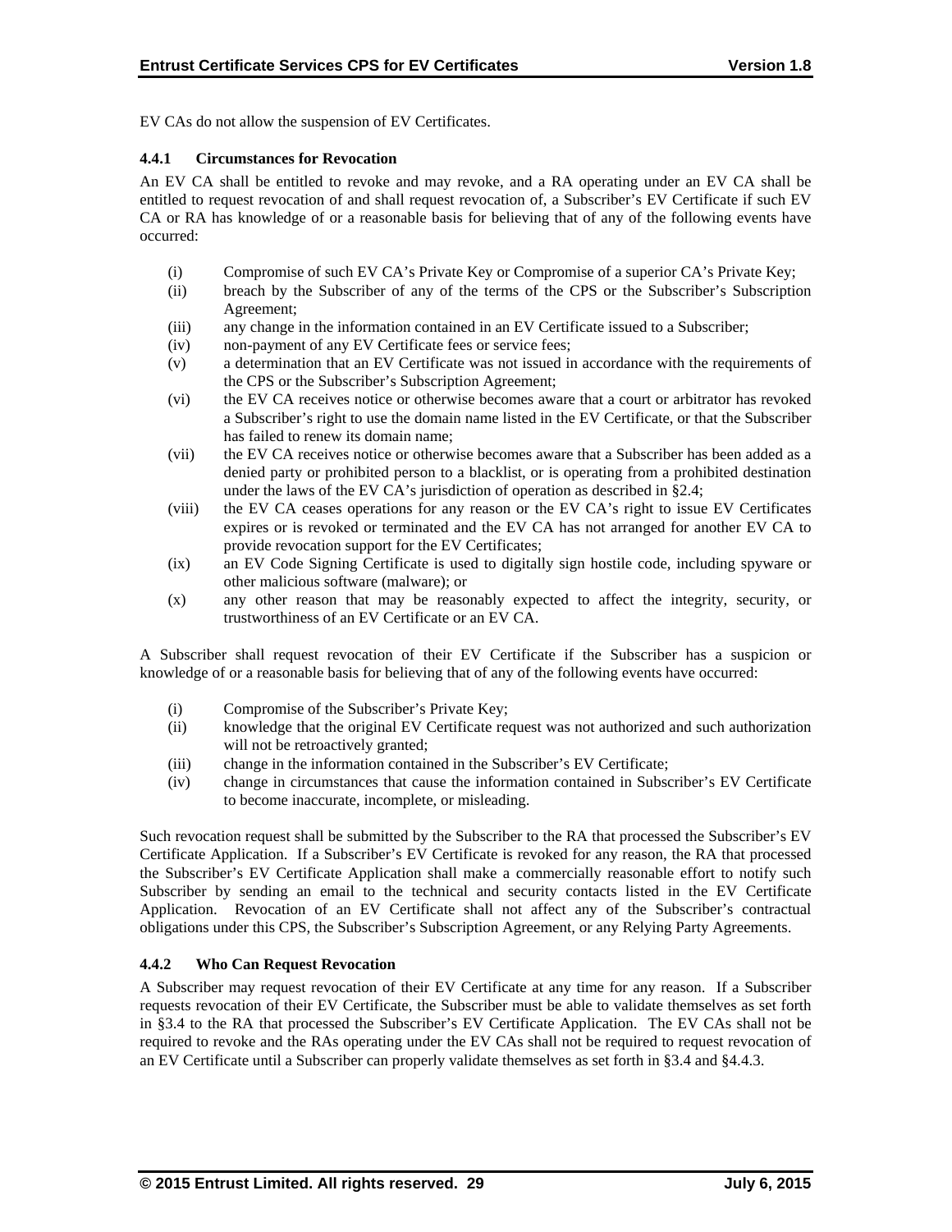EV CAs do not allow the suspension of EV Certificates.

### 4.4.1 Circumstances for Revocation

An EV CA shall be entitled to revoke and may revoke, and a RA operating under an EV CA shall be entitled to request revocation of and shall request revocation of, a Subscriber's EV Certificate if such EV CA or RA has knowledge of or a reasonable basis for believing that of any of the following events have occurred:

(i) Compromise of such EV CA's Private Key or Compromise of a superior CA's Private Key;
(ii) breach by the Subscriber of any of the terms of the CPS or the Subscriber's Subscription Agreement;
(iii) any change in the information contained in an EV Certificate issued to a Subscriber;
(iv) non-payment of any EV Certificate fees or service fees;
(v) a determination that an EV Certificate was not issued in accordance with the requirements of the CPS or the Subscriber's Subscription Agreement;
(vi) the EV CA receives notice or otherwise becomes aware that a court or arbitrator has revoked a Subscriber's right to use the domain name listed in the EV Certificate, or that the Subscriber has failed to renew its domain name;
(vii) the EV CA receives notice or otherwise becomes aware that a Subscriber has been added as a denied party or prohibited person to a blacklist, or is operating from a prohibited destination under the laws of the EV CA's jurisdiction of operation as described in §2.4;
(viii) the EV CA ceases operations for any reason or the EV CA's right to issue EV Certificates expires or is revoked or terminated and the EV CA has not arranged for another EV CA to provide revocation support for the EV Certificates;
(ix) an EV Code Signing Certificate is used to digitally sign hostile code, including spyware or other malicious software (malware); or
(x) any other reason that may be reasonably expected to affect the integrity, security, or trustworthiness of an EV Certificate or an EV CA.

A Subscriber shall request revocation of their EV Certificate if the Subscriber has a suspicion or knowledge of or a reasonable basis for believing that of any of the following events have occurred:

(i) Compromise of the Subscriber's Private Key;
(ii) knowledge that the original EV Certificate request was not authorized and such authorization will not be retroactively granted;
(iii) change in the information contained in the Subscriber's EV Certificate;
(iv) change in circumstances that cause the information contained in Subscriber's EV Certificate to become inaccurate, incomplete, or misleading.

Such revocation request shall be submitted by the Subscriber to the RA that processed the Subscriber's EV Certificate Application. If a Subscriber's EV Certificate is revoked for any reason, the RA that processed the Subscriber's EV Certificate Application shall make a commercially reasonable effort to notify such Subscriber by sending an email to the technical and security contacts listed in the EV Certificate Application. Revocation of an EV Certificate shall not affect any of the Subscriber's contractual obligations under this CPS, the Subscriber's Subscription Agreement, or any Relying Party Agreements.

### 4.4.2 Who Can Request Revocation

A Subscriber may request revocation of their EV Certificate at any time for any reason. If a Subscriber requests revocation of their EV Certificate, the Subscriber must be able to validate themselves as set forth in §3.4 to the RA that processed the Subscriber's EV Certificate Application. The EV CAs shall not be required to revoke and the RAs operating under the EV CAs shall not be required to request revocation of an EV Certificate until a Subscriber can properly validate themselves as set forth in §3.4 and §4.4.3.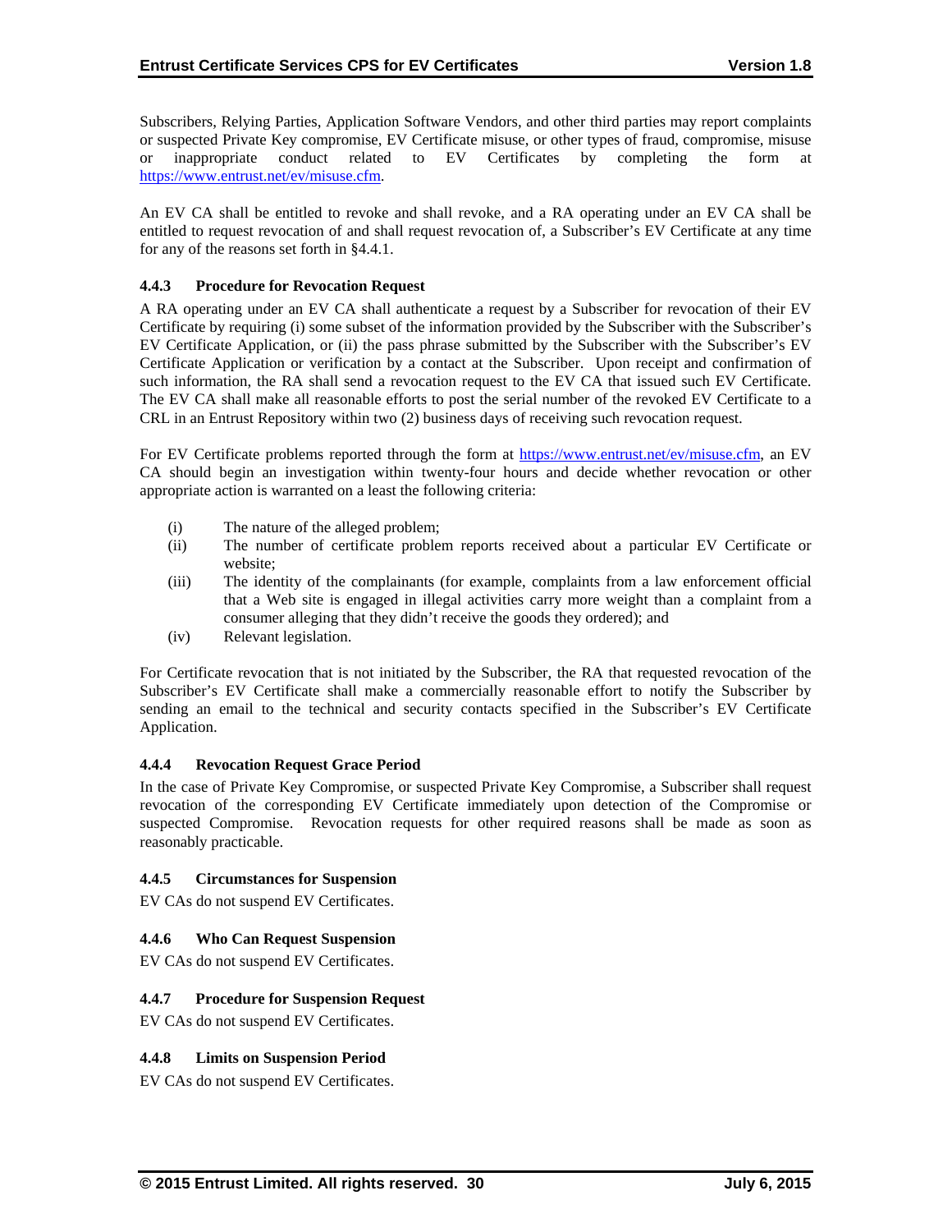Subscribers, Relying Parties, Application Software Vendors, and other third parties may report complaints or suspected Private Key compromise, EV Certificate misuse, or other types of fraud, compromise, misuse or inappropriate conduct related to EV Certificates by completing the form at https://www.entrust.net/ev/misuse.cfm.

An EV CA shall be entitled to revoke and shall revoke, and a RA operating under an EV CA shall be entitled to request revocation of and shall request revocation of, a Subscriber's EV Certificate at any time for any of the reasons set forth in §4.4.1.

### 4.4.3 Procedure for Revocation Request

A RA operating under an EV CA shall authenticate a request by a Subscriber for revocation of their EV Certificate by requiring (i) some subset of the information provided by the Subscriber with the Subscriber's EV Certificate Application, or (ii) the pass phrase submitted by the Subscriber with the Subscriber's EV Certificate Application or verification by a contact at the Subscriber. Upon receipt and confirmation of such information, the RA shall send a revocation request to the EV CA that issued such EV Certificate. The EV CA shall make all reasonable efforts to post the serial number of the revoked EV Certificate to a CRL in an Entrust Repository within two (2) business days of receiving such revocation request.

For EV Certificate problems reported through the form at https://www.entrust.net/ev/misuse.cfm, an EV CA should begin an investigation within twenty-four hours and decide whether revocation or other appropriate action is warranted on a least the following criteria:

(i) The nature of the alleged problem;

(ii) The number of certificate problem reports received about a particular EV Certificate or website;

(iii) The identity of the complainants (for example, complaints from a law enforcement official that a Web site is engaged in illegal activities carry more weight than a complaint from a consumer alleging that they didn't receive the goods they ordered); and

(iv) Relevant legislation.

For Certificate revocation that is not initiated by the Subscriber, the RA that requested revocation of the Subscriber's EV Certificate shall make a commercially reasonable effort to notify the Subscriber by sending an email to the technical and security contacts specified in the Subscriber's EV Certificate Application.

### 4.4.4 Revocation Request Grace Period

In the case of Private Key Compromise, or suspected Private Key Compromise, a Subscriber shall request revocation of the corresponding EV Certificate immediately upon detection of the Compromise or suspected Compromise. Revocation requests for other required reasons shall be made as soon as reasonably practicable.

### 4.4.5 Circumstances for Suspension

EV CAs do not suspend EV Certificates.

### 4.4.6 Who Can Request Suspension

EV CAs do not suspend EV Certificates.

### 4.4.7 Procedure for Suspension Request

EV CAs do not suspend EV Certificates.

### 4.4.8 Limits on Suspension Period

EV CAs do not suspend EV Certificates.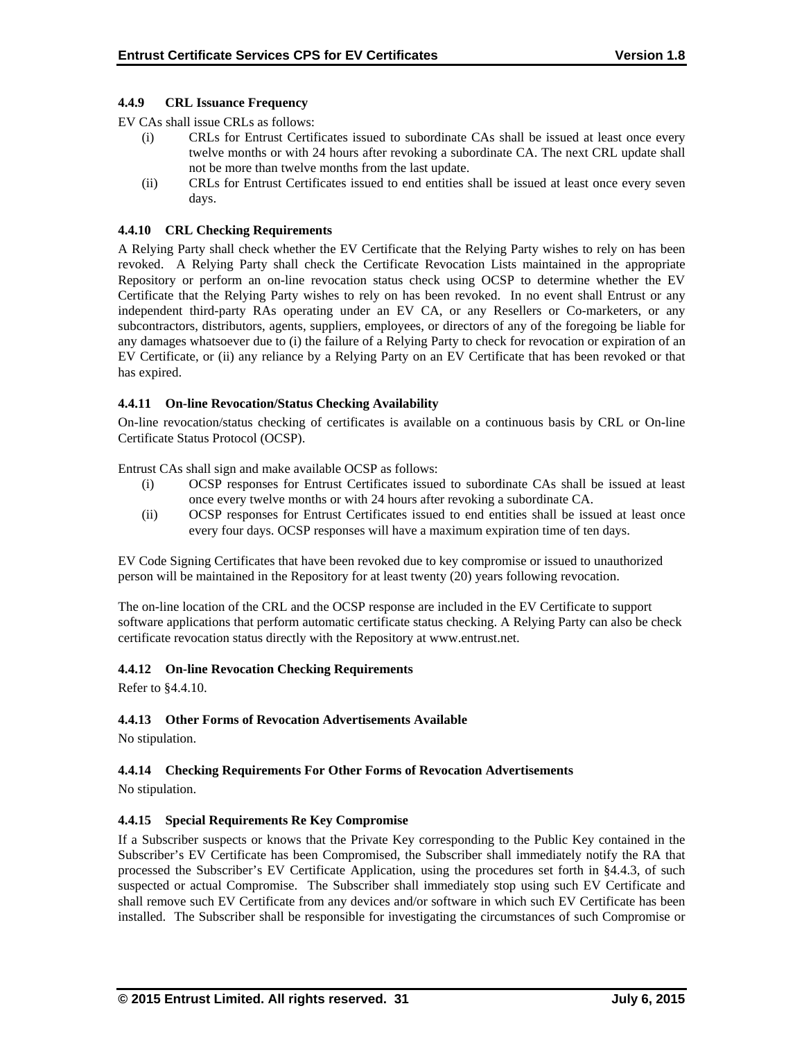#### 4.4.9 CRL Issuance Frequency

EV CAs shall issue CRLs as follows:

(i) CRLs for Entrust Certificates issued to subordinate CAs shall be issued at least once every twelve months or with 24 hours after revoking a subordinate CA. The next CRL update shall not be more than twelve months from the last update.

(ii) CRLs for Entrust Certificates issued to end entities shall be issued at least once every seven days.

#### 4.4.10 CRL Checking Requirements

A Relying Party shall check whether the EV Certificate that the Relying Party wishes to rely on has been revoked. A Relying Party shall check the Certificate Revocation Lists maintained in the appropriate Repository or perform an on-line revocation status check using OCSP to determine whether the EV Certificate that the Relying Party wishes to rely on has been revoked. In no event shall Entrust or any independent third-party RAs operating under an EV CA, or any Resellers or Co-marketers, or any subcontractors, distributors, agents, suppliers, employees, or directors of any of the foregoing be liable for any damages whatsoever due to (i) the failure of a Relying Party to check for revocation or expiration of an EV Certificate, or (ii) any reliance by a Relying Party on an EV Certificate that has been revoked or that has expired.

#### 4.4.11 On-line Revocation/Status Checking Availability

On-line revocation/status checking of certificates is available on a continuous basis by CRL or On-line Certificate Status Protocol (OCSP).

Entrust CAs shall sign and make available OCSP as follows:

(i) OCSP responses for Entrust Certificates issued to subordinate CAs shall be issued at least once every twelve months or with 24 hours after revoking a subordinate CA.

(ii) OCSP responses for Entrust Certificates issued to end entities shall be issued at least once every four days. OCSP responses will have a maximum expiration time of ten days.

EV Code Signing Certificates that have been revoked due to key compromise or issued to unauthorized person will be maintained in the Repository for at least twenty (20) years following revocation.

The on-line location of the CRL and the OCSP response are included in the EV Certificate to support software applications that perform automatic certificate status checking. A Relying Party can also be check certificate revocation status directly with the Repository at www.entrust.net.

#### 4.4.12 On-line Revocation Checking Requirements

Refer to §4.4.10.

#### 4.4.13 Other Forms of Revocation Advertisements Available

No stipulation.

#### 4.4.14 Checking Requirements For Other Forms of Revocation Advertisements

No stipulation.

#### 4.4.15 Special Requirements Re Key Compromise

If a Subscriber suspects or knows that the Private Key corresponding to the Public Key contained in the Subscriber's EV Certificate has been Compromised, the Subscriber shall immediately notify the RA that processed the Subscriber's EV Certificate Application, using the procedures set forth in §4.4.3, of such suspected or actual Compromise. The Subscriber shall immediately stop using such EV Certificate and shall remove such EV Certificate from any devices and/or software in which such EV Certificate has been installed. The Subscriber shall be responsible for investigating the circumstances of such Compromise or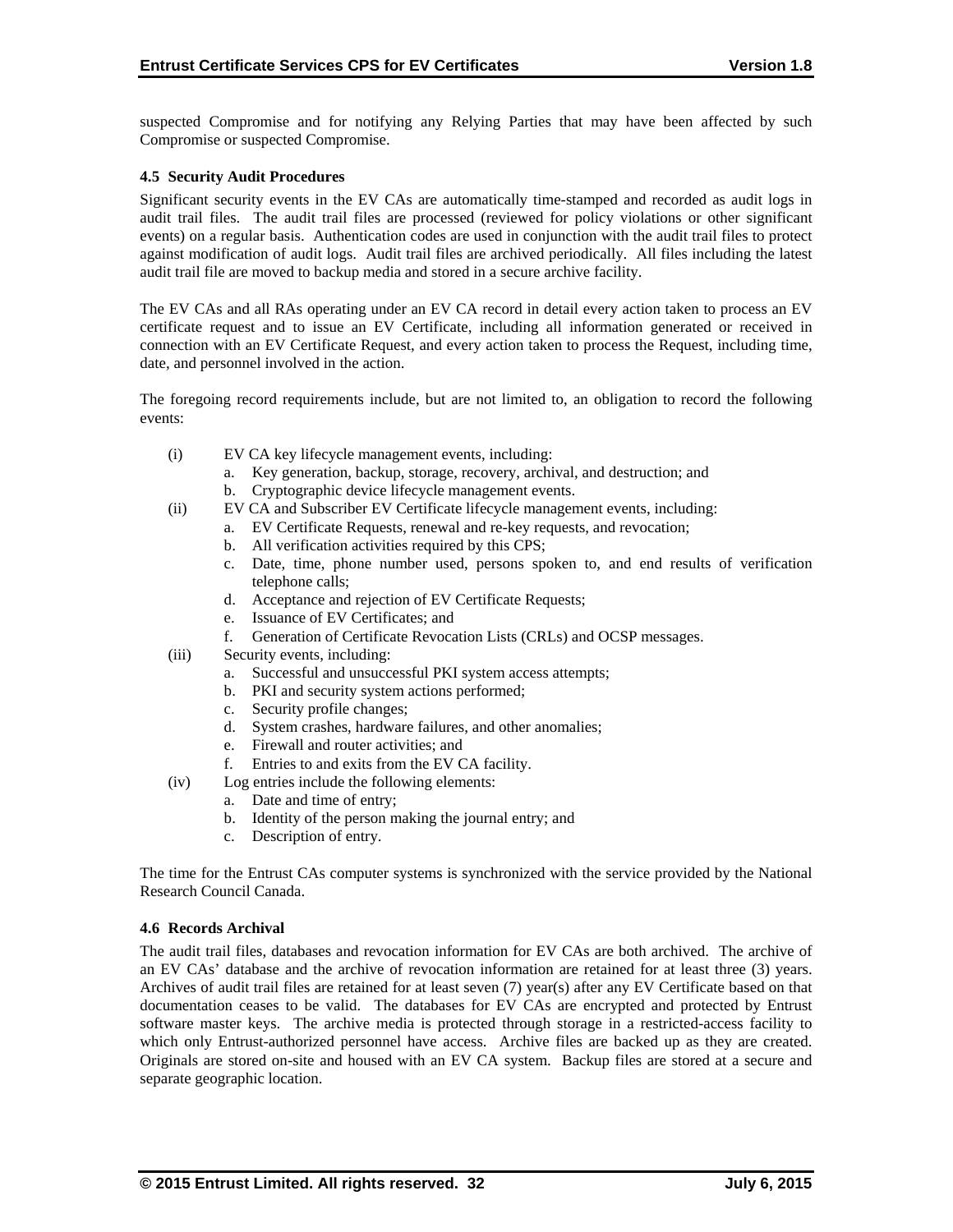suspected Compromise and for notifying any Relying Parties that may have been affected by such Compromise or suspected Compromise.

### 4.5 Security Audit Procedures

Significant security events in the EV CAs are automatically time-stamped and recorded as audit logs in audit trail files. The audit trail files are processed (reviewed for policy violations or other significant events) on a regular basis. Authentication codes are used in conjunction with the audit trail files to protect against modification of audit logs. Audit trail files are archived periodically. All files including the latest audit trail file are moved to backup media and stored in a secure archive facility.

The EV CAs and all RAs operating under an EV CA record in detail every action taken to process an EV certificate request and to issue an EV Certificate, including all information generated or received in connection with an EV Certificate Request, and every action taken to process the Request, including time, date, and personnel involved in the action.

The foregoing record requirements include, but are not limited to, an obligation to record the following events:

(i) EV CA key lifecycle management events, including:
   a. Key generation, backup, storage, recovery, archival, and destruction; and
   b. Cryptographic device lifecycle management events.

(ii) EV CA and Subscriber EV Certificate lifecycle management events, including:
   a. EV Certificate Requests, renewal and re-key requests, and revocation;
   b. All verification activities required by this CPS;
   c. Date, time, phone number used, persons spoken to, and end results of verification telephone calls;
   d. Acceptance and rejection of EV Certificate Requests;
   e. Issuance of EV Certificates; and
   f. Generation of Certificate Revocation Lists (CRLs) and OCSP messages.

(iii) Security events, including:
   a. Successful and unsuccessful PKI system access attempts;
   b. PKI and security system actions performed;
   c. Security profile changes;
   d. System crashes, hardware failures, and other anomalies;
   e. Firewall and router activities; and
   f. Entries to and exits from the EV CA facility.

(iv) Log entries include the following elements:
   a. Date and time of entry;
   b. Identity of the person making the journal entry; and
   c. Description of entry.

The time for the Entrust CAs computer systems is synchronized with the service provided by the National Research Council Canada.

### 4.6 Records Archival

The audit trail files, databases and revocation information for EV CAs are both archived. The archive of an EV CAs' database and the archive of revocation information are retained for at least three (3) years. Archives of audit trail files are retained for at least seven (7) year(s) after any EV Certificate based on that documentation ceases to be valid. The databases for EV CAs are encrypted and protected by Entrust software master keys. The archive media is protected through storage in a restricted-access facility to which only Entrust-authorized personnel have access. Archive files are backed up as they are created. Originals are stored on-site and housed with an EV CA system. Backup files are stored at a secure and separate geographic location.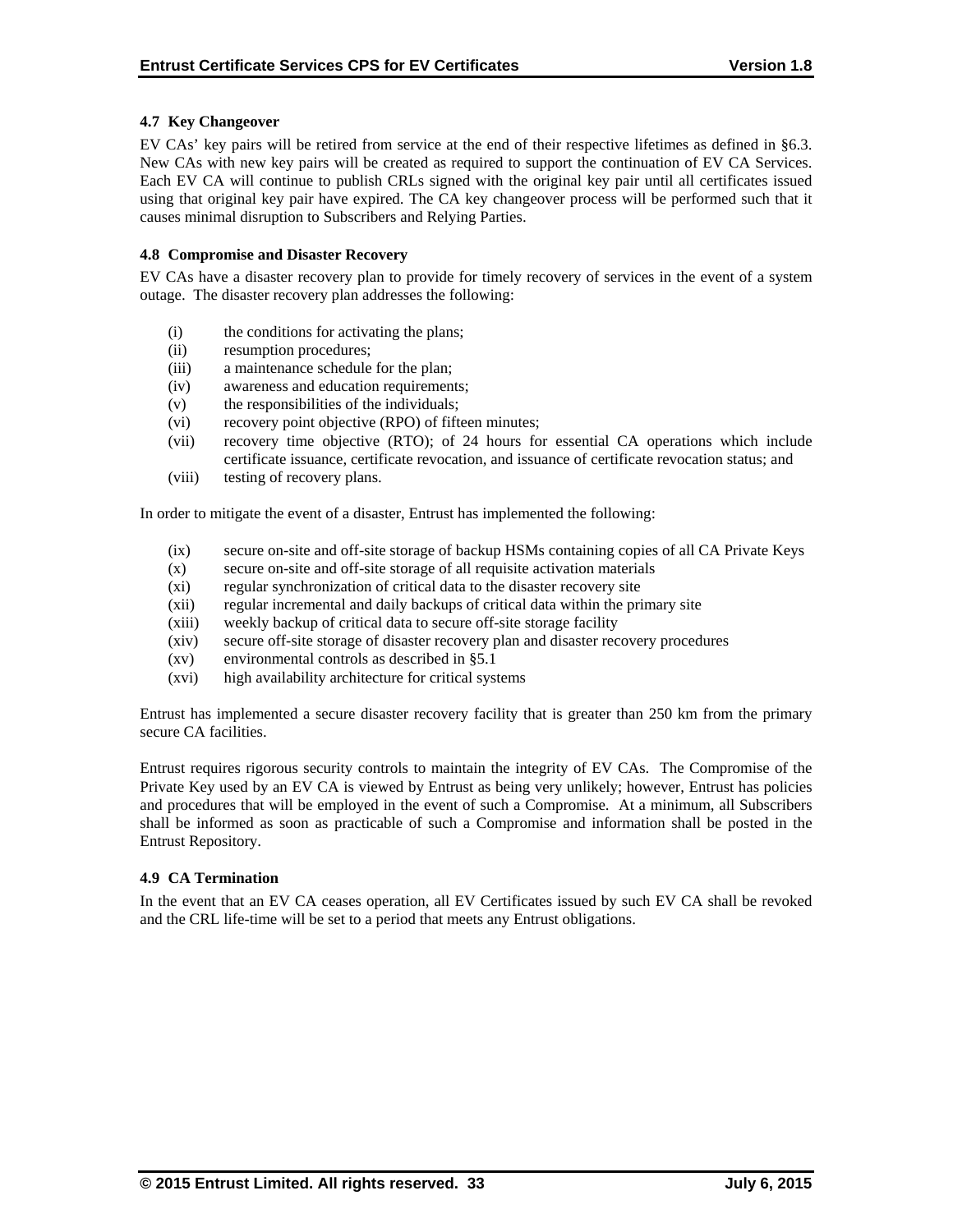### 4.7 Key Changeover

EV CAs' key pairs will be retired from service at the end of their respective lifetimes as defined in §6.3. New CAs with new key pairs will be created as required to support the continuation of EV CA Services. Each EV CA will continue to publish CRLs signed with the original key pair until all certificates issued using that original key pair have expired. The CA key changeover process will be performed such that it causes minimal disruption to Subscribers and Relying Parties.

### 4.8 Compromise and Disaster Recovery

EV CAs have a disaster recovery plan to provide for timely recovery of services in the event of a system outage. The disaster recovery plan addresses the following:

- (i) the conditions for activating the plans;
- (ii) resumption procedures;
- (iii) a maintenance schedule for the plan;
- (iv) awareness and education requirements;
- (v) the responsibilities of the individuals;
- (vi) recovery point objective (RPO) of fifteen minutes;
- (vii) recovery time objective (RTO); of 24 hours for essential CA operations which include certificate issuance, certificate revocation, and issuance of certificate revocation status; and
- (viii) testing of recovery plans.

In order to mitigate the event of a disaster, Entrust has implemented the following:

- (ix) secure on-site and off-site storage of backup HSMs containing copies of all CA Private Keys
- (x) secure on-site and off-site storage of all requisite activation materials
- (xi) regular synchronization of critical data to the disaster recovery site
- (xii) regular incremental and daily backups of critical data within the primary site
- (xiii) weekly backup of critical data to secure off-site storage facility
- (xiv) secure off-site storage of disaster recovery plan and disaster recovery procedures
- (xv) environmental controls as described in §5.1
- (xvi) high availability architecture for critical systems

Entrust has implemented a secure disaster recovery facility that is greater than 250 km from the primary secure CA facilities.

Entrust requires rigorous security controls to maintain the integrity of EV CAs. The Compromise of the Private Key used by an EV CA is viewed by Entrust as being very unlikely; however, Entrust has policies and procedures that will be employed in the event of such a Compromise. At a minimum, all Subscribers shall be informed as soon as practicable of such a Compromise and information shall be posted in the Entrust Repository.

### 4.9 CA Termination

In the event that an EV CA ceases operation, all EV Certificates issued by such EV CA shall be revoked and the CRL life-time will be set to a period that meets any Entrust obligations.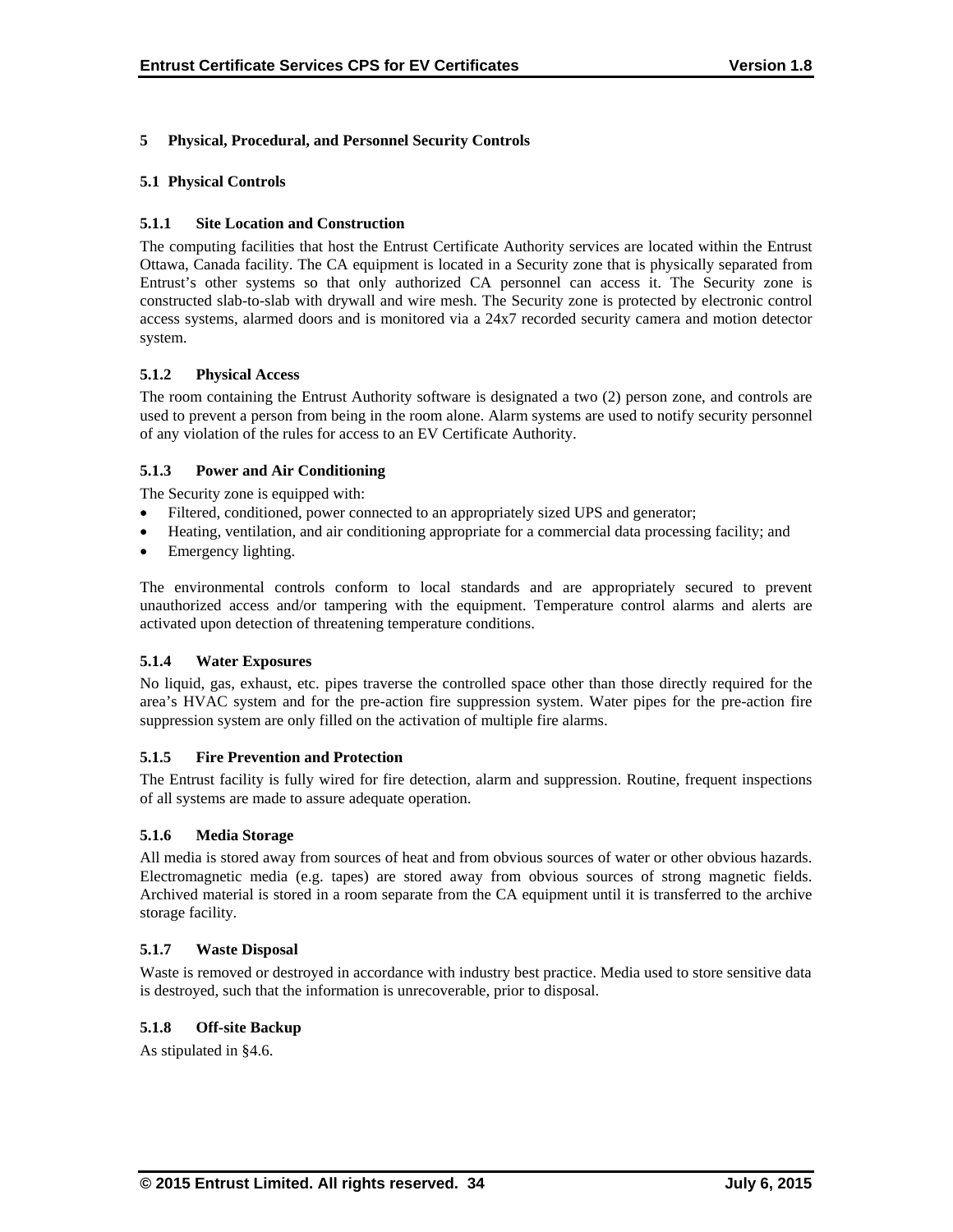# 5 Physical, Procedural, and Personnel Security Controls

## 5.1 Physical Controls

### 5.1.1 Site Location and Construction

The computing facilities that host the Entrust Certificate Authority services are located within the Entrust Ottawa, Canada facility. The CA equipment is located in a Security zone that is physically separated from Entrust's other systems so that only authorized CA personnel can access it. The Security zone is constructed slab-to-slab with drywall and wire mesh. The Security zone is protected by electronic control access systems, alarmed doors and is monitored via a 24x7 recorded security camera and motion detector system.

### 5.1.2 Physical Access

The room containing the Entrust Authority software is designated a two (2) person zone, and controls are used to prevent a person from being in the room alone. Alarm systems are used to notify security personnel of any violation of the rules for access to an EV Certificate Authority.

### 5.1.3 Power and Air Conditioning

The Security zone is equipped with:

- Filtered, conditioned, power connected to an appropriately sized UPS and generator;
- Heating, ventilation, and air conditioning appropriate for a commercial data processing facility; and
- Emergency lighting.

The environmental controls conform to local standards and are appropriately secured to prevent unauthorized access and/or tampering with the equipment. Temperature control alarms and alerts are activated upon detection of threatening temperature conditions.

### 5.1.4 Water Exposures

No liquid, gas, exhaust, etc. pipes traverse the controlled space other than those directly required for the area's HVAC system and for the pre-action fire suppression system. Water pipes for the pre-action fire suppression system are only filled on the activation of multiple fire alarms.

### 5.1.5 Fire Prevention and Protection

The Entrust facility is fully wired for fire detection, alarm and suppression. Routine, frequent inspections of all systems are made to assure adequate operation.

### 5.1.6 Media Storage

All media is stored away from sources of heat and from obvious sources of water or other obvious hazards. Electromagnetic media (e.g. tapes) are stored away from obvious sources of strong magnetic fields. Archived material is stored in a room separate from the CA equipment until it is transferred to the archive storage facility.

### 5.1.7 Waste Disposal

Waste is removed or destroyed in accordance with industry best practice. Media used to store sensitive data is destroyed, such that the information is unrecoverable, prior to disposal.

### 5.1.8 Off-site Backup

As stipulated in §4.6.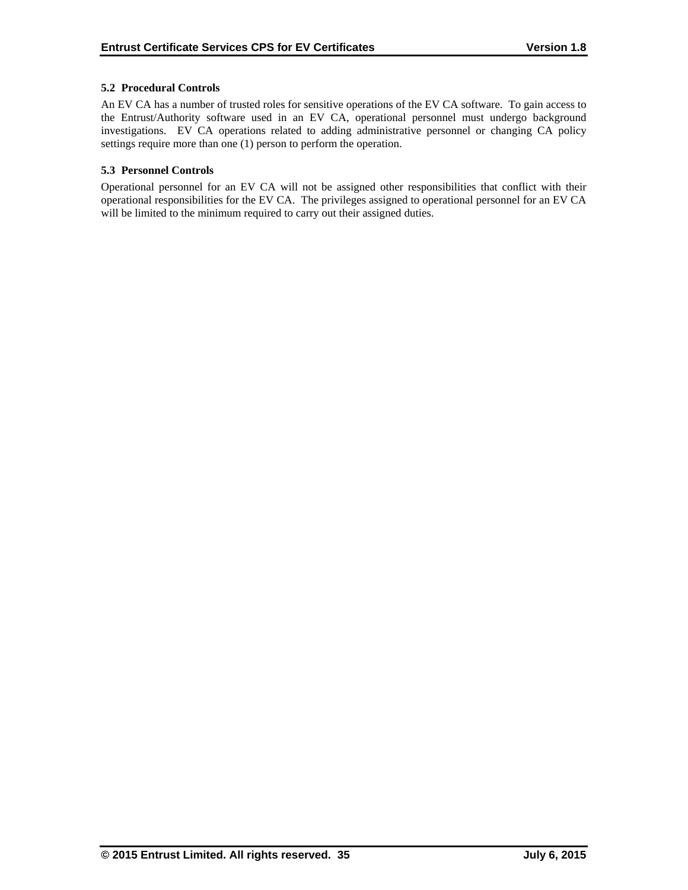### 5.2 Procedural Controls

An EV CA has a number of trusted roles for sensitive operations of the EV CA software. To gain access to the Entrust/Authority software used in an EV CA, operational personnel must undergo background investigations. EV CA operations related to adding administrative personnel or changing CA policy settings require more than one (1) person to perform the operation.

### 5.3 Personnel Controls

Operational personnel for an EV CA will not be assigned other responsibilities that conflict with their operational responsibilities for the EV CA. The privileges assigned to operational personnel for an EV CA will be limited to the minimum required to carry out their assigned duties.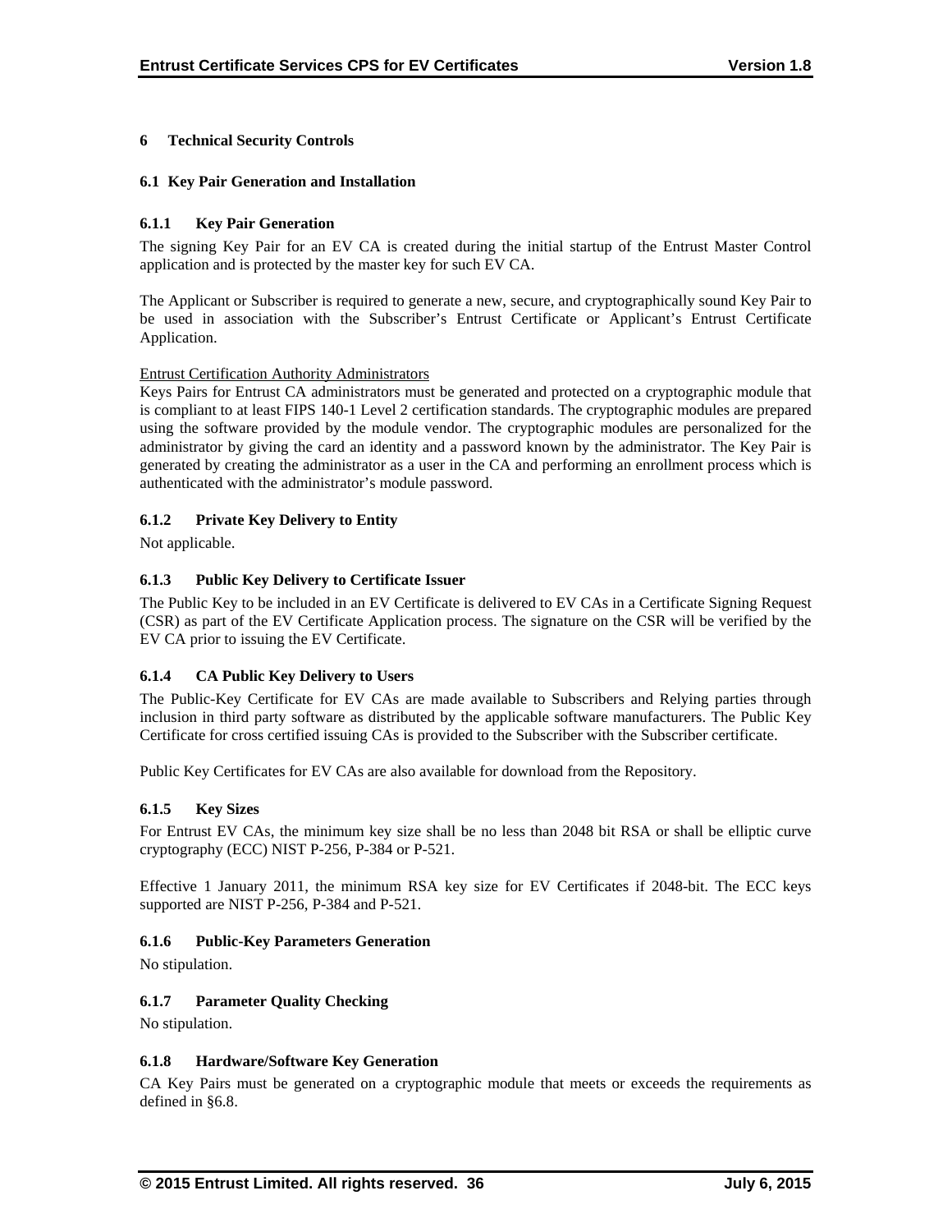# 6 Technical Security Controls

## 6.1 Key Pair Generation and Installation

### 6.1.1 Key Pair Generation

The signing Key Pair for an EV CA is created during the initial startup of the Entrust Master Control application and is protected by the master key for such EV CA.

The Applicant or Subscriber is required to generate a new, secure, and cryptographically sound Key Pair to be used in association with the Subscriber's Entrust Certificate or Applicant's Entrust Certificate Application.

Entrust Certification Authority Administrators

Keys Pairs for Entrust CA administrators must be generated and protected on a cryptographic module that is compliant to at least FIPS 140-1 Level 2 certification standards. The cryptographic modules are prepared using the software provided by the module vendor. The cryptographic modules are personalized for the administrator by giving the card an identity and a password known by the administrator. The Key Pair is generated by creating the administrator as a user in the CA and performing an enrollment process which is authenticated with the administrator's module password.

### 6.1.2 Private Key Delivery to Entity

Not applicable.

### 6.1.3 Public Key Delivery to Certificate Issuer

The Public Key to be included in an EV Certificate is delivered to EV CAs in a Certificate Signing Request (CSR) as part of the EV Certificate Application process. The signature on the CSR will be verified by the EV CA prior to issuing the EV Certificate.

### 6.1.4 CA Public Key Delivery to Users

The Public-Key Certificate for EV CAs are made available to Subscribers and Relying parties through inclusion in third party software as distributed by the applicable software manufacturers. The Public Key Certificate for cross certified issuing CAs is provided to the Subscriber with the Subscriber certificate.

Public Key Certificates for EV CAs are also available for download from the Repository.

### 6.1.5 Key Sizes

For Entrust EV CAs, the minimum key size shall be no less than 2048 bit RSA or shall be elliptic curve cryptography (ECC) NIST P-256, P-384 or P-521.

Effective 1 January 2011, the minimum RSA key size for EV Certificates if 2048-bit. The ECC keys supported are NIST P-256, P-384 and P-521.

### 6.1.6 Public-Key Parameters Generation

No stipulation.

### 6.1.7 Parameter Quality Checking

No stipulation.

### 6.1.8 Hardware/Software Key Generation

CA Key Pairs must be generated on a cryptographic module that meets or exceeds the requirements as defined in §6.8.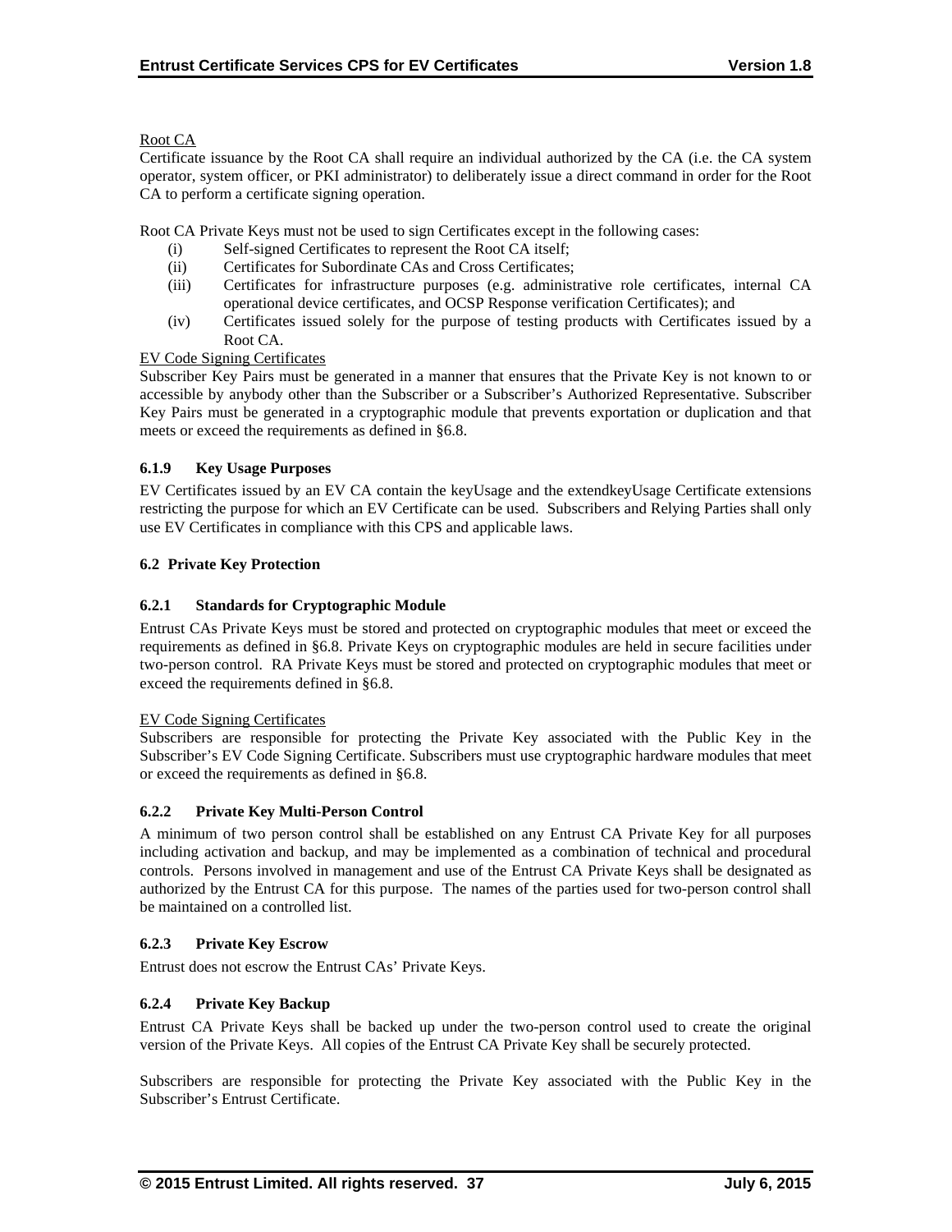Root CA

Certificate issuance by the Root CA shall require an individual authorized by the CA (i.e. the CA system operator, system officer, or PKI administrator) to deliberately issue a direct command in order for the Root CA to perform a certificate signing operation.

Root CA Private Keys must not be used to sign Certificates except in the following cases:

(i) Self-signed Certificates to represent the Root CA itself;
(ii) Certificates for Subordinate CAs and Cross Certificates;
(iii) Certificates for infrastructure purposes (e.g. administrative role certificates, internal CA operational device certificates, and OCSP Response verification Certificates); and
(iv) Certificates issued solely for the purpose of testing products with Certificates issued by a Root CA.

EV Code Signing Certificates

Subscriber Key Pairs must be generated in a manner that ensures that the Private Key is not known to or accessible by anybody other than the Subscriber or a Subscriber's Authorized Representative. Subscriber Key Pairs must be generated in a cryptographic module that prevents exportation or duplication and that meets or exceed the requirements as defined in §6.8.

### 6.1.9 Key Usage Purposes

EV Certificates issued by an EV CA contain the keyUsage and the extendkeyUsage Certificate extensions restricting the purpose for which an EV Certificate can be used. Subscribers and Relying Parties shall only use EV Certificates in compliance with this CPS and applicable laws.

## 6.2 Private Key Protection

### 6.2.1 Standards for Cryptographic Module

Entrust CAs Private Keys must be stored and protected on cryptographic modules that meet or exceed the requirements as defined in §6.8. Private Keys on cryptographic modules are held in secure facilities under two-person control. RA Private Keys must be stored and protected on cryptographic modules that meet or exceed the requirements defined in §6.8.

EV Code Signing Certificates

Subscribers are responsible for protecting the Private Key associated with the Public Key in the Subscriber's EV Code Signing Certificate. Subscribers must use cryptographic hardware modules that meet or exceed the requirements as defined in §6.8.

### 6.2.2 Private Key Multi-Person Control

A minimum of two person control shall be established on any Entrust CA Private Key for all purposes including activation and backup, and may be implemented as a combination of technical and procedural controls. Persons involved in management and use of the Entrust CA Private Keys shall be designated as authorized by the Entrust CA for this purpose. The names of the parties used for two-person control shall be maintained on a controlled list.

### 6.2.3 Private Key Escrow

Entrust does not escrow the Entrust CAs' Private Keys.

### 6.2.4 Private Key Backup

Entrust CA Private Keys shall be backed up under the two-person control used to create the original version of the Private Keys. All copies of the Entrust CA Private Key shall be securely protected.

Subscribers are responsible for protecting the Private Key associated with the Public Key in the Subscriber's Entrust Certificate.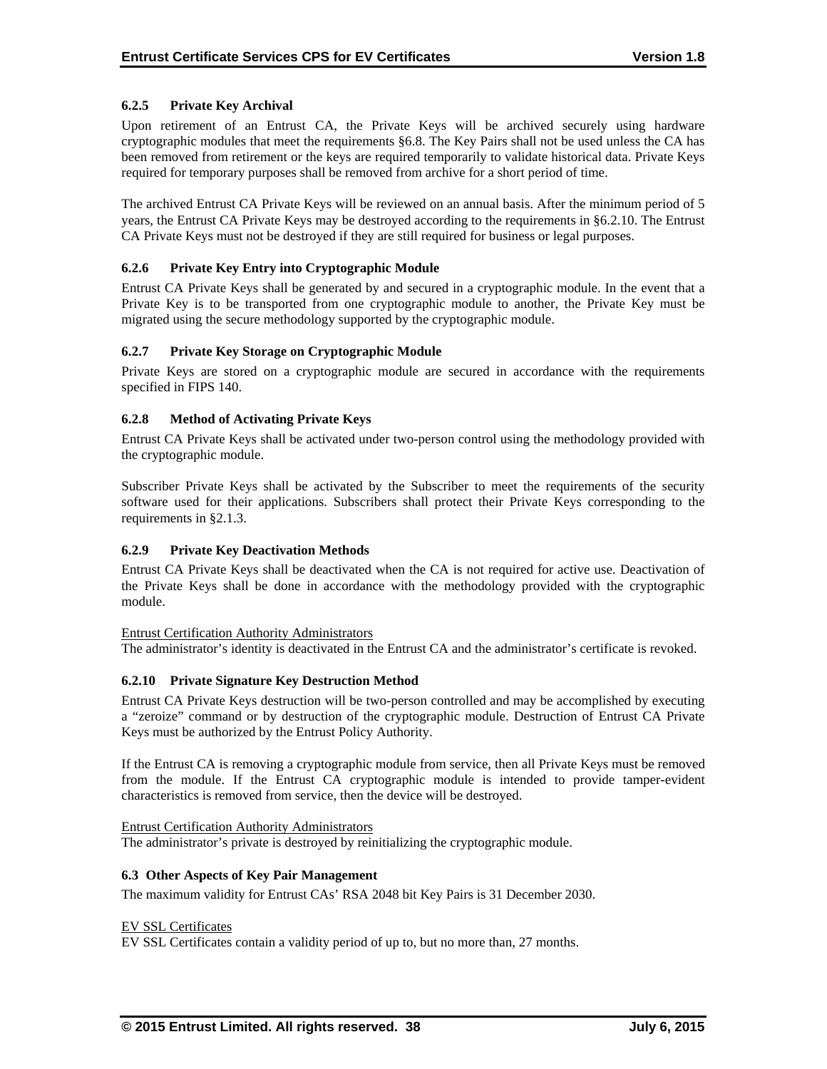#### 6.2.5 Private Key Archival

Upon retirement of an Entrust CA, the Private Keys will be archived securely using hardware cryptographic modules that meet the requirements §6.8. The Key Pairs shall not be used unless the CA has been removed from retirement or the keys are required temporarily to validate historical data. Private Keys required for temporary purposes shall be removed from archive for a short period of time.

The archived Entrust CA Private Keys will be reviewed on an annual basis. After the minimum period of 5 years, the Entrust CA Private Keys may be destroyed according to the requirements in §6.2.10. The Entrust CA Private Keys must not be destroyed if they are still required for business or legal purposes.

#### 6.2.6 Private Key Entry into Cryptographic Module

Entrust CA Private Keys shall be generated by and secured in a cryptographic module. In the event that a Private Key is to be transported from one cryptographic module to another, the Private Key must be migrated using the secure methodology supported by the cryptographic module.

#### 6.2.7 Private Key Storage on Cryptographic Module

Private Keys are stored on a cryptographic module are secured in accordance with the requirements specified in FIPS 140.

#### 6.2.8 Method of Activating Private Keys

Entrust CA Private Keys shall be activated under two-person control using the methodology provided with the cryptographic module.

Subscriber Private Keys shall be activated by the Subscriber to meet the requirements of the security software used for their applications. Subscribers shall protect their Private Keys corresponding to the requirements in §2.1.3.

#### 6.2.9 Private Key Deactivation Methods

Entrust CA Private Keys shall be deactivated when the CA is not required for active use. Deactivation of the Private Keys shall be done in accordance with the methodology provided with the cryptographic module.

Entrust Certification Authority Administrators
The administrator's identity is deactivated in the Entrust CA and the administrator's certificate is revoked.

#### 6.2.10 Private Signature Key Destruction Method

Entrust CA Private Keys destruction will be two-person controlled and may be accomplished by executing a "zeroize" command or by destruction of the cryptographic module. Destruction of Entrust CA Private Keys must be authorized by the Entrust Policy Authority.

If the Entrust CA is removing a cryptographic module from service, then all Private Keys must be removed from the module. If the Entrust CA cryptographic module is intended to provide tamper-evident characteristics is removed from service, then the device will be destroyed.

Entrust Certification Authority Administrators
The administrator's private is destroyed by reinitializing the cryptographic module.

### 6.3 Other Aspects of Key Pair Management

The maximum validity for Entrust CAs' RSA 2048 bit Key Pairs is 31 December 2030.

EV SSL Certificates
EV SSL Certificates contain a validity period of up to, but no more than, 27 months.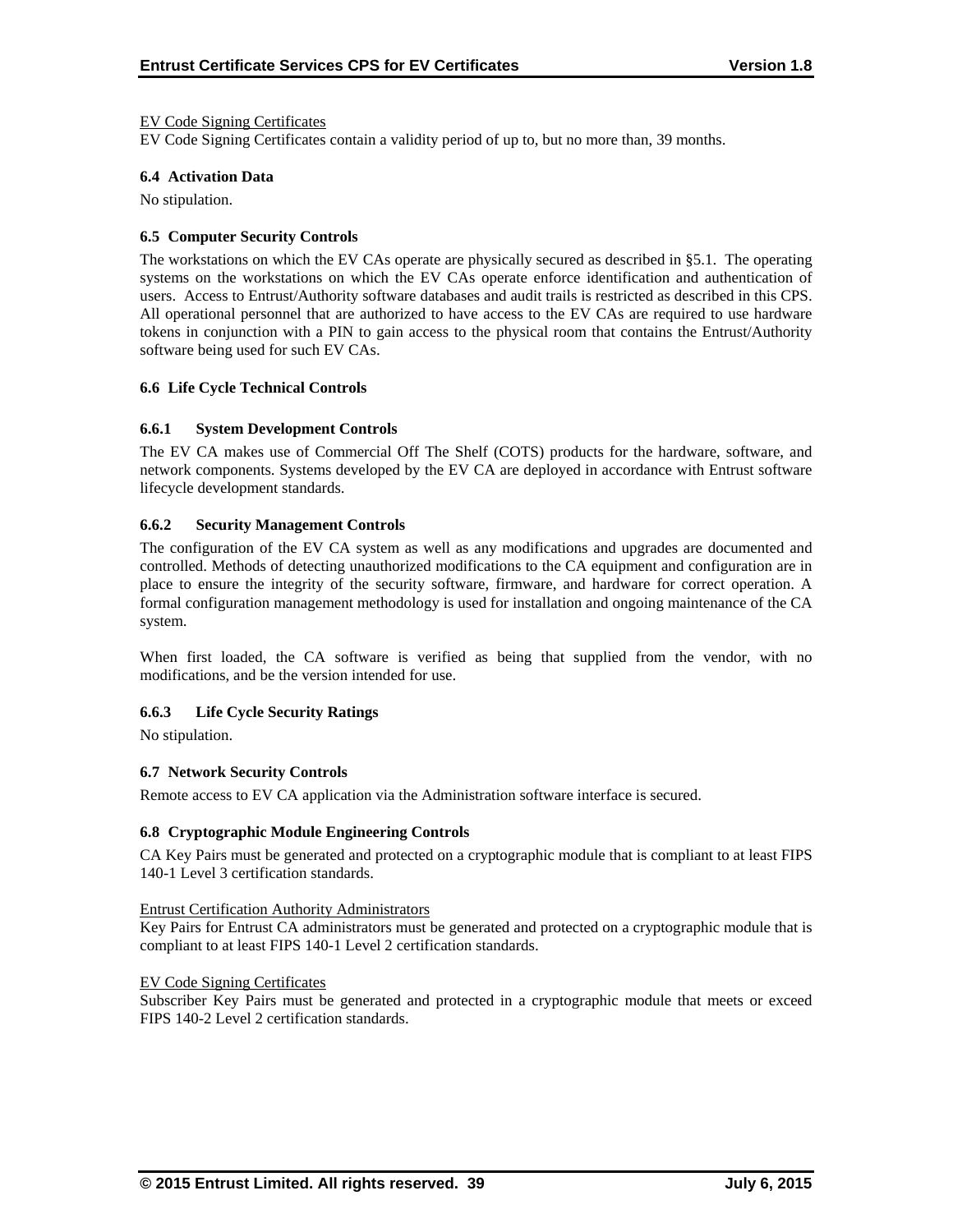EV Code Signing Certificates

EV Code Signing Certificates contain a validity period of up to, but no more than, 39 months.

### 6.4 Activation Data

No stipulation.

### 6.5 Computer Security Controls

The workstations on which the EV CAs operate are physically secured as described in §5.1. The operating systems on the workstations on which the EV CAs operate enforce identification and authentication of users. Access to Entrust/Authority software databases and audit trails is restricted as described in this CPS. All operational personnel that are authorized to have access to the EV CAs are required to use hardware tokens in conjunction with a PIN to gain access to the physical room that contains the Entrust/Authority software being used for such EV CAs.

### 6.6 Life Cycle Technical Controls

#### 6.6.1 System Development Controls

The EV CA makes use of Commercial Off The Shelf (COTS) products for the hardware, software, and network components. Systems developed by the EV CA are deployed in accordance with Entrust software lifecycle development standards.

#### 6.6.2 Security Management Controls

The configuration of the EV CA system as well as any modifications and upgrades are documented and controlled. Methods of detecting unauthorized modifications to the CA equipment and configuration are in place to ensure the integrity of the security software, firmware, and hardware for correct operation. A formal configuration management methodology is used for installation and ongoing maintenance of the CA system.

When first loaded, the CA software is verified as being that supplied from the vendor, with no modifications, and be the version intended for use.

#### 6.6.3 Life Cycle Security Ratings

No stipulation.

### 6.7 Network Security Controls

Remote access to EV CA application via the Administration software interface is secured.

### 6.8 Cryptographic Module Engineering Controls

CA Key Pairs must be generated and protected on a cryptographic module that is compliant to at least FIPS 140-1 Level 3 certification standards.

Entrust Certification Authority Administrators

Key Pairs for Entrust CA administrators must be generated and protected on a cryptographic module that is compliant to at least FIPS 140-1 Level 2 certification standards.

EV Code Signing Certificates

Subscriber Key Pairs must be generated and protected in a cryptographic module that meets or exceed FIPS 140-2 Level 2 certification standards.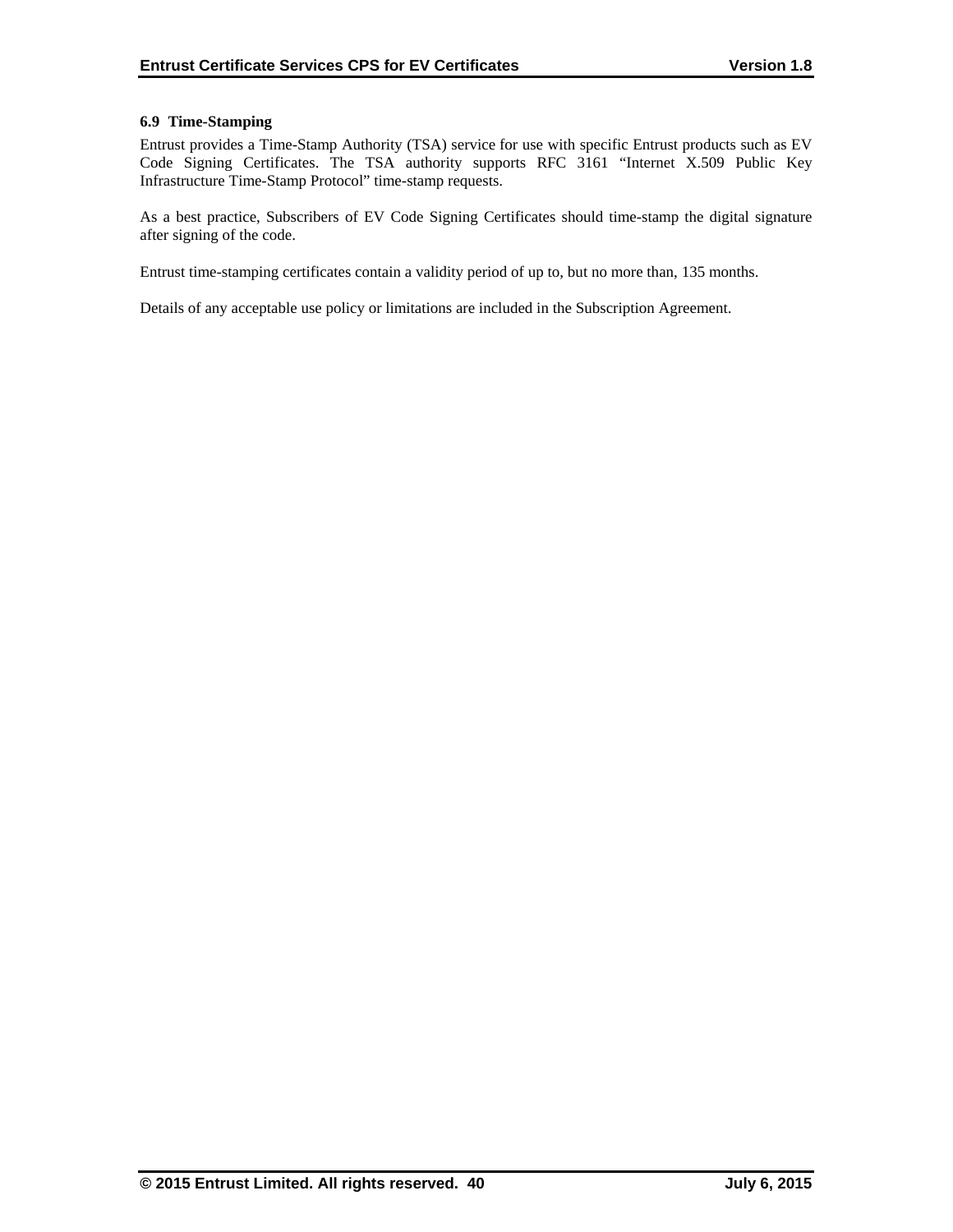### 6.9 Time-Stamping

Entrust provides a Time-Stamp Authority (TSA) service for use with specific Entrust products such as EV Code Signing Certificates. The TSA authority supports RFC 3161 "Internet X.509 Public Key Infrastructure Time-Stamp Protocol" time-stamp requests.

As a best practice, Subscribers of EV Code Signing Certificates should time-stamp the digital signature after signing of the code.

Entrust time-stamping certificates contain a validity period of up to, but no more than, 135 months.

Details of any acceptable use policy or limitations are included in the Subscription Agreement.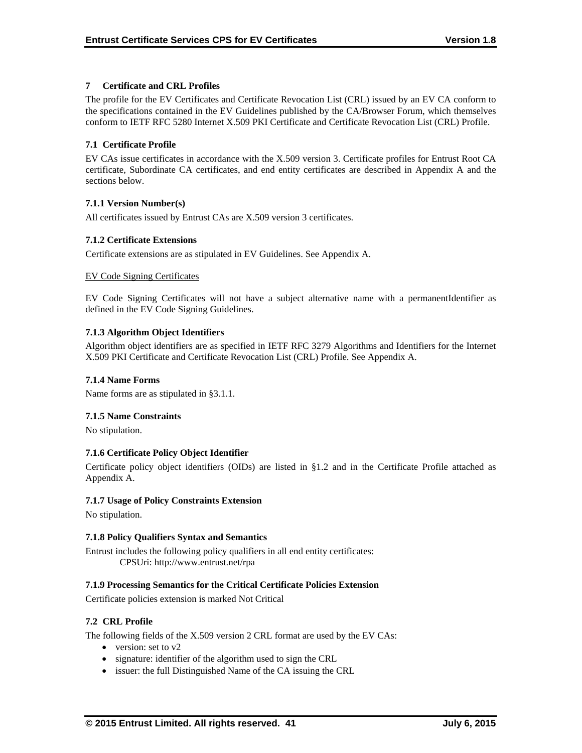# 7 Certificate and CRL Profiles

The profile for the EV Certificates and Certificate Revocation List (CRL) issued by an EV CA conform to the specifications contained in the EV Guidelines published by the CA/Browser Forum, which themselves conform to IETF RFC 5280 Internet X.509 PKI Certificate and Certificate Revocation List (CRL) Profile.

## 7.1 Certificate Profile

EV CAs issue certificates in accordance with the X.509 version 3. Certificate profiles for Entrust Root CA certificate, Subordinate CA certificates, and end entity certificates are described in Appendix A and the sections below.

### 7.1.1 Version Number(s)

All certificates issued by Entrust CAs are X.509 version 3 certificates.

### 7.1.2 Certificate Extensions

Certificate extensions are as stipulated in EV Guidelines. See Appendix A.

<u>EV Code Signing Certificates</u>

EV Code Signing Certificates will not have a subject alternative name with a permanentIdentifier as defined in the EV Code Signing Guidelines.

### 7.1.3 Algorithm Object Identifiers

Algorithm object identifiers are as specified in IETF RFC 3279 Algorithms and Identifiers for the Internet X.509 PKI Certificate and Certificate Revocation List (CRL) Profile. See Appendix A.

### 7.1.4 Name Forms

Name forms are as stipulated in §3.1.1.

### 7.1.5 Name Constraints

No stipulation.

### 7.1.6 Certificate Policy Object Identifier

Certificate policy object identifiers (OIDs) are listed in §1.2 and in the Certificate Profile attached as Appendix A.

### 7.1.7 Usage of Policy Constraints Extension

No stipulation.

### 7.1.8 Policy Qualifiers Syntax and Semantics

Entrust includes the following policy qualifiers in all end entity certificates:

CPSUri: http://www.entrust.net/rpa

### 7.1.9 Processing Semantics for the Critical Certificate Policies Extension

Certificate policies extension is marked Not Critical

## 7.2 CRL Profile

The following fields of the X.509 version 2 CRL format are used by the EV CAs:

- version: set to v2
- signature: identifier of the algorithm used to sign the CRL
- issuer: the full Distinguished Name of the CA issuing the CRL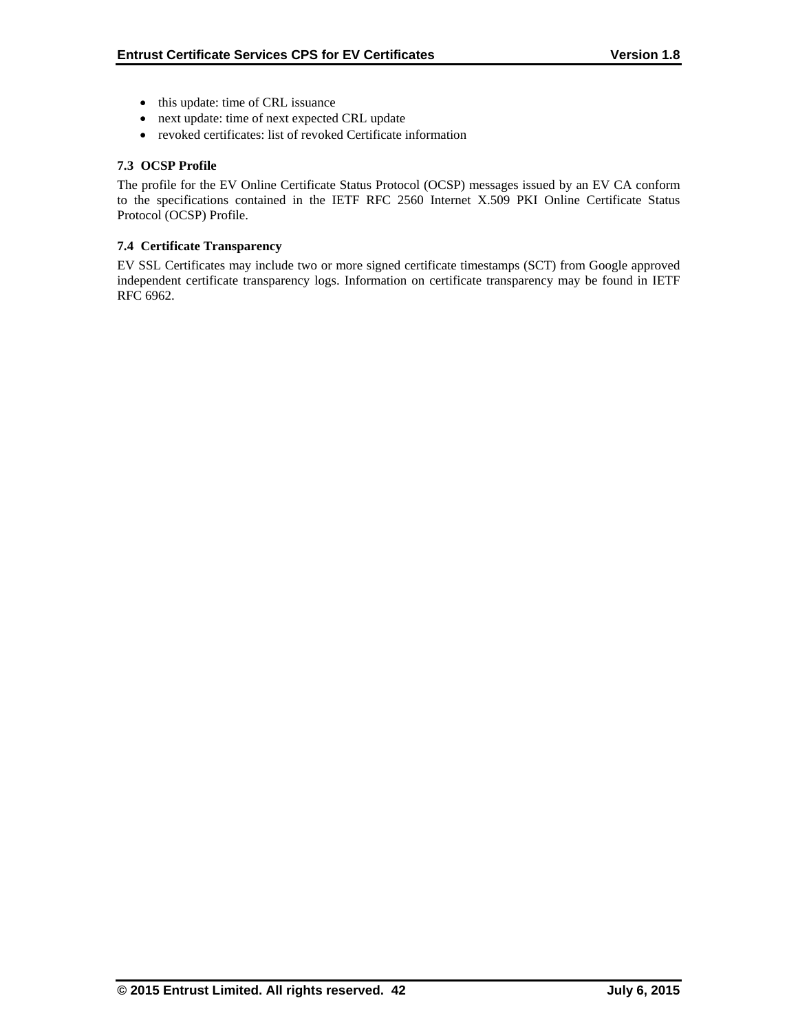- this update: time of CRL issuance
- next update: time of next expected CRL update
- revoked certificates: list of revoked Certificate information

### 7.3 OCSP Profile

The profile for the EV Online Certificate Status Protocol (OCSP) messages issued by an EV CA conform to the specifications contained in the IETF RFC 2560 Internet X.509 PKI Online Certificate Status Protocol (OCSP) Profile.

### 7.4 Certificate Transparency

EV SSL Certificates may include two or more signed certificate timestamps (SCT) from Google approved independent certificate transparency logs. Information on certificate transparency may be found in IETF RFC 6962.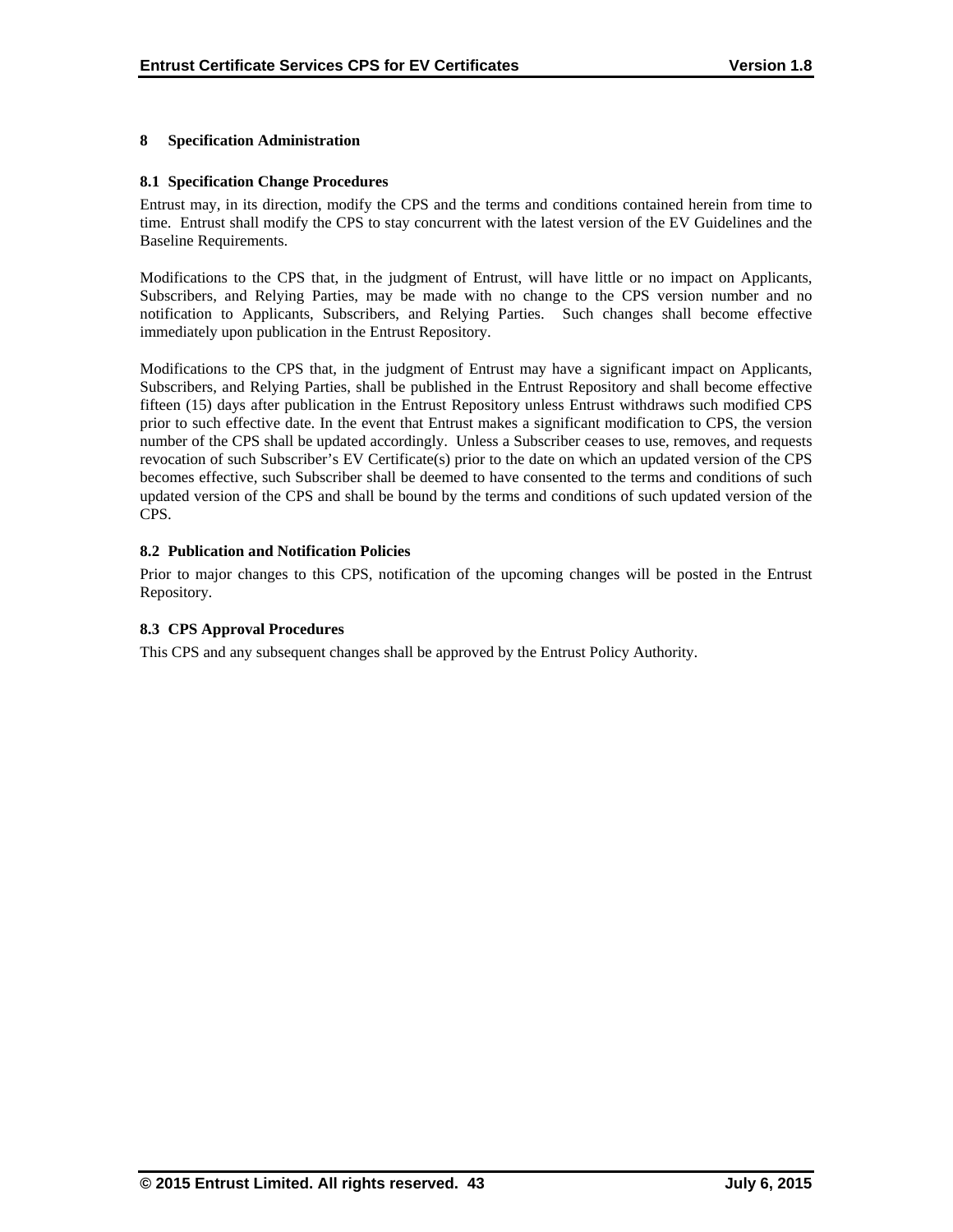# 8 Specification Administration

## 8.1 Specification Change Procedures

Entrust may, in its direction, modify the CPS and the terms and conditions contained herein from time to time. Entrust shall modify the CPS to stay concurrent with the latest version of the EV Guidelines and the Baseline Requirements.

Modifications to the CPS that, in the judgment of Entrust, will have little or no impact on Applicants, Subscribers, and Relying Parties, may be made with no change to the CPS version number and no notification to Applicants, Subscribers, and Relying Parties. Such changes shall become effective immediately upon publication in the Entrust Repository.

Modifications to the CPS that, in the judgment of Entrust may have a significant impact on Applicants, Subscribers, and Relying Parties, shall be published in the Entrust Repository and shall become effective fifteen (15) days after publication in the Entrust Repository unless Entrust withdraws such modified CPS prior to such effective date. In the event that Entrust makes a significant modification to CPS, the version number of the CPS shall be updated accordingly. Unless a Subscriber ceases to use, removes, and requests revocation of such Subscriber's EV Certificate(s) prior to the date on which an updated version of the CPS becomes effective, such Subscriber shall be deemed to have consented to the terms and conditions of such updated version of the CPS and shall be bound by the terms and conditions of such updated version of the CPS.

## 8.2 Publication and Notification Policies

Prior to major changes to this CPS, notification of the upcoming changes will be posted in the Entrust Repository.

## 8.3 CPS Approval Procedures

This CPS and any subsequent changes shall be approved by the Entrust Policy Authority.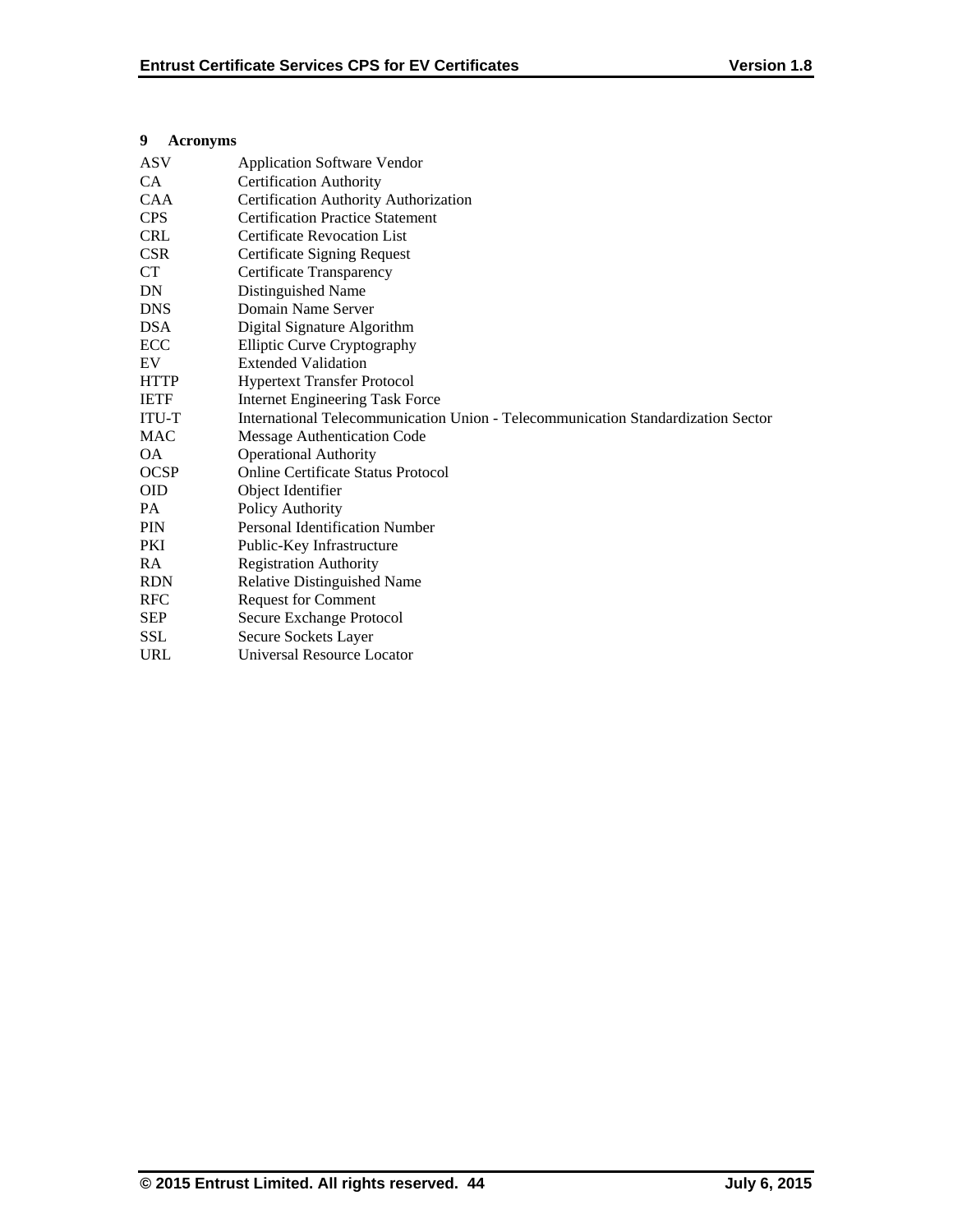# 9 Acronyms

| | |
|---|---|
| ASV | Application Software Vendor |
| CA | Certification Authority |
| CAA | Certification Authority Authorization |
| CPS | Certification Practice Statement |
| CRL | Certificate Revocation List |
| CSR | Certificate Signing Request |
| CT | Certificate Transparency |
| DN | Distinguished Name |
| DNS | Domain Name Server |
| DSA | Digital Signature Algorithm |
| ECC | Elliptic Curve Cryptography |
| EV | Extended Validation |
| HTTP | Hypertext Transfer Protocol |
| IETF | Internet Engineering Task Force |
| ITU-T | International Telecommunication Union - Telecommunication Standardization Sector |
| MAC | Message Authentication Code |
| OA | Operational Authority |
| OCSP | Online Certificate Status Protocol |
| OID | Object Identifier |
| PA | Policy Authority |
| PIN | Personal Identification Number |
| PKI | Public-Key Infrastructure |
| RA | Registration Authority |
| RDN | Relative Distinguished Name |
| RFC | Request for Comment |
| SEP | Secure Exchange Protocol |
| SSL | Secure Sockets Layer |
| URL | Universal Resource Locator |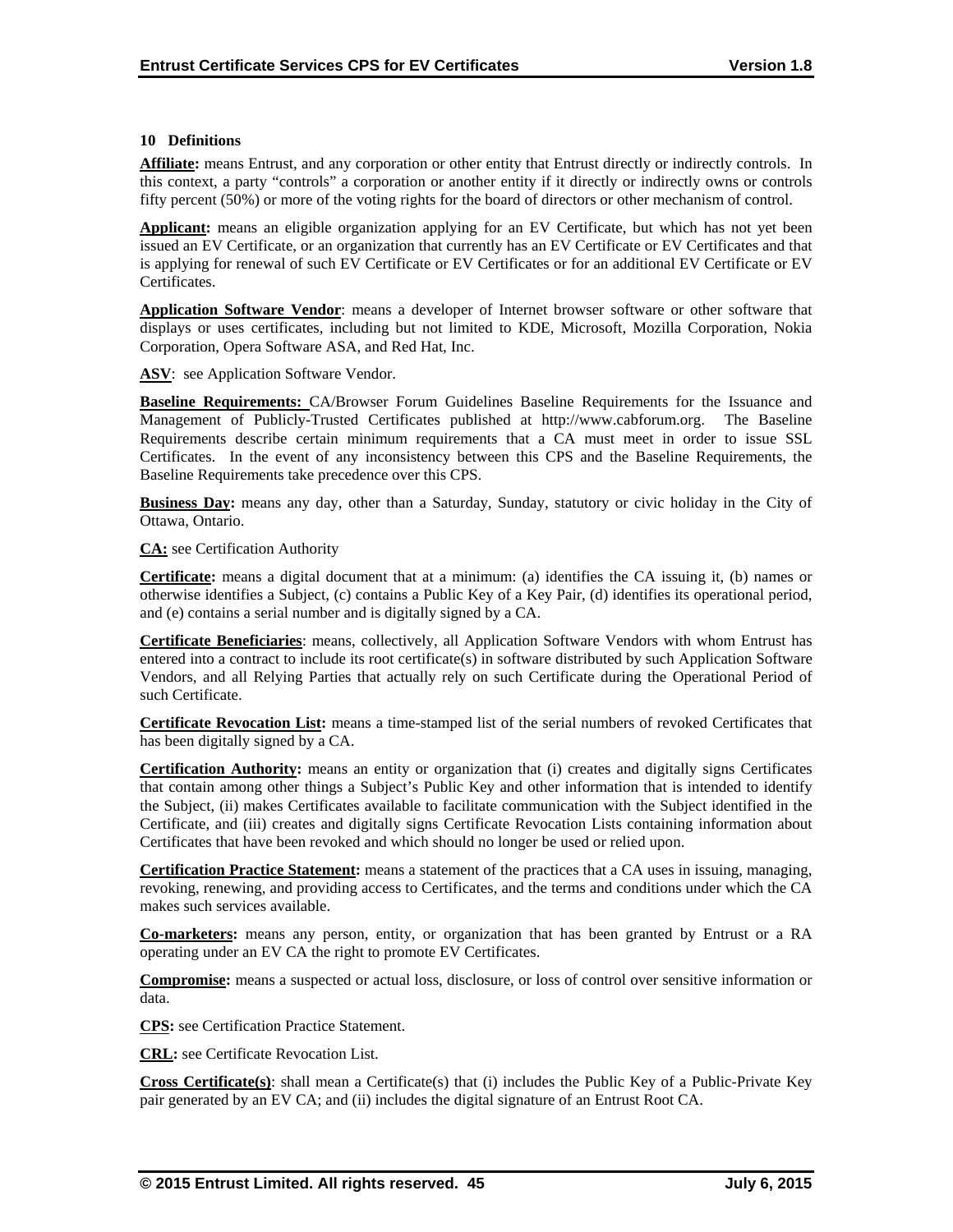## 10 Definitions

**Affiliate:** means Entrust, and any corporation or other entity that Entrust directly or indirectly controls. In this context, a party "controls" a corporation or another entity if it directly or indirectly owns or controls fifty percent (50%) or more of the voting rights for the board of directors or other mechanism of control.

**Applicant:** means an eligible organization applying for an EV Certificate, but which has not yet been issued an EV Certificate, or an organization that currently has an EV Certificate or EV Certificates and that is applying for renewal of such EV Certificate or EV Certificates or for an additional EV Certificate or EV Certificates.

**Application Software Vendor**: means a developer of Internet browser software or other software that displays or uses certificates, including but not limited to KDE, Microsoft, Mozilla Corporation, Nokia Corporation, Opera Software ASA, and Red Hat, Inc.

**ASV**: see Application Software Vendor.

**Baseline Requirements:** CA/Browser Forum Guidelines Baseline Requirements for the Issuance and Management of Publicly-Trusted Certificates published at http://www.cabforum.org. The Baseline Requirements describe certain minimum requirements that a CA must meet in order to issue SSL Certificates. In the event of any inconsistency between this CPS and the Baseline Requirements, the Baseline Requirements take precedence over this CPS.

**Business Day:** means any day, other than a Saturday, Sunday, statutory or civic holiday in the City of Ottawa, Ontario.

**CA:** see Certification Authority

**Certificate:** means a digital document that at a minimum: (a) identifies the CA issuing it, (b) names or otherwise identifies a Subject, (c) contains a Public Key of a Key Pair, (d) identifies its operational period, and (e) contains a serial number and is digitally signed by a CA.

**Certificate Beneficiaries**: means, collectively, all Application Software Vendors with whom Entrust has entered into a contract to include its root certificate(s) in software distributed by such Application Software Vendors, and all Relying Parties that actually rely on such Certificate during the Operational Period of such Certificate.

**Certificate Revocation List:** means a time-stamped list of the serial numbers of revoked Certificates that has been digitally signed by a CA.

**Certification Authority:** means an entity or organization that (i) creates and digitally signs Certificates that contain among other things a Subject's Public Key and other information that is intended to identify the Subject, (ii) makes Certificates available to facilitate communication with the Subject identified in the Certificate, and (iii) creates and digitally signs Certificate Revocation Lists containing information about Certificates that have been revoked and which should no longer be used or relied upon.

**Certification Practice Statement:** means a statement of the practices that a CA uses in issuing, managing, revoking, renewing, and providing access to Certificates, and the terms and conditions under which the CA makes such services available.

**Co-marketers:** means any person, entity, or organization that has been granted by Entrust or a RA operating under an EV CA the right to promote EV Certificates.

**Compromise:** means a suspected or actual loss, disclosure, or loss of control over sensitive information or data.

**CPS:** see Certification Practice Statement.

**CRL:** see Certificate Revocation List.

**Cross Certificate(s)**: shall mean a Certificate(s) that (i) includes the Public Key of a Public-Private Key pair generated by an EV CA; and (ii) includes the digital signature of an Entrust Root CA.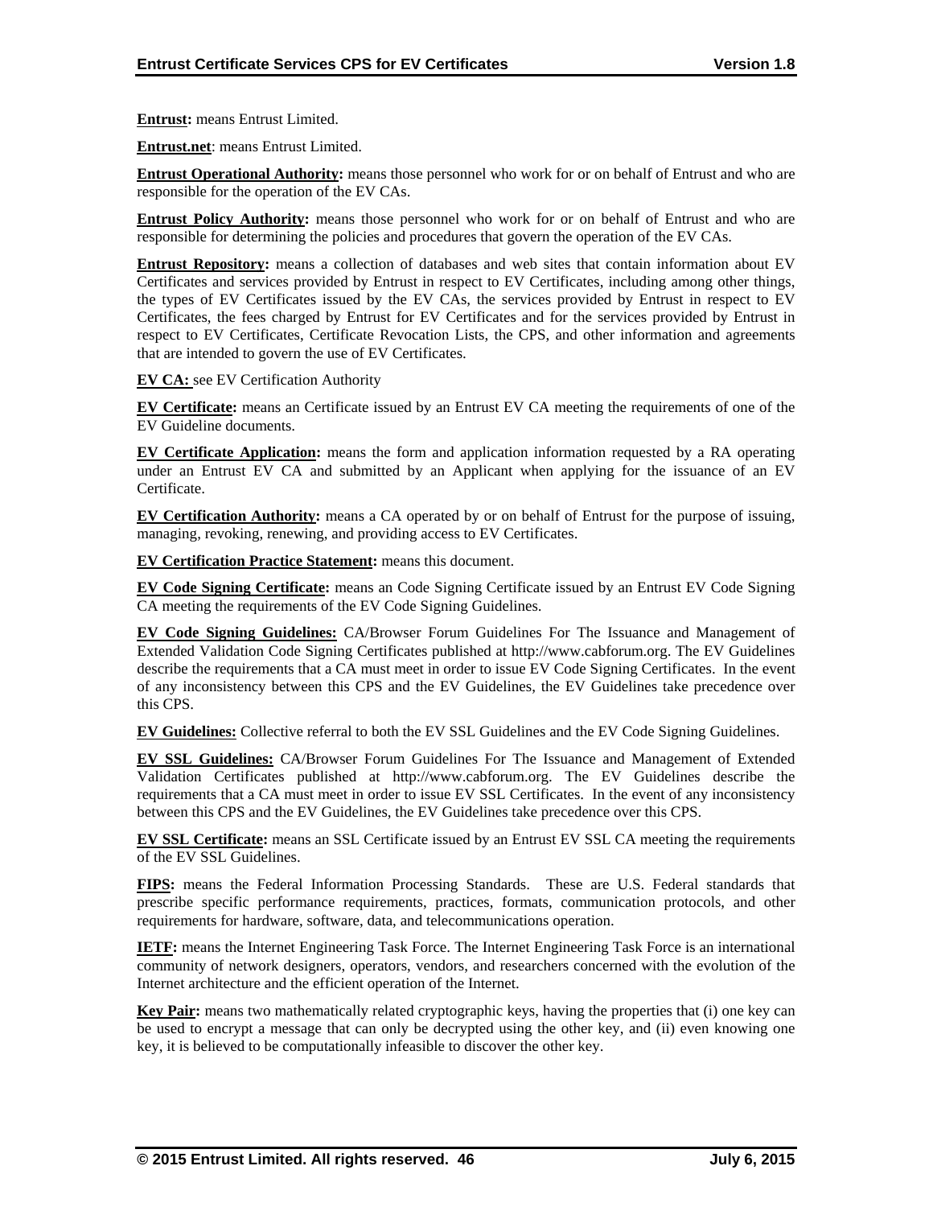**Entrust:** means Entrust Limited.

**Entrust.net**: means Entrust Limited.

**Entrust Operational Authority:** means those personnel who work for or on behalf of Entrust and who are responsible for the operation of the EV CAs.

**Entrust Policy Authority:** means those personnel who work for or on behalf of Entrust and who are responsible for determining the policies and procedures that govern the operation of the EV CAs.

**Entrust Repository:** means a collection of databases and web sites that contain information about EV Certificates and services provided by Entrust in respect to EV Certificates, including among other things, the types of EV Certificates issued by the EV CAs, the services provided by Entrust in respect to EV Certificates, the fees charged by Entrust for EV Certificates and for the services provided by Entrust in respect to EV Certificates, Certificate Revocation Lists, the CPS, and other information and agreements that are intended to govern the use of EV Certificates.

**EV CA:** see EV Certification Authority

**EV Certificate:** means an Certificate issued by an Entrust EV CA meeting the requirements of one of the EV Guideline documents.

**EV Certificate Application:** means the form and application information requested by a RA operating under an Entrust EV CA and submitted by an Applicant when applying for the issuance of an EV Certificate.

**EV Certification Authority:** means a CA operated by or on behalf of Entrust for the purpose of issuing, managing, revoking, renewing, and providing access to EV Certificates.

**EV Certification Practice Statement:** means this document.

**EV Code Signing Certificate:** means an Code Signing Certificate issued by an Entrust EV Code Signing CA meeting the requirements of the EV Code Signing Guidelines.

**EV Code Signing Guidelines:** CA/Browser Forum Guidelines For The Issuance and Management of Extended Validation Code Signing Certificates published at http://www.cabforum.org. The EV Guidelines describe the requirements that a CA must meet in order to issue EV Code Signing Certificates. In the event of any inconsistency between this CPS and the EV Guidelines, the EV Guidelines take precedence over this CPS.

**EV Guidelines:** Collective referral to both the EV SSL Guidelines and the EV Code Signing Guidelines.

**EV SSL Guidelines:** CA/Browser Forum Guidelines For The Issuance and Management of Extended Validation Certificates published at http://www.cabforum.org. The EV Guidelines describe the requirements that a CA must meet in order to issue EV SSL Certificates. In the event of any inconsistency between this CPS and the EV Guidelines, the EV Guidelines take precedence over this CPS.

**EV SSL Certificate:** means an SSL Certificate issued by an Entrust EV SSL CA meeting the requirements of the EV SSL Guidelines.

**FIPS:** means the Federal Information Processing Standards. These are U.S. Federal standards that prescribe specific performance requirements, practices, formats, communication protocols, and other requirements for hardware, software, data, and telecommunications operation.

**IETF:** means the Internet Engineering Task Force. The Internet Engineering Task Force is an international community of network designers, operators, vendors, and researchers concerned with the evolution of the Internet architecture and the efficient operation of the Internet.

**Key Pair:** means two mathematically related cryptographic keys, having the properties that (i) one key can be used to encrypt a message that can only be decrypted using the other key, and (ii) even knowing one key, it is believed to be computationally infeasible to discover the other key.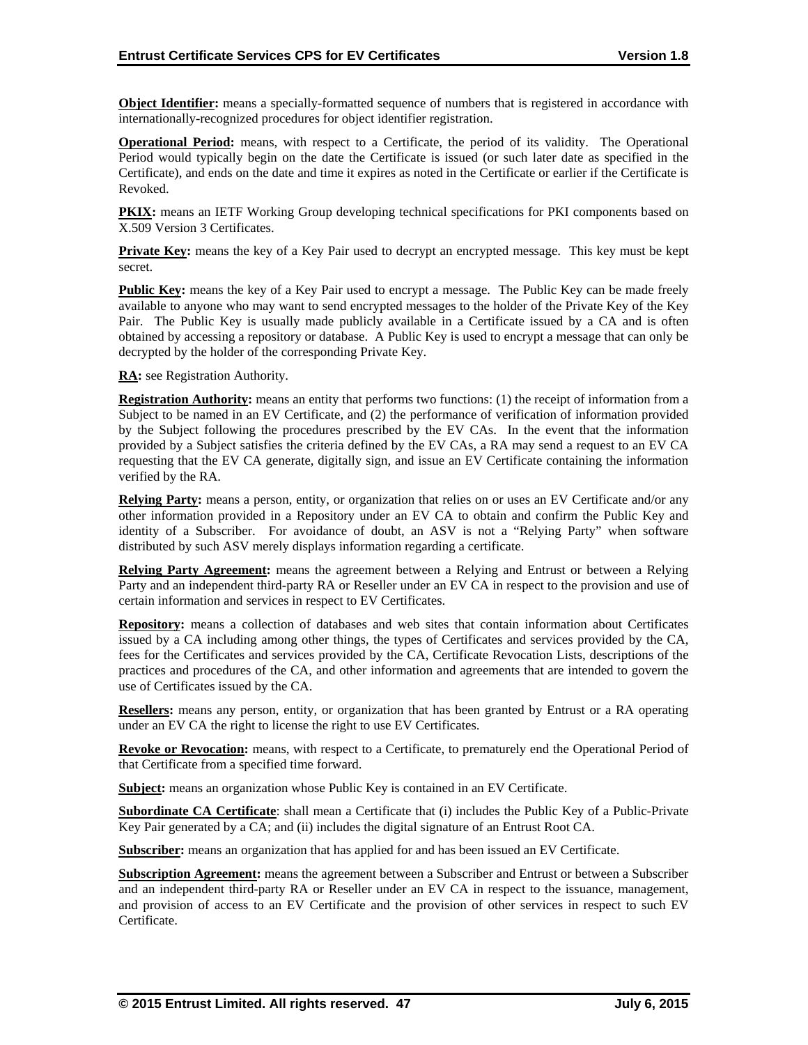**Object Identifier:** means a specially-formatted sequence of numbers that is registered in accordance with internationally-recognized procedures for object identifier registration.

**Operational Period:** means, with respect to a Certificate, the period of its validity. The Operational Period would typically begin on the date the Certificate is issued (or such later date as specified in the Certificate), and ends on the date and time it expires as noted in the Certificate or earlier if the Certificate is Revoked.

**PKIX:** means an IETF Working Group developing technical specifications for PKI components based on X.509 Version 3 Certificates.

**Private Key:** means the key of a Key Pair used to decrypt an encrypted message. This key must be kept secret.

**Public Key:** means the key of a Key Pair used to encrypt a message. The Public Key can be made freely available to anyone who may want to send encrypted messages to the holder of the Private Key of the Key Pair. The Public Key is usually made publicly available in a Certificate issued by a CA and is often obtained by accessing a repository or database. A Public Key is used to encrypt a message that can only be decrypted by the holder of the corresponding Private Key.

**RA:** see Registration Authority.

**Registration Authority:** means an entity that performs two functions: (1) the receipt of information from a Subject to be named in an EV Certificate, and (2) the performance of verification of information provided by the Subject following the procedures prescribed by the EV CAs. In the event that the information provided by a Subject satisfies the criteria defined by the EV CAs, a RA may send a request to an EV CA requesting that the EV CA generate, digitally sign, and issue an EV Certificate containing the information verified by the RA.

**Relying Party:** means a person, entity, or organization that relies on or uses an EV Certificate and/or any other information provided in a Repository under an EV CA to obtain and confirm the Public Key and identity of a Subscriber. For avoidance of doubt, an ASV is not a "Relying Party" when software distributed by such ASV merely displays information regarding a certificate.

**Relying Party Agreement:** means the agreement between a Relying and Entrust or between a Relying Party and an independent third-party RA or Reseller under an EV CA in respect to the provision and use of certain information and services in respect to EV Certificates.

**Repository:** means a collection of databases and web sites that contain information about Certificates issued by a CA including among other things, the types of Certificates and services provided by the CA, fees for the Certificates and services provided by the CA, Certificate Revocation Lists, descriptions of the practices and procedures of the CA, and other information and agreements that are intended to govern the use of Certificates issued by the CA.

**Resellers:** means any person, entity, or organization that has been granted by Entrust or a RA operating under an EV CA the right to license the right to use EV Certificates.

**Revoke or Revocation:** means, with respect to a Certificate, to prematurely end the Operational Period of that Certificate from a specified time forward.

**Subject:** means an organization whose Public Key is contained in an EV Certificate.

**Subordinate CA Certificate**: shall mean a Certificate that (i) includes the Public Key of a Public-Private Key Pair generated by a CA; and (ii) includes the digital signature of an Entrust Root CA.

**Subscriber:** means an organization that has applied for and has been issued an EV Certificate.

**Subscription Agreement:** means the agreement between a Subscriber and Entrust or between a Subscriber and an independent third-party RA or Reseller under an EV CA in respect to the issuance, management, and provision of access to an EV Certificate and the provision of other services in respect to such EV Certificate.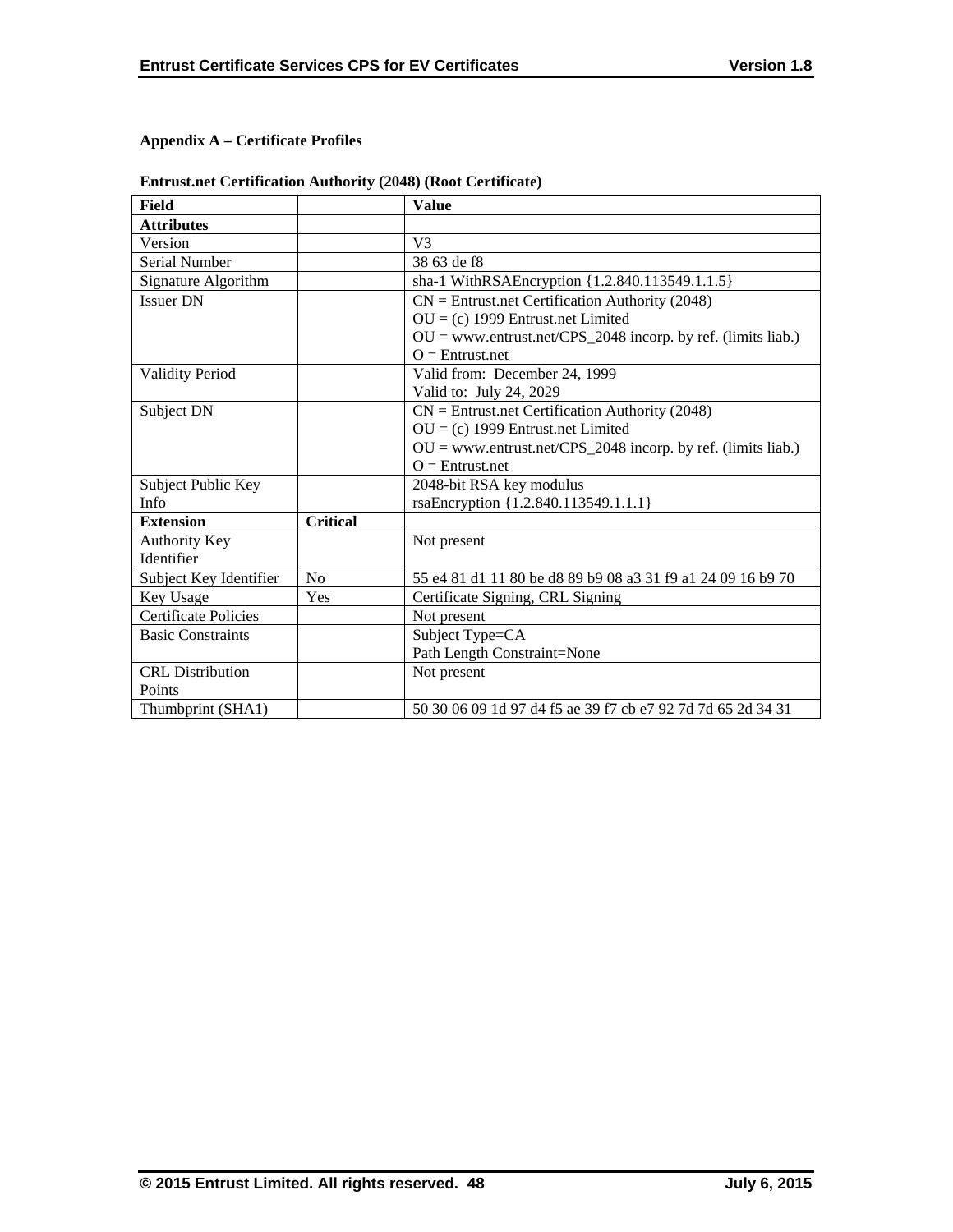**Appendix A – Certificate Profiles**

**Entrust.net Certification Authority (2048) (Root Certificate)**

| **Field** | | **Value** |
|---|---|---|
| **Attributes** | | |
| Version | | V3 |
| Serial Number | | 38 63 de f8 |
| Signature Algorithm | | sha-1 WithRSAEncryption {1.2.840.113549.1.1.5} |
| Issuer DN | | CN = Entrust.net Certification Authority (2048)<br>OU = (c) 1999 Entrust.net Limited<br>OU = www.entrust.net/CPS_2048 incorp. by ref. (limits liab.)<br>O = Entrust.net |
| Validity Period | | Valid from: December 24, 1999<br>Valid to: July 24, 2029 |
| Subject DN | | CN = Entrust.net Certification Authority (2048)<br>OU = (c) 1999 Entrust.net Limited<br>OU = www.entrust.net/CPS_2048 incorp. by ref. (limits liab.)<br>O = Entrust.net |
| Subject Public Key Info | | 2048-bit RSA key modulus<br>rsaEncryption {1.2.840.113549.1.1.1} |
| **Extension** | **Critical** | |
| Authority Key Identifier | | Not present |
| Subject Key Identifier | No | 55 e4 81 d1 11 80 be d8 89 b9 08 a3 31 f9 a1 24 09 16 b9 70 |
| Key Usage | Yes | Certificate Signing, CRL Signing |
| Certificate Policies | | Not present |
| Basic Constraints | | Subject Type=CA<br>Path Length Constraint=None |
| CRL Distribution Points | | Not present |
| Thumbprint (SHA1) | | 50 30 06 09 1d 97 d4 f5 ae 39 f7 cb e7 92 7d 7d 65 2d 34 31 |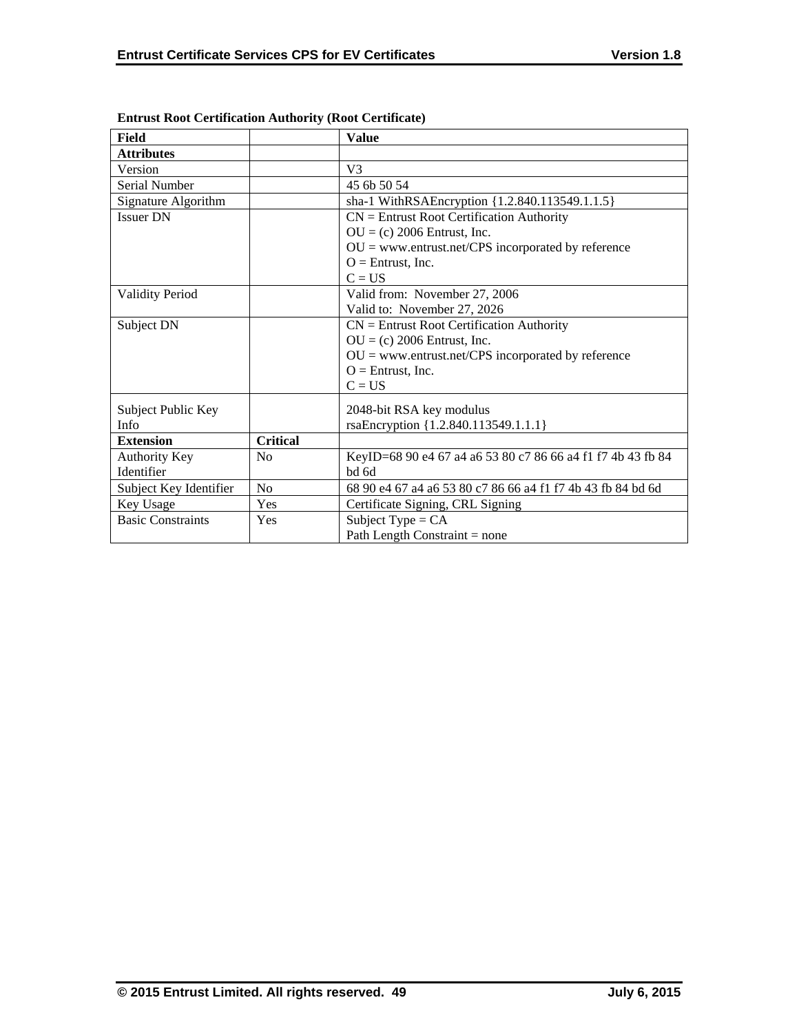**Entrust Root Certification Authority (Root Certificate)**

| **Field** | | **Value** |
|---|---|---|
| **Attributes** | | |
| Version | | V3 |
| Serial Number | | 45 6b 50 54 |
| Signature Algorithm | | sha-1 WithRSAEncryption {1.2.840.113549.1.1.5} |
| Issuer DN | | CN = Entrust Root Certification Authority<br>OU = (c) 2006 Entrust, Inc.<br>OU = www.entrust.net/CPS incorporated by reference<br>O = Entrust, Inc.<br>C = US |
| Validity Period | | Valid from: November 27, 2006<br>Valid to: November 27, 2026 |
| Subject DN | | CN = Entrust Root Certification Authority<br>OU = (c) 2006 Entrust, Inc.<br>OU = www.entrust.net/CPS incorporated by reference<br>O = Entrust, Inc.<br>C = US |
| Subject Public Key Info | | 2048-bit RSA key modulus<br>rsaEncryption {1.2.840.113549.1.1.1} |
| **Extension** | **Critical** | |
| Authority Key Identifier | No | KeyID=68 90 e4 67 a4 a6 53 80 c7 86 66 a4 f1 f7 4b 43 fb 84 bd 6d |
| Subject Key Identifier | No | 68 90 e4 67 a4 a6 53 80 c7 86 66 a4 f1 f7 4b 43 fb 84 bd 6d |
| Key Usage | Yes | Certificate Signing, CRL Signing |
| Basic Constraints | Yes | Subject Type = CA<br>Path Length Constraint = none |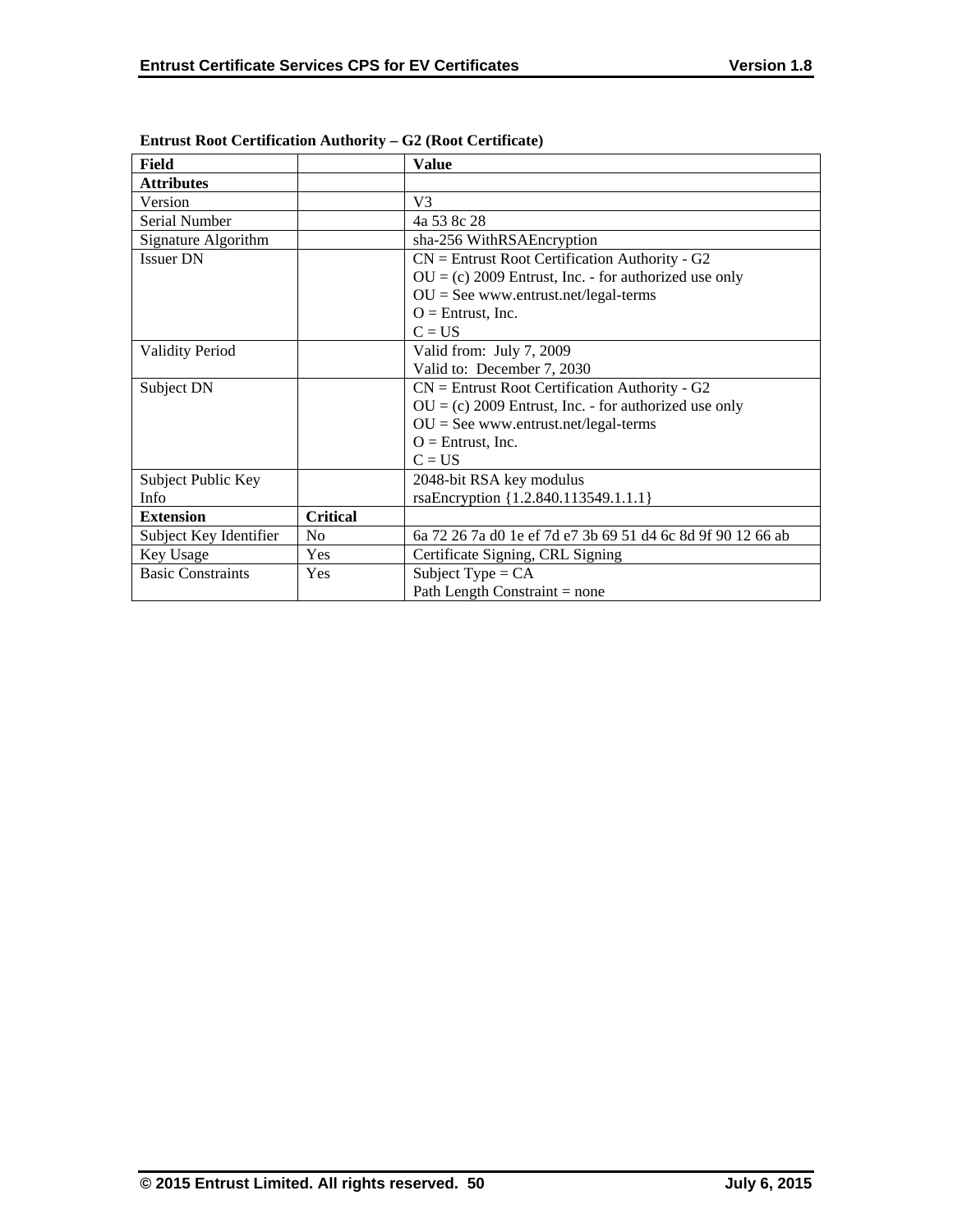**Entrust Root Certification Authority – G2 (Root Certificate)**

| Field | | Value |
|---|---|---|
| **Attributes** | | |
| Version | | V3 |
| Serial Number | | 4a 53 8c 28 |
| Signature Algorithm | | sha-256 WithRSAEncryption |
| Issuer DN | | CN = Entrust Root Certification Authority - G2<br>OU = (c) 2009 Entrust, Inc. - for authorized use only<br>OU = See www.entrust.net/legal-terms<br>O = Entrust, Inc.<br>C = US |
| Validity Period | | Valid from: July 7, 2009<br>Valid to: December 7, 2030 |
| Subject DN | | CN = Entrust Root Certification Authority - G2<br>OU = (c) 2009 Entrust, Inc. - for authorized use only<br>OU = See www.entrust.net/legal-terms<br>O = Entrust, Inc.<br>C = US |
| Subject Public Key Info | | 2048-bit RSA key modulus<br>rsaEncryption {1.2.840.113549.1.1.1} |
| **Extension** | **Critical** | |
| Subject Key Identifier | No | 6a 72 26 7a d0 1e ef 7d e7 3b 69 51 d4 6c 8d 9f 90 12 66 ab |
| Key Usage | Yes | Certificate Signing, CRL Signing |
| Basic Constraints | Yes | Subject Type = CA<br>Path Length Constraint = none |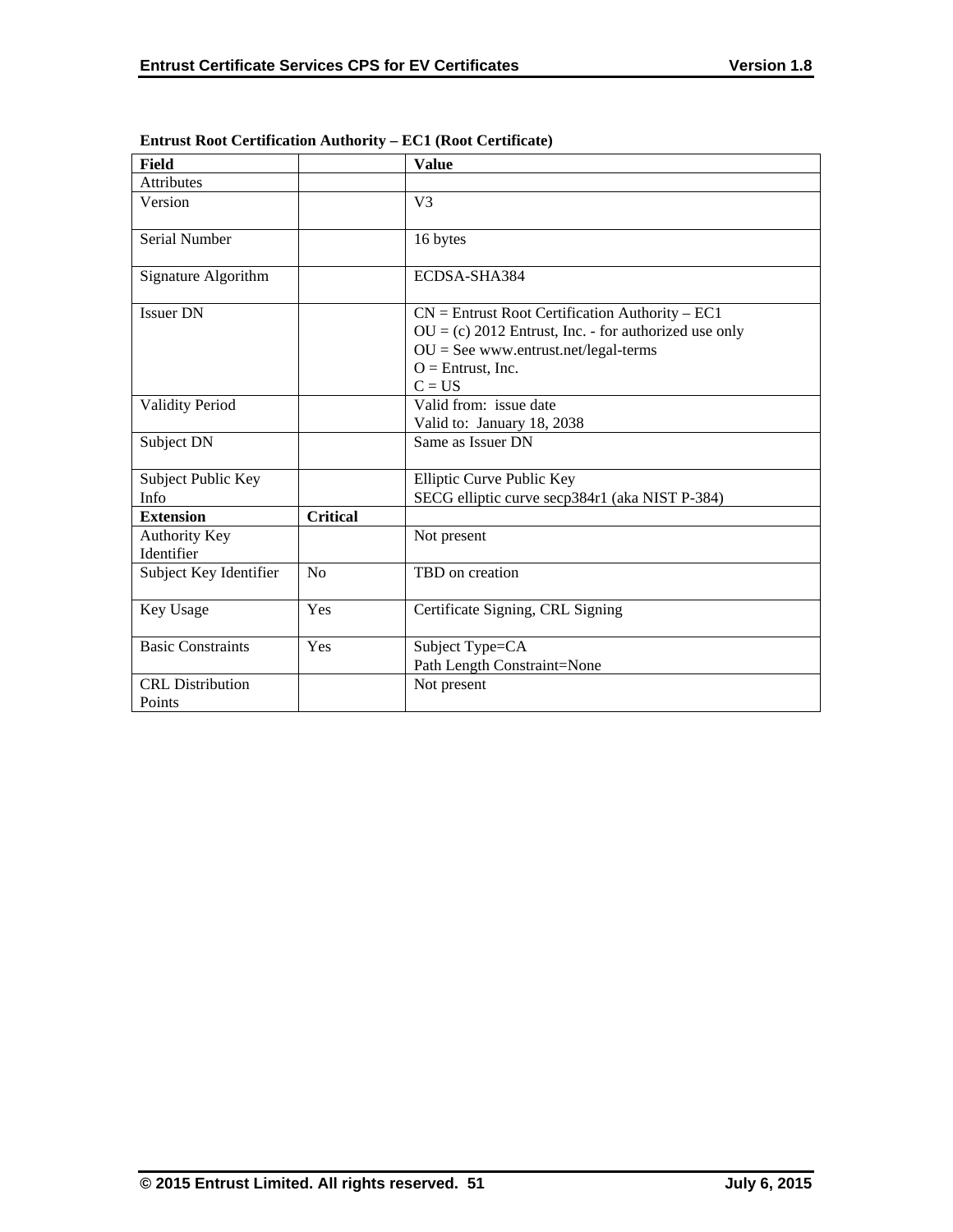**Entrust Root Certification Authority – EC1 (Root Certificate)**

| Field | | Value |
|---|---|---|
| Attributes | | |
| Version | | V3 |
| Serial Number | | 16 bytes |
| Signature Algorithm | | ECDSA-SHA384 |
| Issuer DN | | CN = Entrust Root Certification Authority – EC1<br>OU = (c) 2012 Entrust, Inc. - for authorized use only<br>OU = See www.entrust.net/legal-terms<br>O = Entrust, Inc.<br>C = US |
| Validity Period | | Valid from: issue date<br>Valid to: January 18, 2038 |
| Subject DN | | Same as Issuer DN |
| Subject Public Key Info | | Elliptic Curve Public Key<br>SECG elliptic curve secp384r1 (aka NIST P-384) |
| **Extension** | **Critical** | |
| Authority Key Identifier | | Not present |
| Subject Key Identifier | No | TBD on creation |
| Key Usage | Yes | Certificate Signing, CRL Signing |
| Basic Constraints | Yes | Subject Type=CA<br>Path Length Constraint=None |
| CRL Distribution Points | | Not present |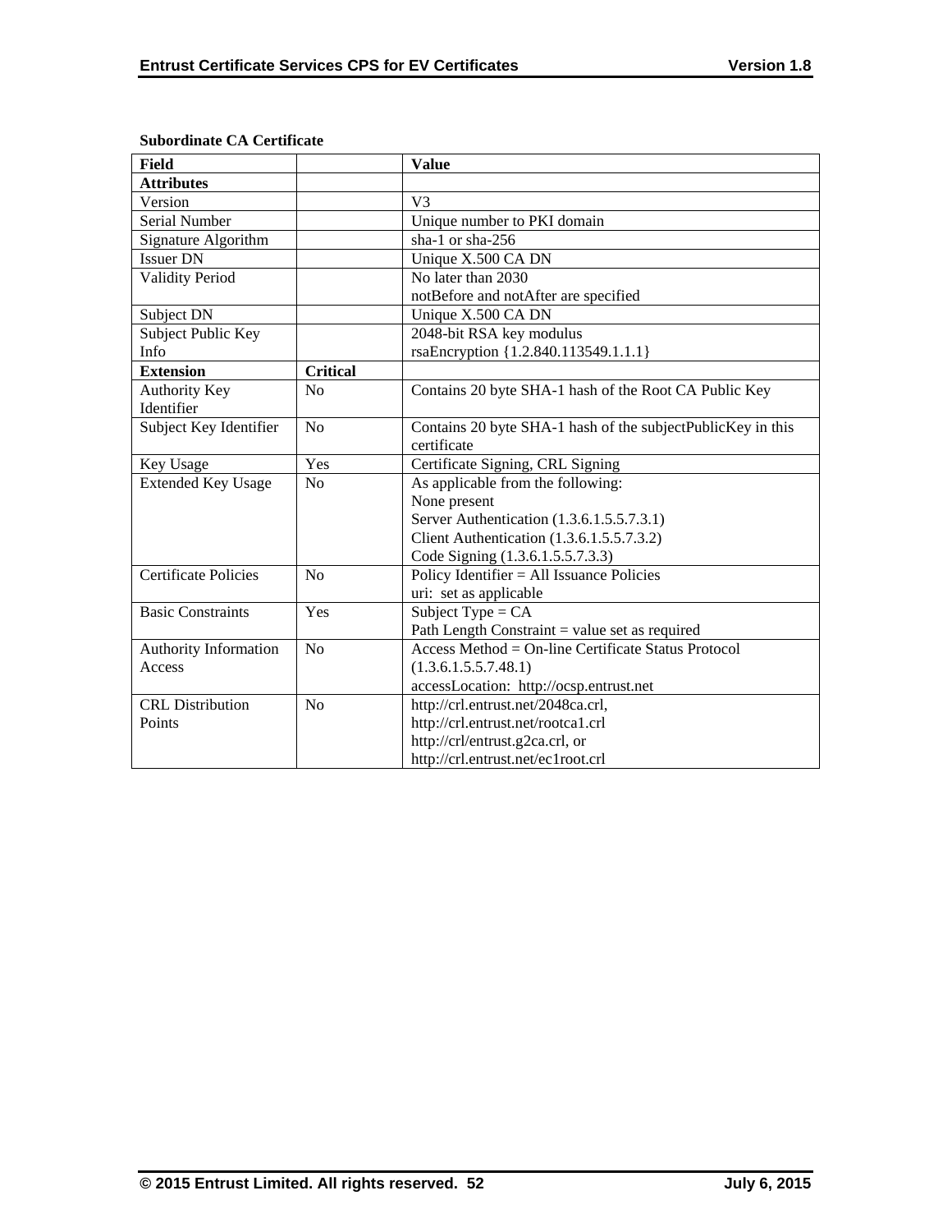**Subordinate CA Certificate**

| Field | | Value |
|---|---|---|
| **Attributes** | | |
| Version | | V3 |
| Serial Number | | Unique number to PKI domain |
| Signature Algorithm | | sha-1 or sha-256 |
| Issuer DN | | Unique X.500 CA DN |
| Validity Period | | No later than 2030<br>notBefore and notAfter are specified |
| Subject DN | | Unique X.500 CA DN |
| Subject Public Key Info | | 2048-bit RSA key modulus<br>rsaEncryption {1.2.840.113549.1.1.1} |
| **Extension** | **Critical** | |
| Authority Key Identifier | No | Contains 20 byte SHA-1 hash of the Root CA Public Key |
| Subject Key Identifier | No | Contains 20 byte SHA-1 hash of the subjectPublicKey in this certificate |
| Key Usage | Yes | Certificate Signing, CRL Signing |
| Extended Key Usage | No | As applicable from the following:<br>None present<br>Server Authentication (1.3.6.1.5.5.7.3.1)<br>Client Authentication (1.3.6.1.5.5.7.3.2)<br>Code Signing (1.3.6.1.5.5.7.3.3) |
| Certificate Policies | No | Policy Identifier = All Issuance Policies<br>uri: set as applicable |
| Basic Constraints | Yes | Subject Type = CA<br>Path Length Constraint = value set as required |
| Authority Information Access | No | Access Method = On-line Certificate Status Protocol (1.3.6.1.5.5.7.48.1)<br>accessLocation: http://ocsp.entrust.net |
| CRL Distribution Points | No | http://crl.entrust.net/2048ca.crl,<br>http://crl.entrust.net/rootca1.crl<br>http://crl/entrust.g2ca.crl, or<br>http://crl.entrust.net/ec1root.crl |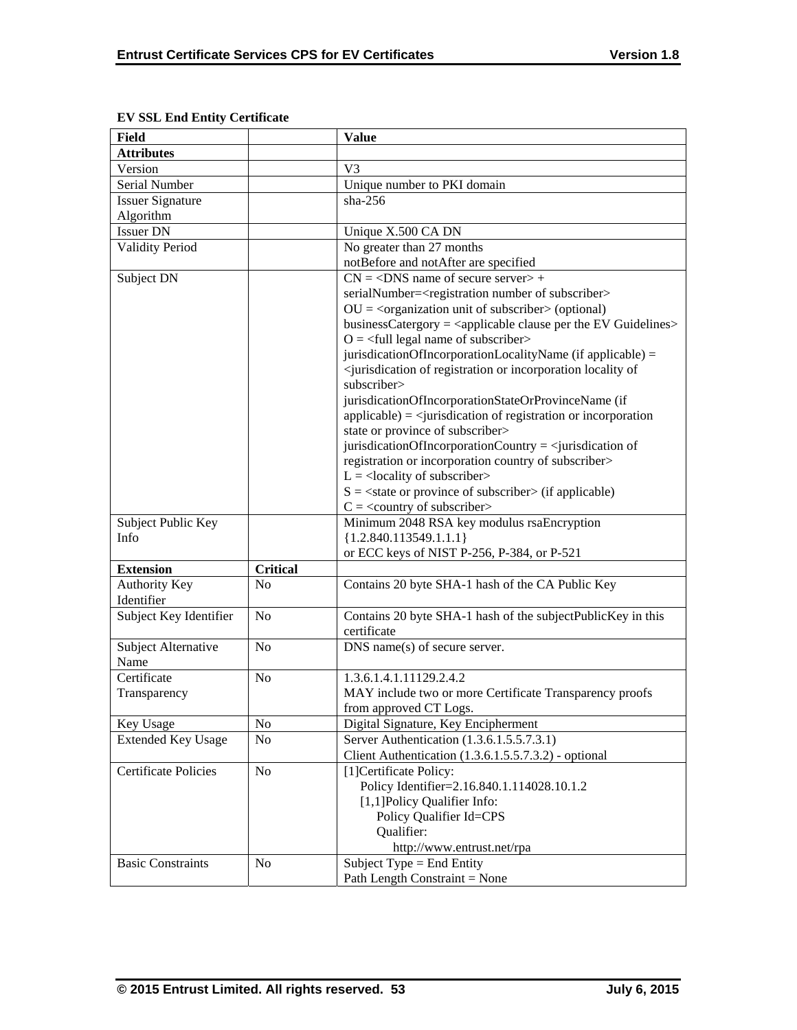**EV SSL End Entity Certificate**

| Field | | Value |
|---|---|---|
| **Attributes** | | |
| Version | | V3 |
| Serial Number | | Unique number to PKI domain |
| Issuer Signature Algorithm | | sha-256 |
| Issuer DN | | Unique X.500 CA DN |
| Validity Period | | No greater than 27 months<br>notBefore and notAfter are specified |
| Subject DN | | CN = <DNS name of secure server> + serialNumber=<registration number of subscriber><br>OU = <organization unit of subscriber> (optional)<br>businessCatergory = <applicable clause per the EV Guidelines><br>O = <full legal name of subscriber><br>jurisdicationOfIncorporationLocalityName (if applicable) = <jurisdication of registration or incorporation locality of subscriber><br>jurisdicationOfIncorporationStateOrProvinceName (if applicable) = <jurisdication of registration or incorporation state or province of subscriber><br>jurisdicationOfIncorporationCountry = <jurisdication of registration or incorporation country of subscriber><br>L = <locality of subscriber><br>S = <state or province of subscriber> (if applicable)<br>C = <country of subscriber> |
| Subject Public Key Info | | Minimum 2048 RSA key modulus rsaEncryption {1.2.840.113549.1.1.1}<br>or ECC keys of NIST P-256, P-384, or P-521 |
| **Extension** | **Critical** | |
| Authority Key Identifier | No | Contains 20 byte SHA-1 hash of the CA Public Key |
| Subject Key Identifier | No | Contains 20 byte SHA-1 hash of the subjectPublicKey in this certificate |
| Subject Alternative Name | No | DNS name(s) of secure server. |
| Certificate Transparency | No | 1.3.6.1.4.1.11129.2.4.2<br>MAY include two or more Certificate Transparency proofs from approved CT Logs. |
| Key Usage | No | Digital Signature, Key Encipherment |
| Extended Key Usage | No | Server Authentication (1.3.6.1.5.5.7.3.1)<br>Client Authentication (1.3.6.1.5.5.7.3.2) - optional |
| Certificate Policies | No | [1]Certificate Policy:<br>Policy Identifier=2.16.840.1.114028.10.1.2<br>[1,1]Policy Qualifier Info:<br>Policy Qualifier Id=CPS<br>Qualifier:<br>http://www.entrust.net/rpa |
| Basic Constraints | No | Subject Type = End Entity<br>Path Length Constraint = None |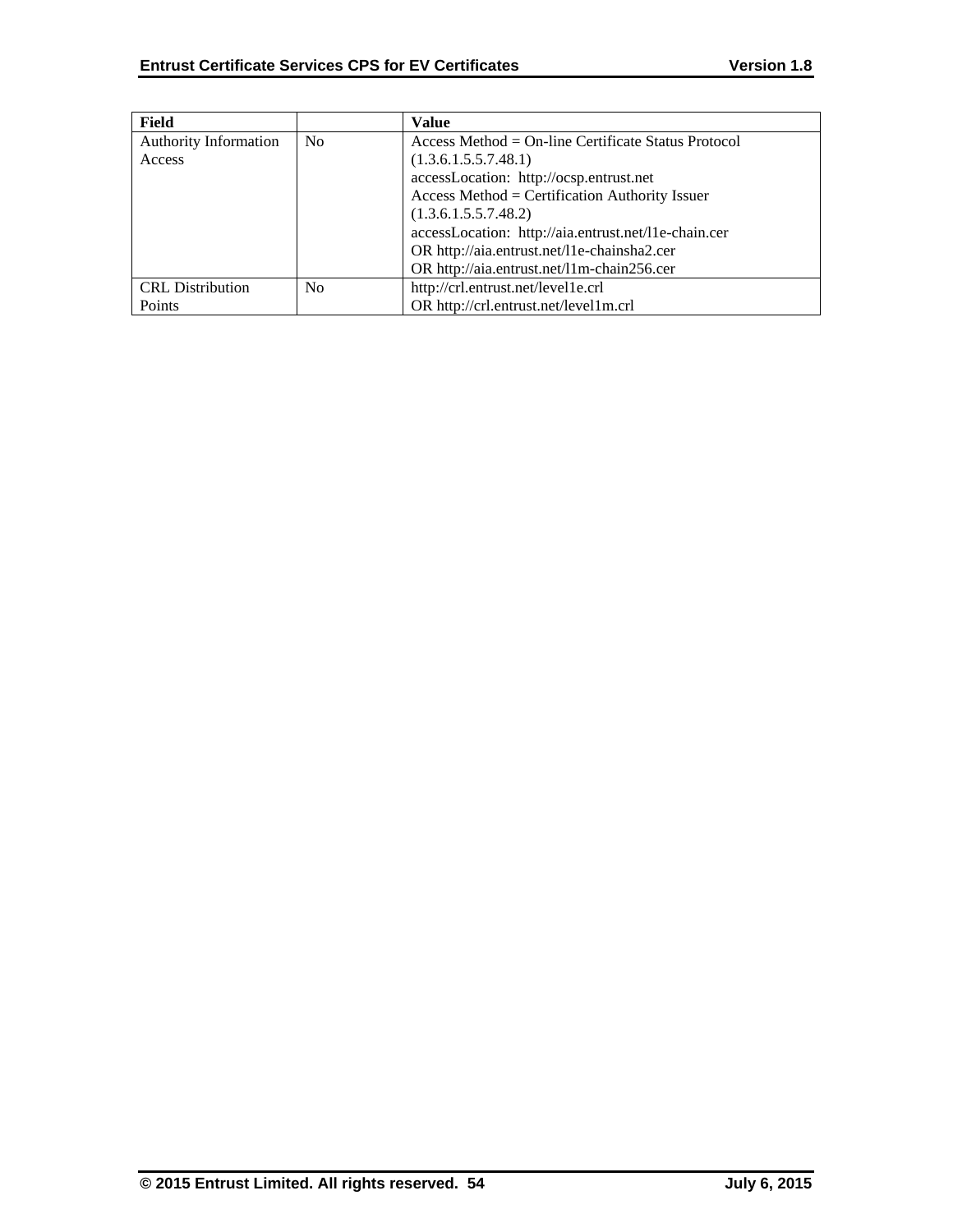| Field | | Value |
|---|---|---|
| Authority Information Access | No | Access Method = On-line Certificate Status Protocol (1.3.6.1.5.5.7.48.1)<br>accessLocation: http://ocsp.entrust.net<br>Access Method = Certification Authority Issuer (1.3.6.1.5.5.7.48.2)<br>accessLocation: http://aia.entrust.net/l1e-chain.cer<br>OR http://aia.entrust.net/l1e-chainsha2.cer<br>OR http://aia.entrust.net/l1m-chain256.cer |
| CRL Distribution Points | No | http://crl.entrust.net/level1e.crl<br>OR http://crl.entrust.net/level1m.crl |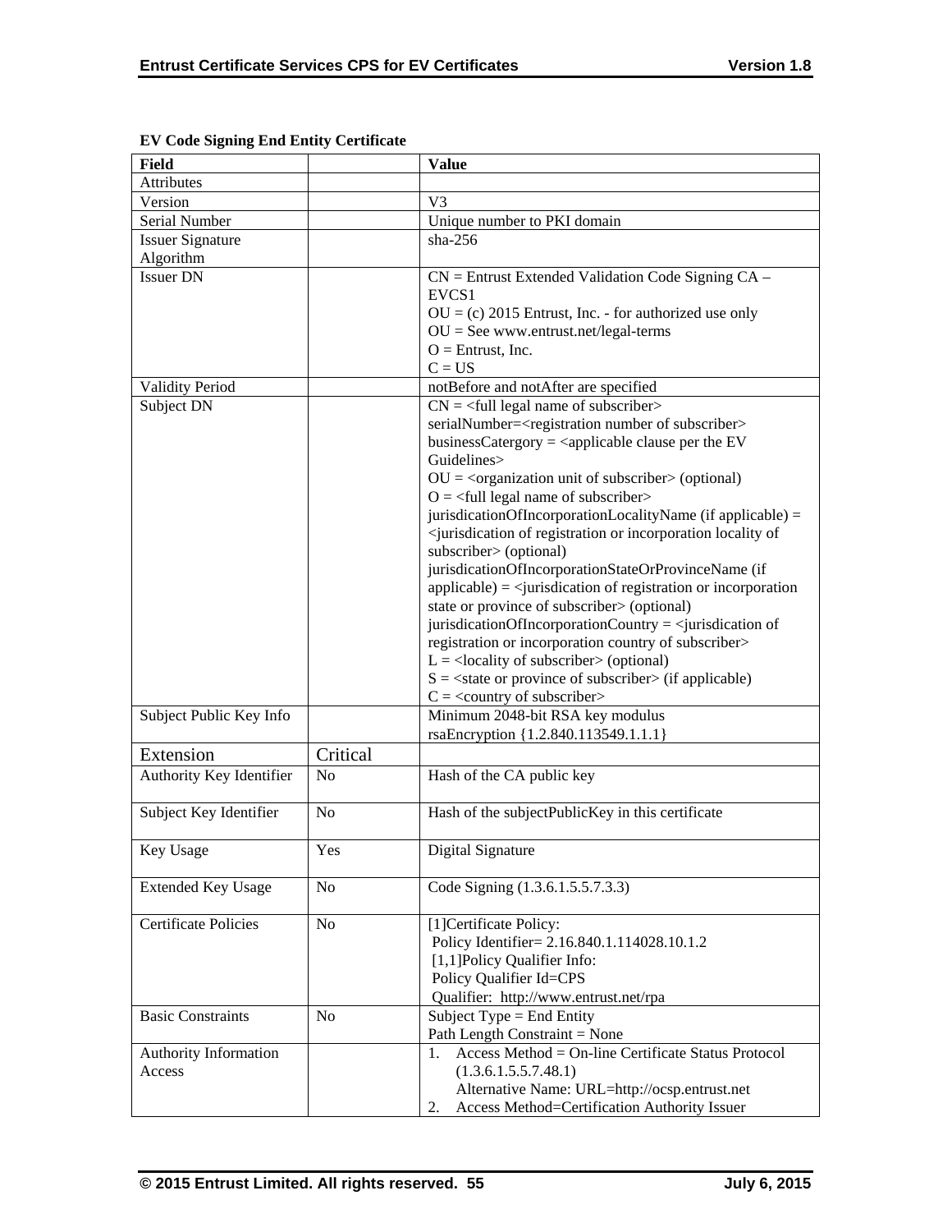**EV Code Signing End Entity Certificate**

| Field | | Value |
|---|---|---|
| Attributes | | |
| Version | | V3 |
| Serial Number | | Unique number to PKI domain |
| Issuer Signature Algorithm | | sha-256 |
| Issuer DN | | CN = Entrust Extended Validation Code Signing CA – EVCS1<br>OU = (c) 2015 Entrust, Inc. - for authorized use only<br>OU = See www.entrust.net/legal-terms<br>O = Entrust, Inc.<br>C = US |
| Validity Period | | notBefore and notAfter are specified |
| Subject DN | | CN = <full legal name of subscriber><br>serialNumber=<registration number of subscriber><br>businessCatergory = <applicable clause per the EV Guidelines><br>OU = <organization unit of subscriber> (optional)<br>O = <full legal name of subscriber><br>jurisdicationOfIncorporationLocalityName (if applicable) = <jurisdication of registration or incorporation locality of subscriber> (optional)<br>jurisdicationOfIncorporationStateOrProvinceName (if applicable) = <jurisdication of registration or incorporation state or province of subscriber> (optional)<br>jurisdicationOfIncorporationCountry = <jurisdication of registration or incorporation country of subscriber><br>L = <locality of subscriber> (optional)<br>S = <state or province of subscriber> (if applicable)<br>C = <country of subscriber> |
| Subject Public Key Info | | Minimum 2048-bit RSA key modulus<br>rsaEncryption {1.2.840.113549.1.1.1} |
| Extension | Critical | |
| Authority Key Identifier | No | Hash of the CA public key |
| Subject Key Identifier | No | Hash of the subjectPublicKey in this certificate |
| Key Usage | Yes | Digital Signature |
| Extended Key Usage | No | Code Signing (1.3.6.1.5.5.7.3.3) |
| Certificate Policies | No | [1]Certificate Policy:<br>Policy Identifier= 2.16.840.1.114028.10.1.2<br>[1,1]Policy Qualifier Info:<br>Policy Qualifier Id=CPS<br>Qualifier: http://www.entrust.net/rpa |
| Basic Constraints | No | Subject Type = End Entity<br>Path Length Constraint = None |
| Authority Information Access | | 1. Access Method = On-line Certificate Status Protocol (1.3.6.1.5.5.7.48.1)<br>Alternative Name: URL=http://ocsp.entrust.net<br>2. Access Method=Certification Authority Issuer |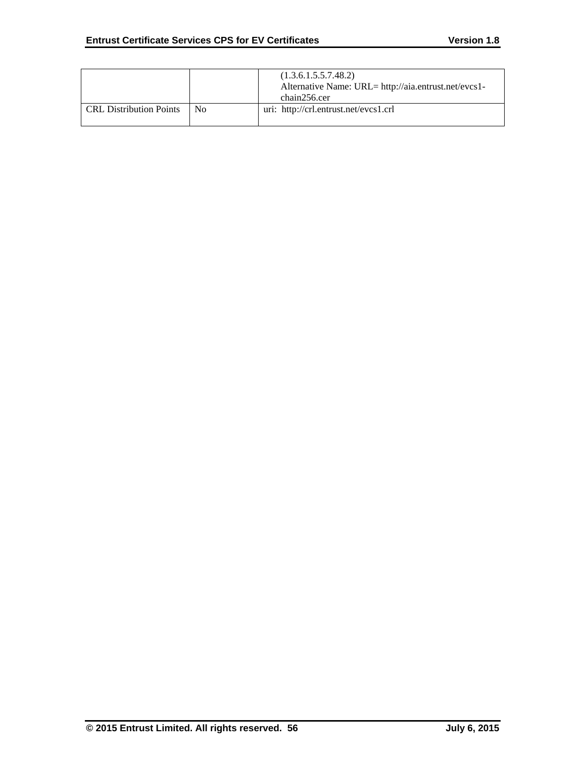| | | |
|---|---|---|
| | | (1.3.6.1.5.5.7.48.2)<br>Alternative Name: URL= http://aia.entrust.net/evcs1-chain256.cer |
| CRL Distribution Points | No | uri: http://crl.entrust.net/evcs1.crl |